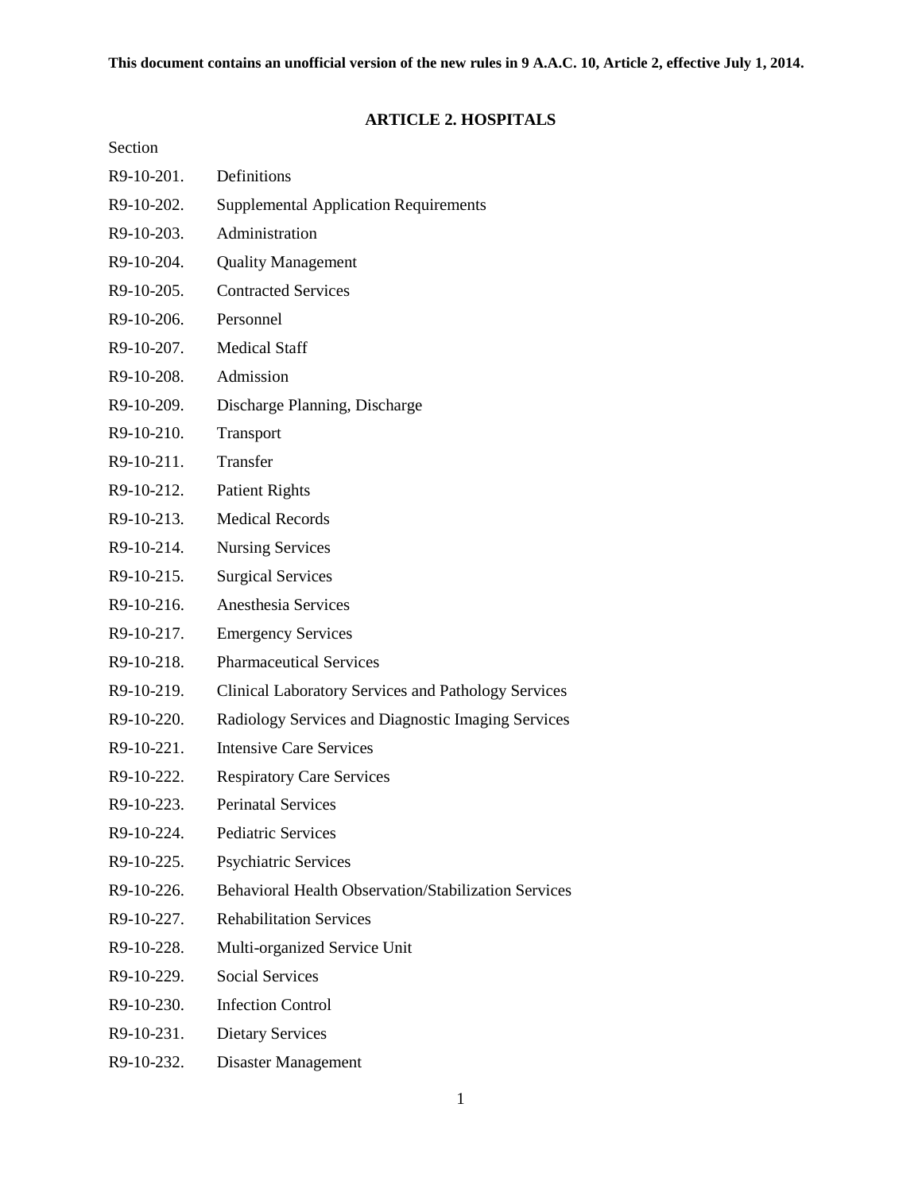**This document contains an unofficial version of the new rules in 9 A.A.C. 10, Article 2, effective July 1, 2014.**

## ARTICLE 2. HOSPITALS

Section

R9-10-201. Definitions

R9-10-202. Supplemental Application Requirements

R9-10-203. Administration

R9-10-204. Quality Management

R9-10-205. Contracted Services

R9-10-206. Personnel

R9-10-207. Medical Staff

R9-10-208. Admission

R9-10-209. Discharge Planning, Discharge

R9-10-210. Transport

R9-10-211. Transfer

R9-10-212. Patient Rights

R9-10-213. Medical Records

R9-10-214. Nursing Services

R9-10-215. Surgical Services

R9-10-216. Anesthesia Services

R9-10-217. Emergency Services

R9-10-218. Pharmaceutical Services

R9-10-219. Clinical Laboratory Services and Pathology Services

R9-10-220. Radiology Services and Diagnostic Imaging Services

R9-10-221. Intensive Care Services

R9-10-222. Respiratory Care Services

R9-10-223. Perinatal Services

R9-10-224. Pediatric Services

R9-10-225. Psychiatric Services

R9-10-226. Behavioral Health Observation/Stabilization Services

R9-10-227. Rehabilitation Services

R9-10-228. Multi-organized Service Unit

R9-10-229. Social Services

R9-10-230. Infection Control

R9-10-231. Dietary Services

R9-10-232. Disaster Management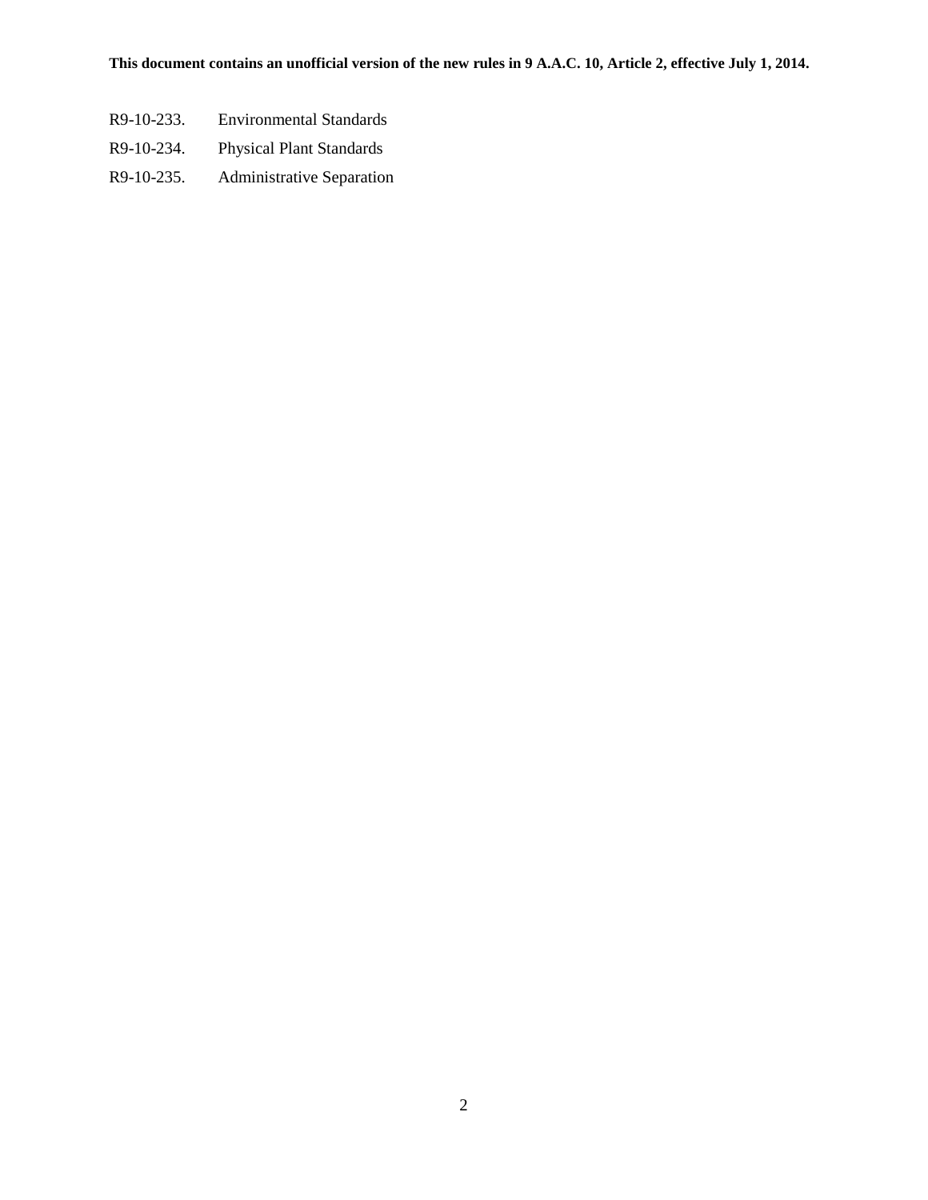R9-10-233. Environmental Standards

R9-10-234. Physical Plant Standards

R9-10-235. Administrative Separation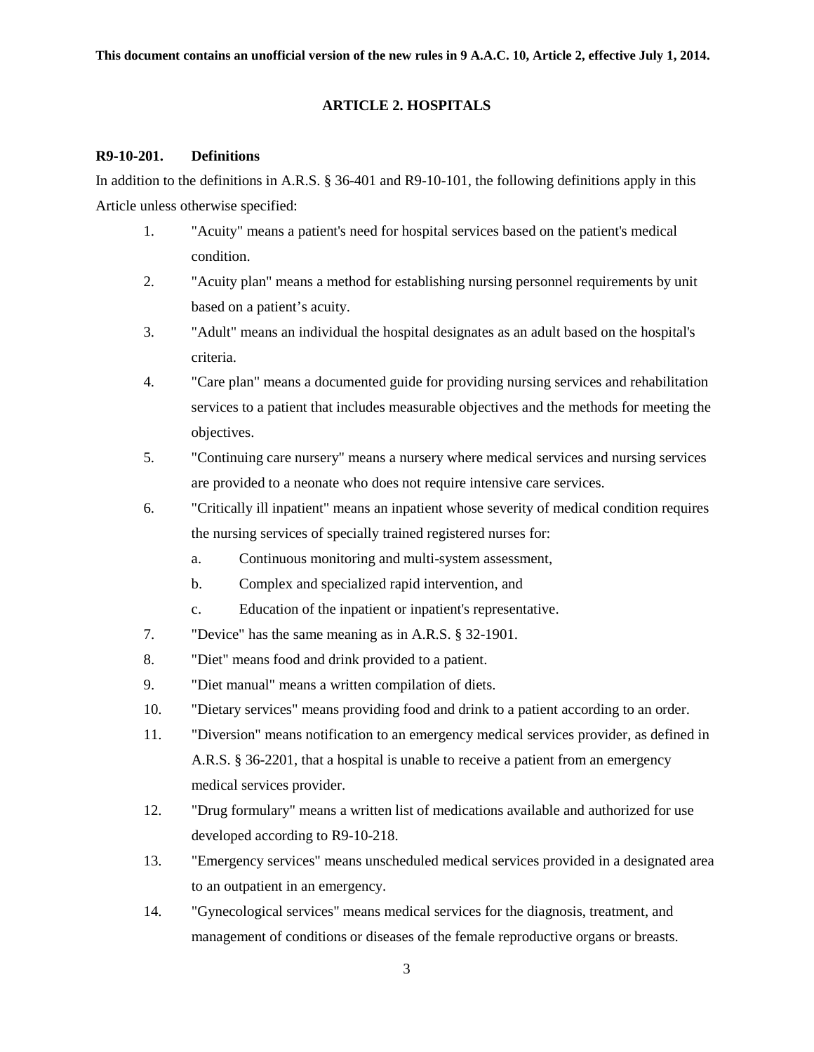This document contains an unofficial version of the new rules in 9 A.A.C. 10, Article 2, effective July 1, 2014.

## ARTICLE 2. HOSPITALS

### R9-10-201. Definitions

In addition to the definitions in A.R.S. § 36-401 and R9-10-101, the following definitions apply in this Article unless otherwise specified:

1. "Acuity" means a patient's need for hospital services based on the patient's medical condition.
2. "Acuity plan" means a method for establishing nursing personnel requirements by unit based on a patient's acuity.
3. "Adult" means an individual the hospital designates as an adult based on the hospital's criteria.
4. "Care plan" means a documented guide for providing nursing services and rehabilitation services to a patient that includes measurable objectives and the methods for meeting the objectives.
5. "Continuing care nursery" means a nursery where medical services and nursing services are provided to a neonate who does not require intensive care services.
6. "Critically ill inpatient" means an inpatient whose severity of medical condition requires the nursing services of specially trained registered nurses for:
   a. Continuous monitoring and multi-system assessment,
   b. Complex and specialized rapid intervention, and
   c. Education of the inpatient or inpatient's representative.
7. "Device" has the same meaning as in A.R.S. § 32-1901.
8. "Diet" means food and drink provided to a patient.
9. "Diet manual" means a written compilation of diets.
10. "Dietary services" means providing food and drink to a patient according to an order.
11. "Diversion" means notification to an emergency medical services provider, as defined in A.R.S. § 36-2201, that a hospital is unable to receive a patient from an emergency medical services provider.
12. "Drug formulary" means a written list of medications available and authorized for use developed according to R9-10-218.
13. "Emergency services" means unscheduled medical services provided in a designated area to an outpatient in an emergency.
14. "Gynecological services" means medical services for the diagnosis, treatment, and management of conditions or diseases of the female reproductive organs or breasts.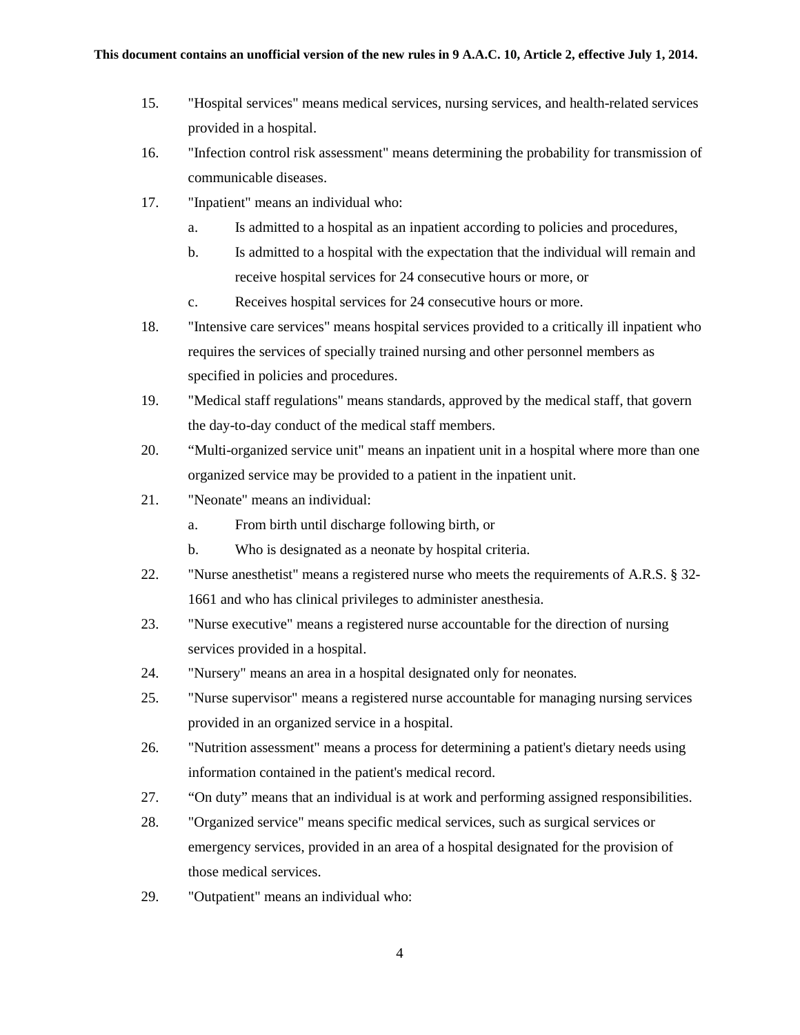15. "Hospital services" means medical services, nursing services, and health-related services provided in a hospital.
16. "Infection control risk assessment" means determining the probability for transmission of communicable diseases.
17. "Inpatient" means an individual who:
    a. Is admitted to a hospital as an inpatient according to policies and procedures,
    b. Is admitted to a hospital with the expectation that the individual will remain and receive hospital services for 24 consecutive hours or more, or
    c. Receives hospital services for 24 consecutive hours or more.
18. "Intensive care services" means hospital services provided to a critically ill inpatient who requires the services of specially trained nursing and other personnel members as specified in policies and procedures.
19. "Medical staff regulations" means standards, approved by the medical staff, that govern the day-to-day conduct of the medical staff members.
20. "Multi-organized service unit" means an inpatient unit in a hospital where more than one organized service may be provided to a patient in the inpatient unit.
21. "Neonate" means an individual:
    a. From birth until discharge following birth, or
    b. Who is designated as a neonate by hospital criteria.
22. "Nurse anesthetist" means a registered nurse who meets the requirements of A.R.S. § 32-1661 and who has clinical privileges to administer anesthesia.
23. "Nurse executive" means a registered nurse accountable for the direction of nursing services provided in a hospital.
24. "Nursery" means an area in a hospital designated only for neonates.
25. "Nurse supervisor" means a registered nurse accountable for managing nursing services provided in an organized service in a hospital.
26. "Nutrition assessment" means a process for determining a patient's dietary needs using information contained in the patient's medical record.
27. "On duty" means that an individual is at work and performing assigned responsibilities.
28. "Organized service" means specific medical services, such as surgical services or emergency services, provided in an area of a hospital designated for the provision of those medical services.
29. "Outpatient" means an individual who: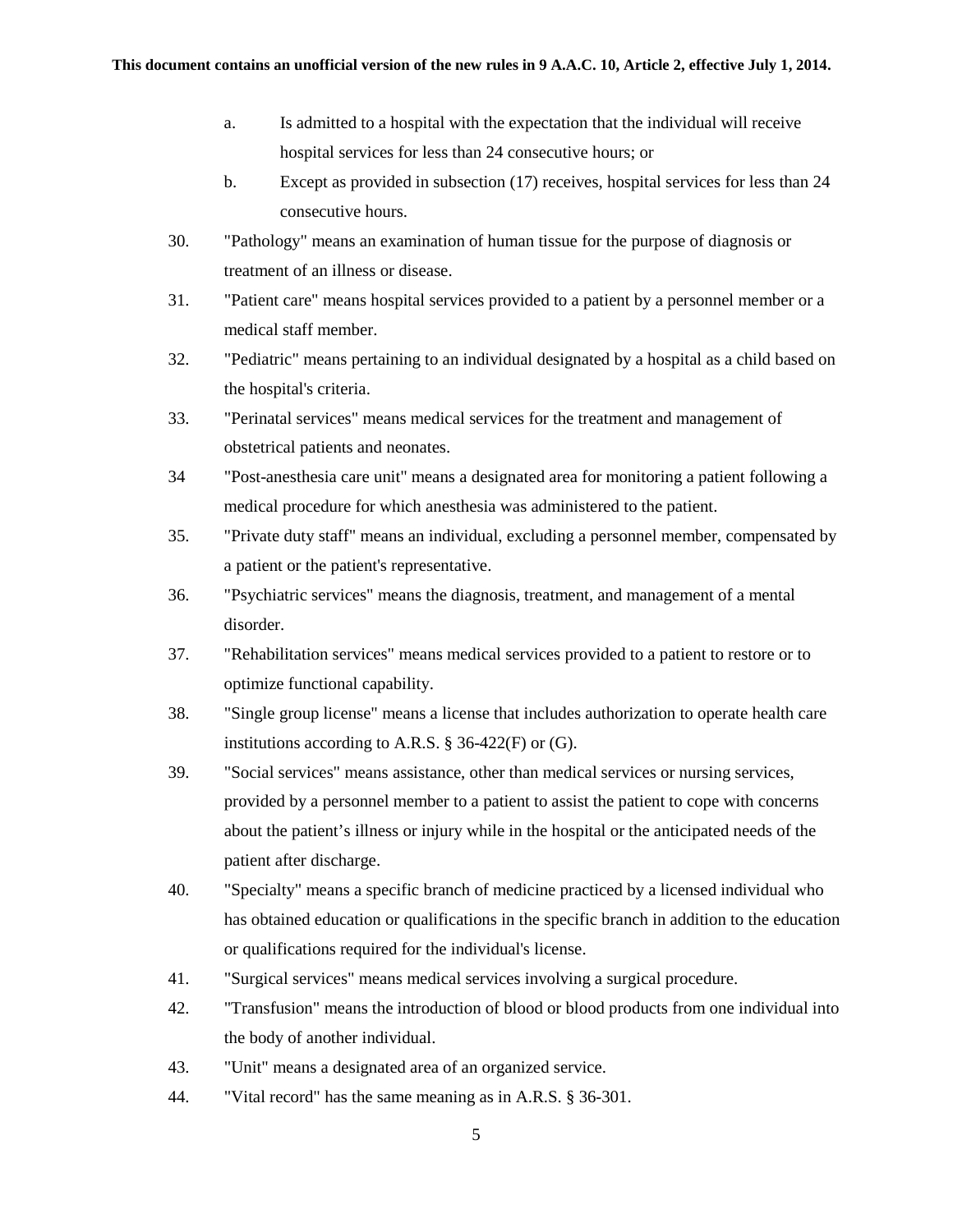a. Is admitted to a hospital with the expectation that the individual will receive hospital services for less than 24 consecutive hours; or

b. Except as provided in subsection (17) receives, hospital services for less than 24 consecutive hours.

30. "Pathology" means an examination of human tissue for the purpose of diagnosis or treatment of an illness or disease.

31. "Patient care" means hospital services provided to a patient by a personnel member or a medical staff member.

32. "Pediatric" means pertaining to an individual designated by a hospital as a child based on the hospital's criteria.

33. "Perinatal services" means medical services for the treatment and management of obstetrical patients and neonates.

34 "Post-anesthesia care unit" means a designated area for monitoring a patient following a medical procedure for which anesthesia was administered to the patient.

35. "Private duty staff" means an individual, excluding a personnel member, compensated by a patient or the patient's representative.

36. "Psychiatric services" means the diagnosis, treatment, and management of a mental disorder.

37. "Rehabilitation services" means medical services provided to a patient to restore or to optimize functional capability.

38. "Single group license" means a license that includes authorization to operate health care institutions according to A.R.S. § 36-422(F) or (G).

39. "Social services" means assistance, other than medical services or nursing services, provided by a personnel member to a patient to assist the patient to cope with concerns about the patient's illness or injury while in the hospital or the anticipated needs of the patient after discharge.

40. "Specialty" means a specific branch of medicine practiced by a licensed individual who has obtained education or qualifications in the specific branch in addition to the education or qualifications required for the individual's license.

41. "Surgical services" means medical services involving a surgical procedure.

42. "Transfusion" means the introduction of blood or blood products from one individual into the body of another individual.

43. "Unit" means a designated area of an organized service.

44. "Vital record" has the same meaning as in A.R.S. § 36-301.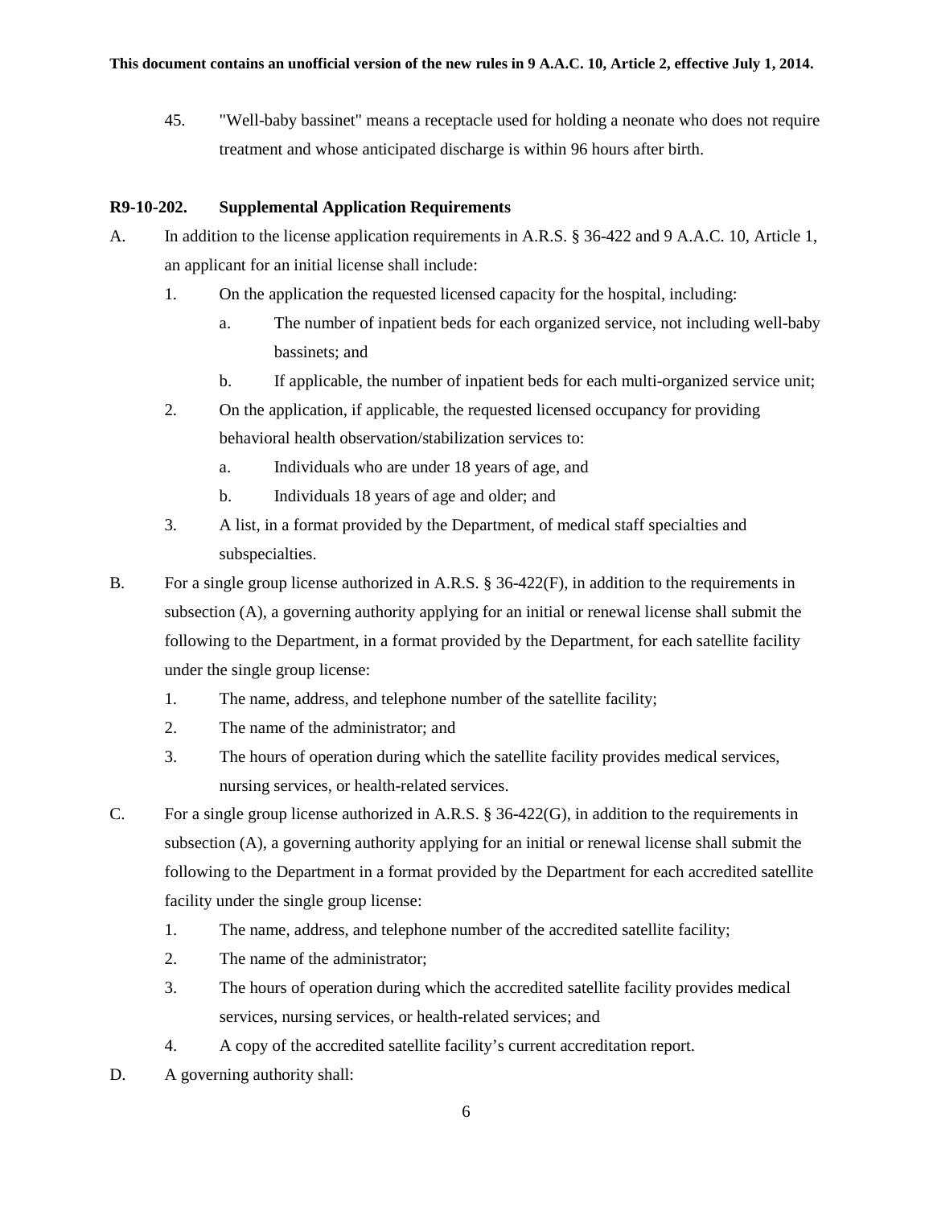45. "Well-baby bassinet" means a receptacle used for holding a neonate who does not require treatment and whose anticipated discharge is within 96 hours after birth.

**R9-10-202. Supplemental Application Requirements**

A. In addition to the license application requirements in A.R.S. § 36-422 and 9 A.A.C. 10, Article 1, an applicant for an initial license shall include:
   1. On the application the requested licensed capacity for the hospital, including:
      a. The number of inpatient beds for each organized service, not including well-baby bassinets; and
      b. If applicable, the number of inpatient beds for each multi-organized service unit;
   2. On the application, if applicable, the requested licensed occupancy for providing behavioral health observation/stabilization services to:
      a. Individuals who are under 18 years of age, and
      b. Individuals 18 years of age and older; and
   3. A list, in a format provided by the Department, of medical staff specialties and subspecialties.

B. For a single group license authorized in A.R.S. § 36-422(F), in addition to the requirements in subsection (A), a governing authority applying for an initial or renewal license shall submit the following to the Department, in a format provided by the Department, for each satellite facility under the single group license:
   1. The name, address, and telephone number of the satellite facility;
   2. The name of the administrator; and
   3. The hours of operation during which the satellite facility provides medical services, nursing services, or health-related services.

C. For a single group license authorized in A.R.S. § 36-422(G), in addition to the requirements in subsection (A), a governing authority applying for an initial or renewal license shall submit the following to the Department in a format provided by the Department for each accredited satellite facility under the single group license:
   1. The name, address, and telephone number of the accredited satellite facility;
   2. The name of the administrator;
   3. The hours of operation during which the accredited satellite facility provides medical services, nursing services, or health-related services; and
   4. A copy of the accredited satellite facility's current accreditation report.

D. A governing authority shall: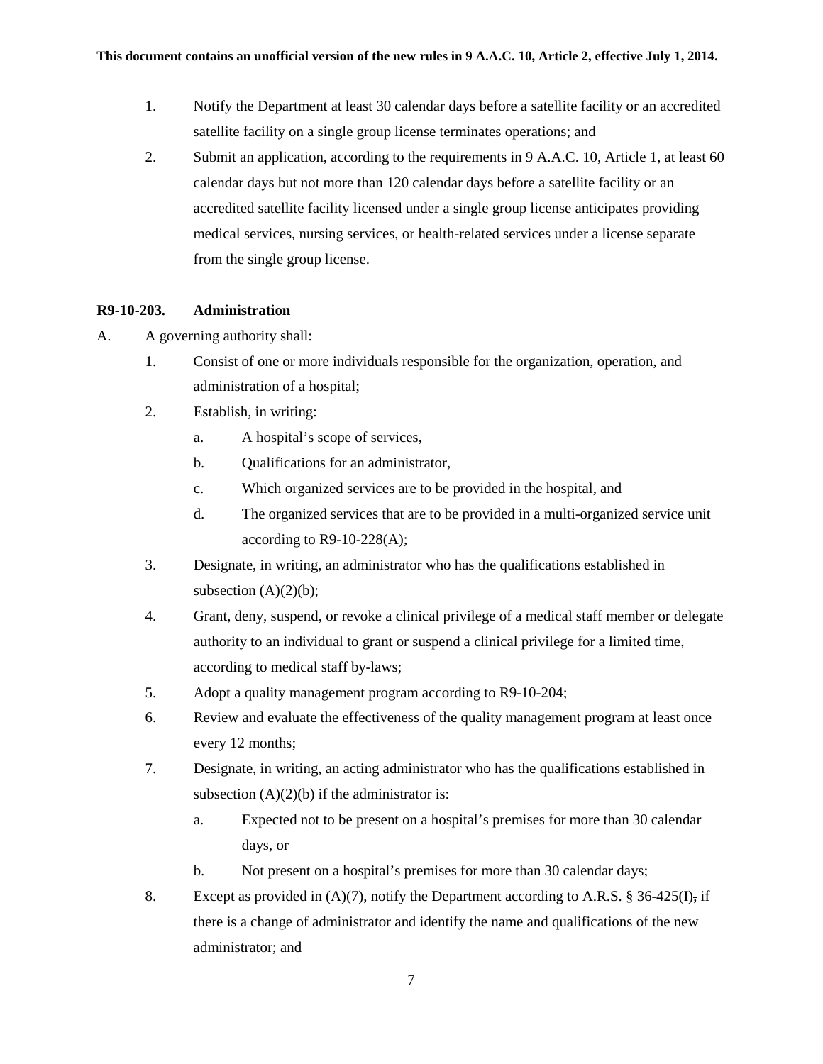1. Notify the Department at least 30 calendar days before a satellite facility or an accredited satellite facility on a single group license terminates operations; and
2. Submit an application, according to the requirements in 9 A.A.C. 10, Article 1, at least 60 calendar days but not more than 120 calendar days before a satellite facility or an accredited satellite facility licensed under a single group license anticipates providing medical services, nursing services, or health-related services under a license separate from the single group license.

**R9-10-203. Administration**

A. A governing authority shall:
   1. Consist of one or more individuals responsible for the organization, operation, and administration of a hospital;
   2. Establish, in writing:
      a. A hospital's scope of services,
      b. Qualifications for an administrator,
      c. Which organized services are to be provided in the hospital, and
      d. The organized services that are to be provided in a multi-organized service unit according to R9-10-228(A);
   3. Designate, in writing, an administrator who has the qualifications established in subsection (A)(2)(b);
   4. Grant, deny, suspend, or revoke a clinical privilege of a medical staff member or delegate authority to an individual to grant or suspend a clinical privilege for a limited time, according to medical staff by-laws;
   5. Adopt a quality management program according to R9-10-204;
   6. Review and evaluate the effectiveness of the quality management program at least once every 12 months;
   7. Designate, in writing, an acting administrator who has the qualifications established in subsection (A)(2)(b) if the administrator is:
      a. Expected not to be present on a hospital's premises for more than 30 calendar days, or
      b. Not present on a hospital's premises for more than 30 calendar days;
   8. Except as provided in (A)(7), notify the Department according to A.R.S. § 36-425(I), if there is a change of administrator and identify the name and qualifications of the new administrator; and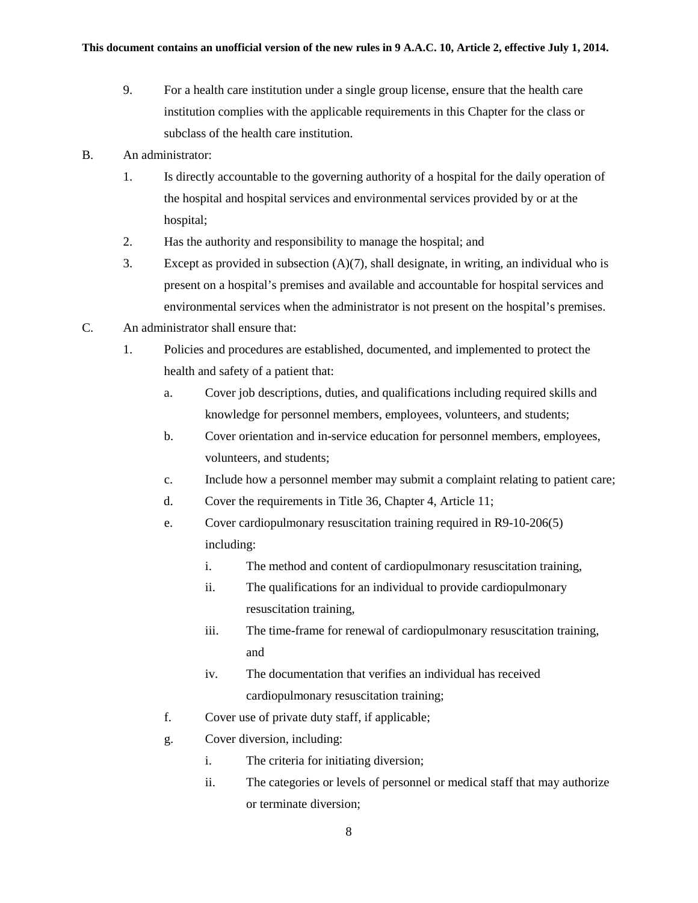9. For a health care institution under a single group license, ensure that the health care institution complies with the applicable requirements in this Chapter for the class or subclass of the health care institution.

B. An administrator:
   1. Is directly accountable to the governing authority of a hospital for the daily operation of the hospital and hospital services and environmental services provided by or at the hospital;
   2. Has the authority and responsibility to manage the hospital; and
   3. Except as provided in subsection (A)(7), shall designate, in writing, an individual who is present on a hospital's premises and available and accountable for hospital services and environmental services when the administrator is not present on the hospital's premises.

C. An administrator shall ensure that:
   1. Policies and procedures are established, documented, and implemented to protect the health and safety of a patient that:
      a. Cover job descriptions, duties, and qualifications including required skills and knowledge for personnel members, employees, volunteers, and students;
      b. Cover orientation and in-service education for personnel members, employees, volunteers, and students;
      c. Include how a personnel member may submit a complaint relating to patient care;
      d. Cover the requirements in Title 36, Chapter 4, Article 11;
      e. Cover cardiopulmonary resuscitation training required in R9-10-206(5) including:
         i. The method and content of cardiopulmonary resuscitation training,
         ii. The qualifications for an individual to provide cardiopulmonary resuscitation training,
         iii. The time-frame for renewal of cardiopulmonary resuscitation training, and
         iv. The documentation that verifies an individual has received cardiopulmonary resuscitation training;
      f. Cover use of private duty staff, if applicable;
      g. Cover diversion, including:
         i. The criteria for initiating diversion;
         ii. The categories or levels of personnel or medical staff that may authorize or terminate diversion;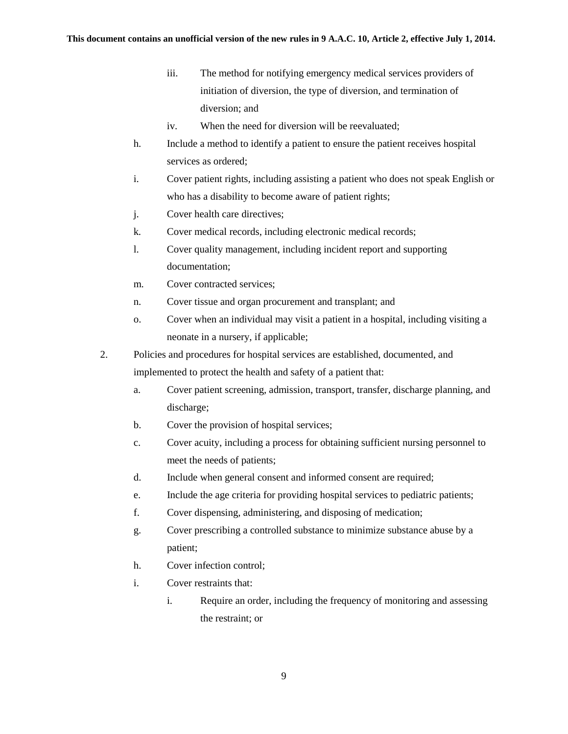iii. The method for notifying emergency medical services providers of initiation of diversion, the type of diversion, and termination of diversion; and

iv. When the need for diversion will be reevaluated;

h. Include a method to identify a patient to ensure the patient receives hospital services as ordered;

i. Cover patient rights, including assisting a patient who does not speak English or who has a disability to become aware of patient rights;

j. Cover health care directives;

k. Cover medical records, including electronic medical records;

l. Cover quality management, including incident report and supporting documentation;

m. Cover contracted services;

n. Cover tissue and organ procurement and transplant; and

o. Cover when an individual may visit a patient in a hospital, including visiting a neonate in a nursery, if applicable;

2. Policies and procedures for hospital services are established, documented, and implemented to protect the health and safety of a patient that:

a. Cover patient screening, admission, transport, transfer, discharge planning, and discharge;

b. Cover the provision of hospital services;

c. Cover acuity, including a process for obtaining sufficient nursing personnel to meet the needs of patients;

d. Include when general consent and informed consent are required;

e. Include the age criteria for providing hospital services to pediatric patients;

f. Cover dispensing, administering, and disposing of medication;

g. Cover prescribing a controlled substance to minimize substance abuse by a patient;

h. Cover infection control;

i. Cover restraints that:

i. Require an order, including the frequency of monitoring and assessing the restraint; or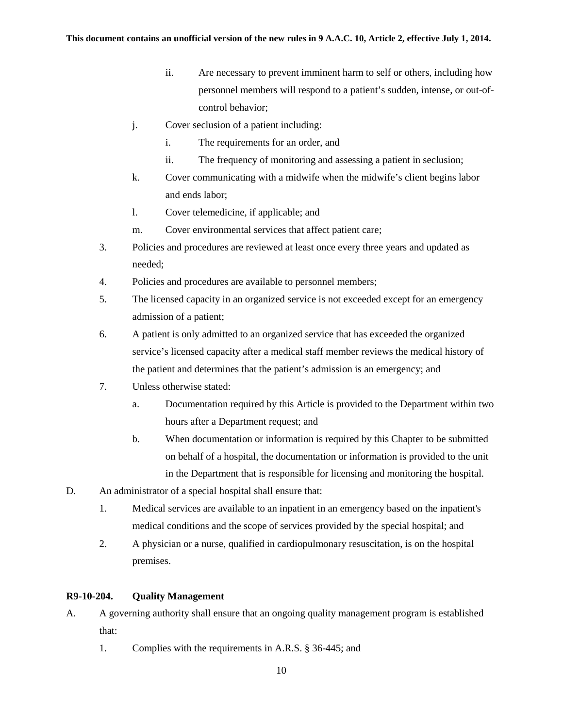ii. Are necessary to prevent imminent harm to self or others, including how personnel members will respond to a patient's sudden, intense, or out-of-control behavior;

j. Cover seclusion of a patient including:

   i. The requirements for an order, and

   ii. The frequency of monitoring and assessing a patient in seclusion;

k. Cover communicating with a midwife when the midwife's client begins labor and ends labor;

l. Cover telemedicine, if applicable; and

m. Cover environmental services that affect patient care;

3. Policies and procedures are reviewed at least once every three years and updated as needed;

4. Policies and procedures are available to personnel members;

5. The licensed capacity in an organized service is not exceeded except for an emergency admission of a patient;

6. A patient is only admitted to an organized service that has exceeded the organized service's licensed capacity after a medical staff member reviews the medical history of the patient and determines that the patient's admission is an emergency; and

7. Unless otherwise stated:

   a. Documentation required by this Article is provided to the Department within two hours after a Department request; and

   b. When documentation or information is required by this Chapter to be submitted on behalf of a hospital, the documentation or information is provided to the unit in the Department that is responsible for licensing and monitoring the hospital.

D. An administrator of a special hospital shall ensure that:

1. Medical services are available to an inpatient in an emergency based on the inpatient's medical conditions and the scope of services provided by the special hospital; and

2. A physician or ~~a~~ nurse, qualified in cardiopulmonary resuscitation, is on the hospital premises.

**R9-10-204. Quality Management**

A. A governing authority shall ensure that an ongoing quality management program is established that:

1. Complies with the requirements in A.R.S. § 36-445; and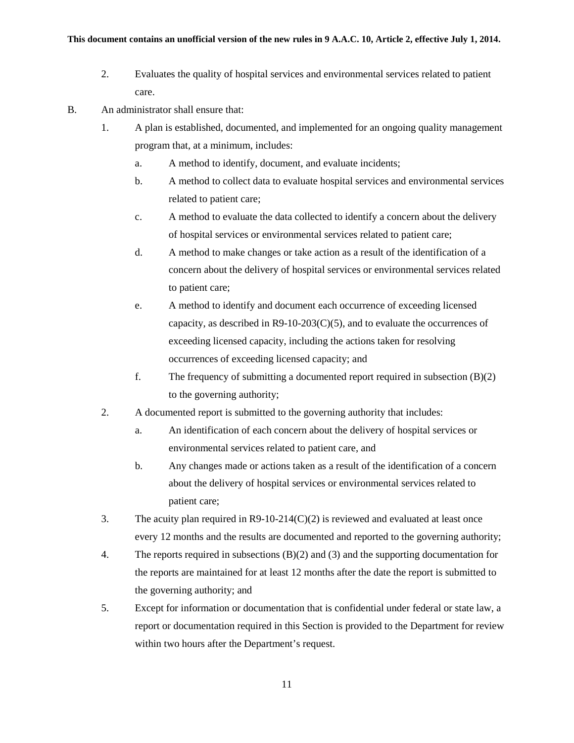2. Evaluates the quality of hospital services and environmental services related to patient care.

B. An administrator shall ensure that:

   1. A plan is established, documented, and implemented for an ongoing quality management program that, at a minimum, includes:

      a. A method to identify, document, and evaluate incidents;

      b. A method to collect data to evaluate hospital services and environmental services related to patient care;

      c. A method to evaluate the data collected to identify a concern about the delivery of hospital services or environmental services related to patient care;

      d. A method to make changes or take action as a result of the identification of a concern about the delivery of hospital services or environmental services related to patient care;

      e. A method to identify and document each occurrence of exceeding licensed capacity, as described in R9-10-203(C)(5), and to evaluate the occurrences of exceeding licensed capacity, including the actions taken for resolving occurrences of exceeding licensed capacity; and

      f. The frequency of submitting a documented report required in subsection (B)(2) to the governing authority;

   2. A documented report is submitted to the governing authority that includes:

      a. An identification of each concern about the delivery of hospital services or environmental services related to patient care, and

      b. Any changes made or actions taken as a result of the identification of a concern about the delivery of hospital services or environmental services related to patient care;

   3. The acuity plan required in R9-10-214(C)(2) is reviewed and evaluated at least once every 12 months and the results are documented and reported to the governing authority;

   4. The reports required in subsections (B)(2) and (3) and the supporting documentation for the reports are maintained for at least 12 months after the date the report is submitted to the governing authority; and

   5. Except for information or documentation that is confidential under federal or state law, a report or documentation required in this Section is provided to the Department for review within two hours after the Department's request.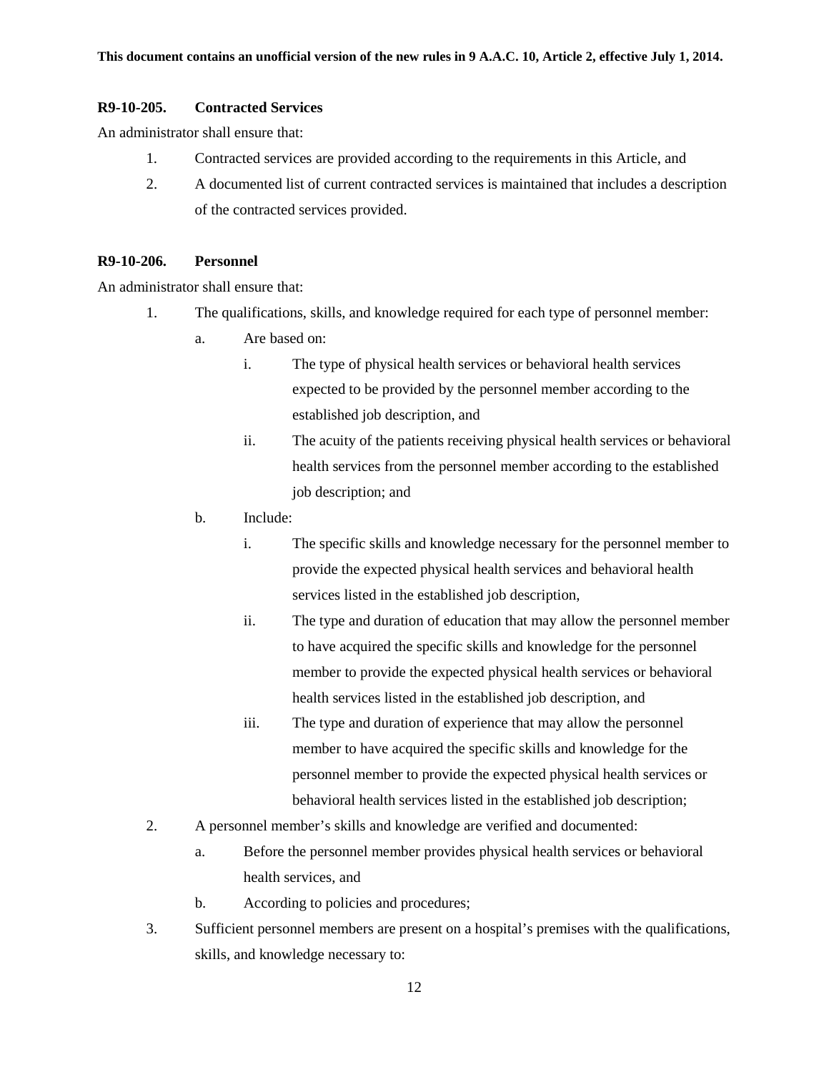**R9-10-205. Contracted Services**

An administrator shall ensure that:

1. Contracted services are provided according to the requirements in this Article, and
2. A documented list of current contracted services is maintained that includes a description of the contracted services provided.

**R9-10-206. Personnel**

An administrator shall ensure that:

1. The qualifications, skills, and knowledge required for each type of personnel member:
   a. Are based on:
      i. The type of physical health services or behavioral health services expected to be provided by the personnel member according to the established job description, and
      ii. The acuity of the patients receiving physical health services or behavioral health services from the personnel member according to the established job description; and
   b. Include:
      i. The specific skills and knowledge necessary for the personnel member to provide the expected physical health services and behavioral health services listed in the established job description,
      ii. The type and duration of education that may allow the personnel member to have acquired the specific skills and knowledge for the personnel member to provide the expected physical health services or behavioral health services listed in the established job description, and
      iii. The type and duration of experience that may allow the personnel member to have acquired the specific skills and knowledge for the personnel member to provide the expected physical health services or behavioral health services listed in the established job description;
2. A personnel member's skills and knowledge are verified and documented:
   a. Before the personnel member provides physical health services or behavioral health services, and
   b. According to policies and procedures;
3. Sufficient personnel members are present on a hospital's premises with the qualifications, skills, and knowledge necessary to: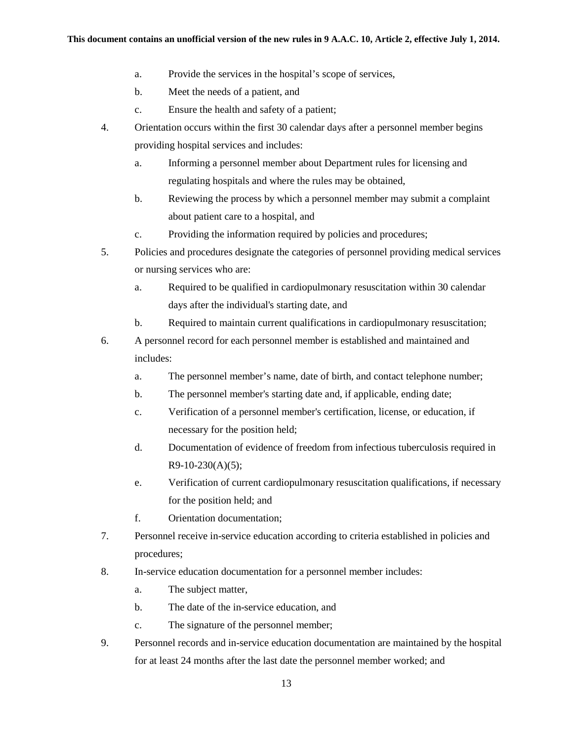a. Provide the services in the hospital's scope of services,
   b. Meet the needs of a patient, and
   c. Ensure the health and safety of a patient;
4. Orientation occurs within the first 30 calendar days after a personnel member begins providing hospital services and includes:
   a. Informing a personnel member about Department rules for licensing and regulating hospitals and where the rules may be obtained,
   b. Reviewing the process by which a personnel member may submit a complaint about patient care to a hospital, and
   c. Providing the information required by policies and procedures;
5. Policies and procedures designate the categories of personnel providing medical services or nursing services who are:
   a. Required to be qualified in cardiopulmonary resuscitation within 30 calendar days after the individual's starting date, and
   b. Required to maintain current qualifications in cardiopulmonary resuscitation;
6. A personnel record for each personnel member is established and maintained and includes:
   a. The personnel member's name, date of birth, and contact telephone number;
   b. The personnel member's starting date and, if applicable, ending date;
   c. Verification of a personnel member's certification, license, or education, if necessary for the position held;
   d. Documentation of evidence of freedom from infectious tuberculosis required in R9-10-230(A)(5);
   e. Verification of current cardiopulmonary resuscitation qualifications, if necessary for the position held; and
   f. Orientation documentation;
7. Personnel receive in-service education according to criteria established in policies and procedures;
8. In-service education documentation for a personnel member includes:
   a. The subject matter,
   b. The date of the in-service education, and
   c. The signature of the personnel member;
9. Personnel records and in-service education documentation are maintained by the hospital for at least 24 months after the last date the personnel member worked; and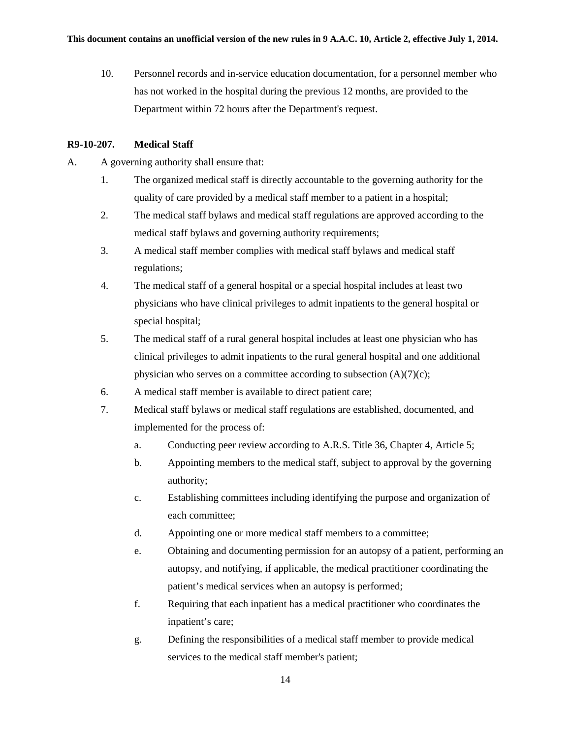10. Personnel records and in-service education documentation, for a personnel member who has not worked in the hospital during the previous 12 months, are provided to the Department within 72 hours after the Department's request.

**R9-10-207. Medical Staff**

A. A governing authority shall ensure that:

1. The organized medical staff is directly accountable to the governing authority for the quality of care provided by a medical staff member to a patient in a hospital;
2. The medical staff bylaws and medical staff regulations are approved according to the medical staff bylaws and governing authority requirements;
3. A medical staff member complies with medical staff bylaws and medical staff regulations;
4. The medical staff of a general hospital or a special hospital includes at least two physicians who have clinical privileges to admit inpatients to the general hospital or special hospital;
5. The medical staff of a rural general hospital includes at least one physician who has clinical privileges to admit inpatients to the rural general hospital and one additional physician who serves on a committee according to subsection (A)(7)(c);
6. A medical staff member is available to direct patient care;
7. Medical staff bylaws or medical staff regulations are established, documented, and implemented for the process of:
   a. Conducting peer review according to A.R.S. Title 36, Chapter 4, Article 5;
   b. Appointing members to the medical staff, subject to approval by the governing authority;
   c. Establishing committees including identifying the purpose and organization of each committee;
   d. Appointing one or more medical staff members to a committee;
   e. Obtaining and documenting permission for an autopsy of a patient, performing an autopsy, and notifying, if applicable, the medical practitioner coordinating the patient’s medical services when an autopsy is performed;
   f. Requiring that each inpatient has a medical practitioner who coordinates the inpatient’s care;
   g. Defining the responsibilities of a medical staff member to provide medical services to the medical staff member's patient;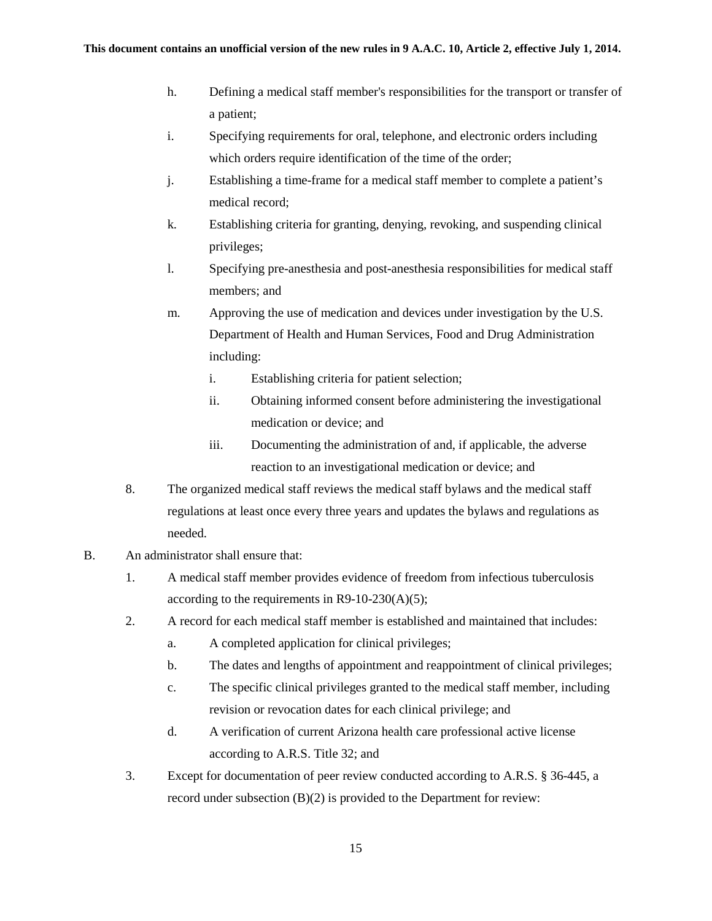h. Defining a medical staff member's responsibilities for the transport or transfer of a patient;

i. Specifying requirements for oral, telephone, and electronic orders including which orders require identification of the time of the order;

j. Establishing a time-frame for a medical staff member to complete a patient's medical record;

k. Establishing criteria for granting, denying, revoking, and suspending clinical privileges;

l. Specifying pre-anesthesia and post-anesthesia responsibilities for medical staff members; and

m. Approving the use of medication and devices under investigation by the U.S. Department of Health and Human Services, Food and Drug Administration including:

   i. Establishing criteria for patient selection;

   ii. Obtaining informed consent before administering the investigational medication or device; and

   iii. Documenting the administration of and, if applicable, the adverse reaction to an investigational medication or device; and

8. The organized medical staff reviews the medical staff bylaws and the medical staff regulations at least once every three years and updates the bylaws and regulations as needed.

B. An administrator shall ensure that:

1. A medical staff member provides evidence of freedom from infectious tuberculosis according to the requirements in R9-10-230(A)(5);

2. A record for each medical staff member is established and maintained that includes:

   a. A completed application for clinical privileges;

   b. The dates and lengths of appointment and reappointment of clinical privileges;

   c. The specific clinical privileges granted to the medical staff member, including revision or revocation dates for each clinical privilege; and

   d. A verification of current Arizona health care professional active license according to A.R.S. Title 32; and

3. Except for documentation of peer review conducted according to A.R.S. § 36-445, a record under subsection (B)(2) is provided to the Department for review: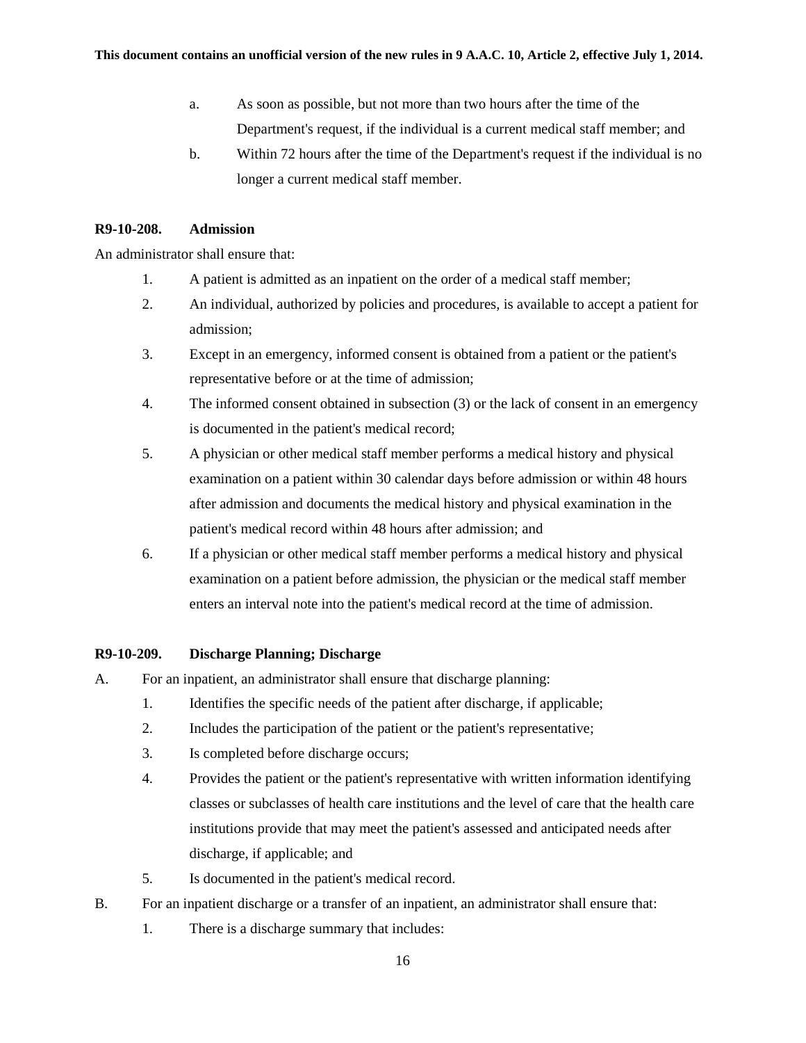a. As soon as possible, but not more than two hours after the time of the Department's request, if the individual is a current medical staff member; and

b. Within 72 hours after the time of the Department's request if the individual is no longer a current medical staff member.

**R9-10-208. Admission**

An administrator shall ensure that:

1. A patient is admitted as an inpatient on the order of a medical staff member;
2. An individual, authorized by policies and procedures, is available to accept a patient for admission;
3. Except in an emergency, informed consent is obtained from a patient or the patient's representative before or at the time of admission;
4. The informed consent obtained in subsection (3) or the lack of consent in an emergency is documented in the patient's medical record;
5. A physician or other medical staff member performs a medical history and physical examination on a patient within 30 calendar days before admission or within 48 hours after admission and documents the medical history and physical examination in the patient's medical record within 48 hours after admission; and
6. If a physician or other medical staff member performs a medical history and physical examination on a patient before admission, the physician or the medical staff member enters an interval note into the patient's medical record at the time of admission.

**R9-10-209. Discharge Planning; Discharge**

A. For an inpatient, an administrator shall ensure that discharge planning:

1. Identifies the specific needs of the patient after discharge, if applicable;
2. Includes the participation of the patient or the patient's representative;
3. Is completed before discharge occurs;
4. Provides the patient or the patient's representative with written information identifying classes or subclasses of health care institutions and the level of care that the health care institutions provide that may meet the patient's assessed and anticipated needs after discharge, if applicable; and
5. Is documented in the patient's medical record.

B. For an inpatient discharge or a transfer of an inpatient, an administrator shall ensure that:

1. There is a discharge summary that includes: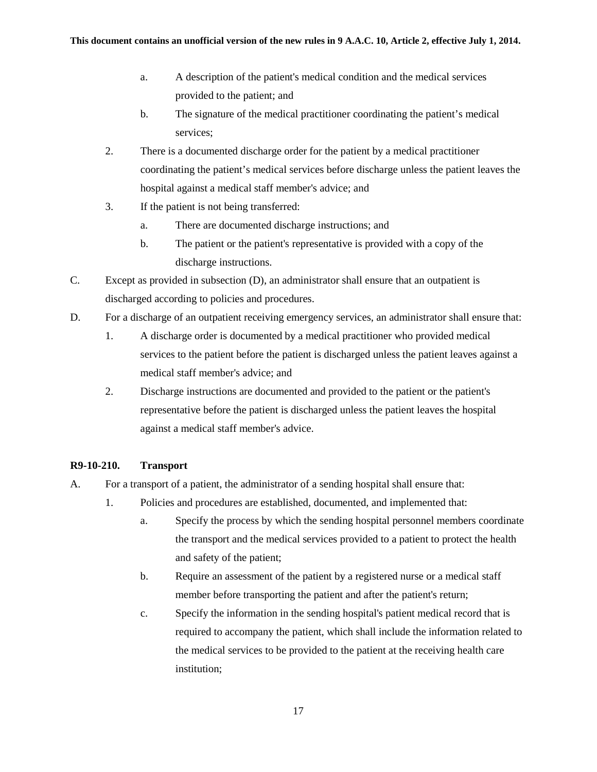a. A description of the patient's medical condition and the medical services provided to the patient; and
b. The signature of the medical practitioner coordinating the patient's medical services;
2. There is a documented discharge order for the patient by a medical practitioner coordinating the patient's medical services before discharge unless the patient leaves the hospital against a medical staff member's advice; and
3. If the patient is not being transferred:
   a. There are documented discharge instructions; and
   b. The patient or the patient's representative is provided with a copy of the discharge instructions.

C. Except as provided in subsection (D), an administrator shall ensure that an outpatient is discharged according to policies and procedures.

D. For a discharge of an outpatient receiving emergency services, an administrator shall ensure that:
1. A discharge order is documented by a medical practitioner who provided medical services to the patient before the patient is discharged unless the patient leaves against a medical staff member's advice; and
2. Discharge instructions are documented and provided to the patient or the patient's representative before the patient is discharged unless the patient leaves the hospital against a medical staff member's advice.

**R9-10-210. Transport**

A. For a transport of a patient, the administrator of a sending hospital shall ensure that:
1. Policies and procedures are established, documented, and implemented that:
   a. Specify the process by which the sending hospital personnel members coordinate the transport and the medical services provided to a patient to protect the health and safety of the patient;
   b. Require an assessment of the patient by a registered nurse or a medical staff member before transporting the patient and after the patient's return;
   c. Specify the information in the sending hospital's patient medical record that is required to accompany the patient, which shall include the information related to the medical services to be provided to the patient at the receiving health care institution;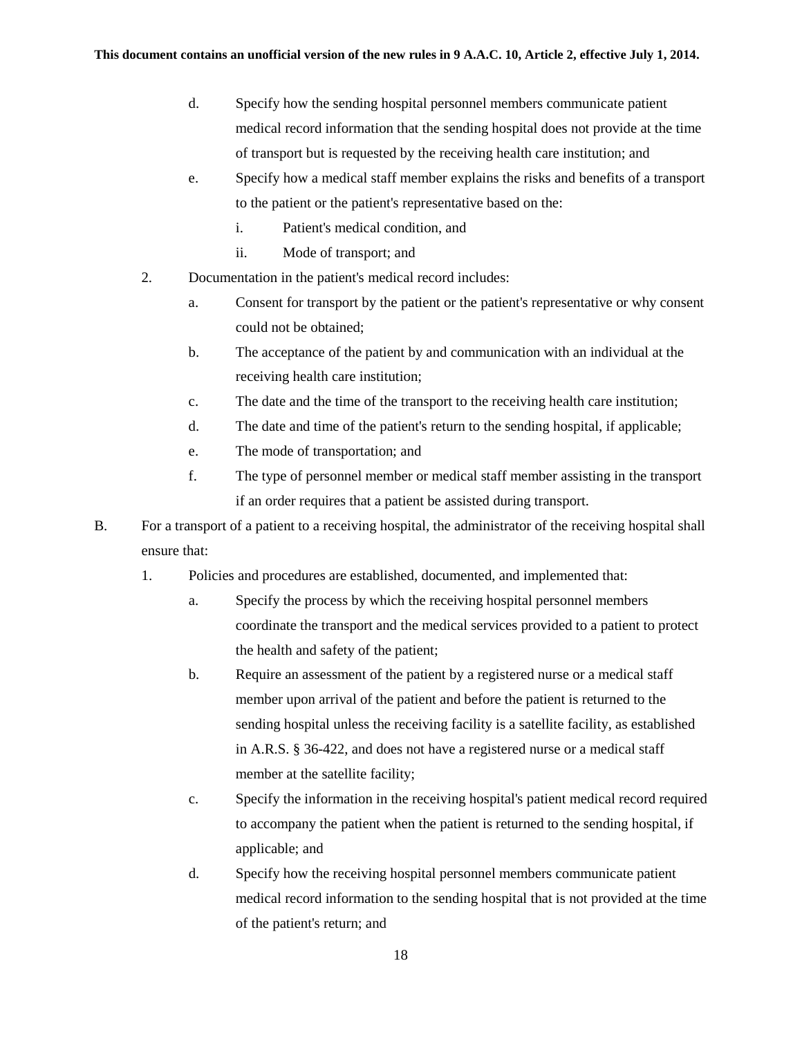d. Specify how the sending hospital personnel members communicate patient medical record information that the sending hospital does not provide at the time of transport but is requested by the receiving health care institution; and

e. Specify how a medical staff member explains the risks and benefits of a transport to the patient or the patient's representative based on the:

   i. Patient's medical condition, and

   ii. Mode of transport; and

2. Documentation in the patient's medical record includes:

   a. Consent for transport by the patient or the patient's representative or why consent could not be obtained;

   b. The acceptance of the patient by and communication with an individual at the receiving health care institution;

   c. The date and the time of the transport to the receiving health care institution;

   d. The date and time of the patient's return to the sending hospital, if applicable;

   e. The mode of transportation; and

   f. The type of personnel member or medical staff member assisting in the transport if an order requires that a patient be assisted during transport.

B. For a transport of a patient to a receiving hospital, the administrator of the receiving hospital shall ensure that:

1. Policies and procedures are established, documented, and implemented that:

   a. Specify the process by which the receiving hospital personnel members coordinate the transport and the medical services provided to a patient to protect the health and safety of the patient;

   b. Require an assessment of the patient by a registered nurse or a medical staff member upon arrival of the patient and before the patient is returned to the sending hospital unless the receiving facility is a satellite facility, as established in A.R.S. § 36-422, and does not have a registered nurse or a medical staff member at the satellite facility;

   c. Specify the information in the receiving hospital's patient medical record required to accompany the patient when the patient is returned to the sending hospital, if applicable; and

   d. Specify how the receiving hospital personnel members communicate patient medical record information to the sending hospital that is not provided at the time of the patient's return; and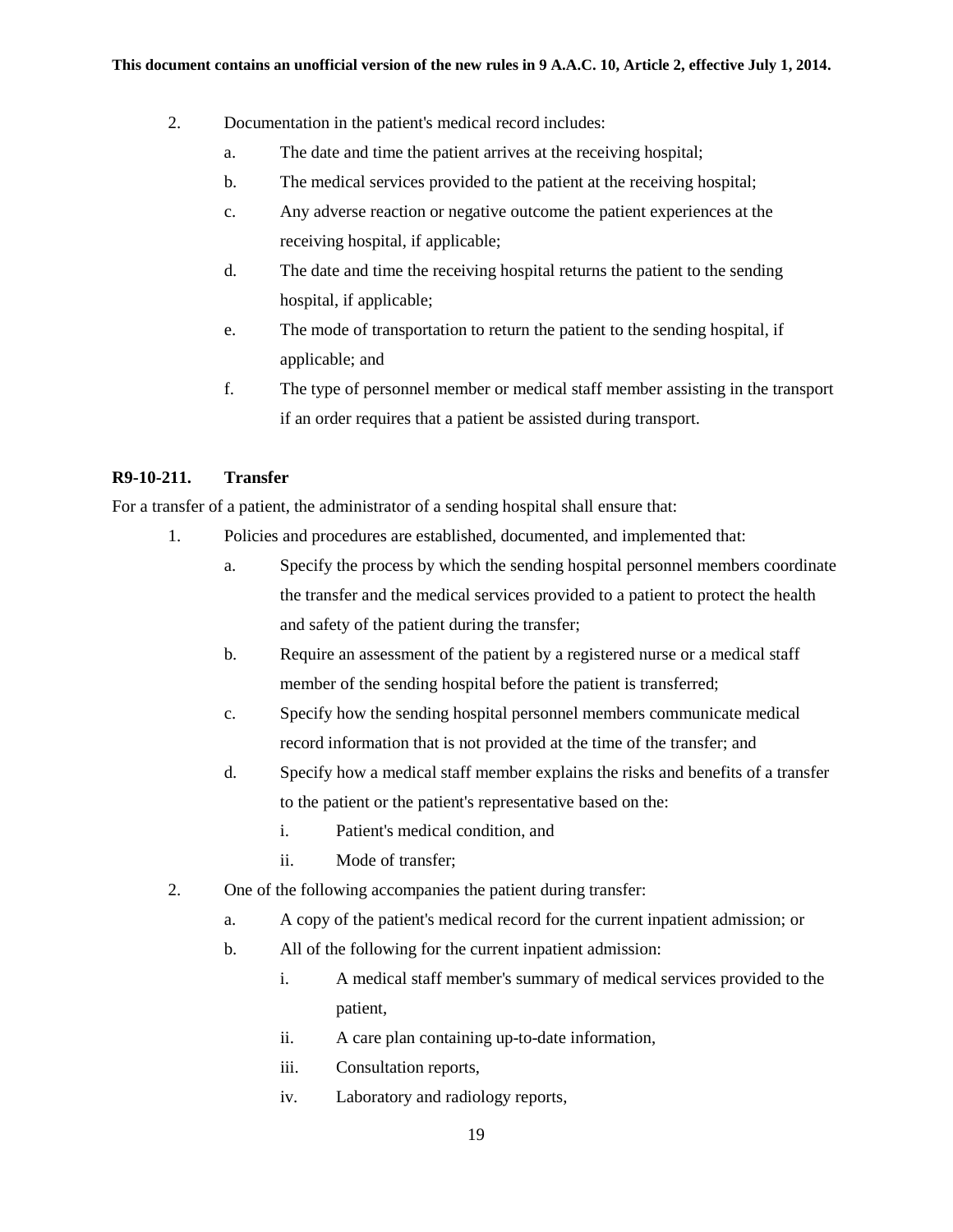2. Documentation in the patient's medical record includes:
   a. The date and time the patient arrives at the receiving hospital;
   b. The medical services provided to the patient at the receiving hospital;
   c. Any adverse reaction or negative outcome the patient experiences at the receiving hospital, if applicable;
   d. The date and time the receiving hospital returns the patient to the sending hospital, if applicable;
   e. The mode of transportation to return the patient to the sending hospital, if applicable; and
   f. The type of personnel member or medical staff member assisting in the transport if an order requires that a patient be assisted during transport.

**R9-10-211. Transfer**

For a transfer of a patient, the administrator of a sending hospital shall ensure that:

1. Policies and procedures are established, documented, and implemented that:
   a. Specify the process by which the sending hospital personnel members coordinate the transfer and the medical services provided to a patient to protect the health and safety of the patient during the transfer;
   b. Require an assessment of the patient by a registered nurse or a medical staff member of the sending hospital before the patient is transferred;
   c. Specify how the sending hospital personnel members communicate medical record information that is not provided at the time of the transfer; and
   d. Specify how a medical staff member explains the risks and benefits of a transfer to the patient or the patient's representative based on the:
      i. Patient's medical condition, and
      ii. Mode of transfer;
2. One of the following accompanies the patient during transfer:
   a. A copy of the patient's medical record for the current inpatient admission; or
   b. All of the following for the current inpatient admission:
      i. A medical staff member's summary of medical services provided to the patient,
      ii. A care plan containing up-to-date information,
      iii. Consultation reports,
      iv. Laboratory and radiology reports,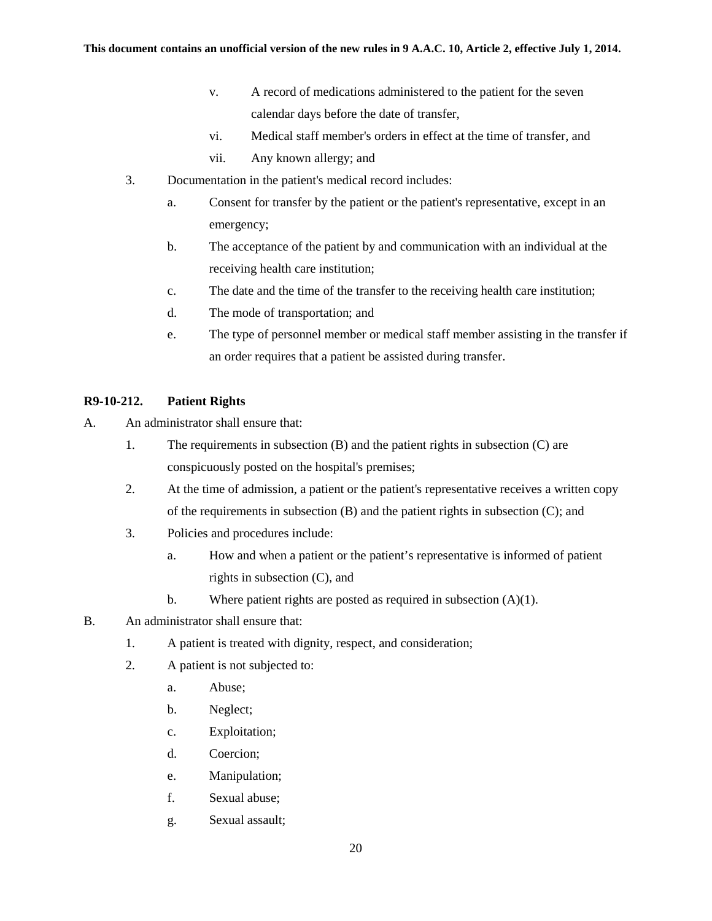v. A record of medications administered to the patient for the seven calendar days before the date of transfer,

vi. Medical staff member's orders in effect at the time of transfer, and

vii. Any known allergy; and

3. Documentation in the patient's medical record includes:

   a. Consent for transfer by the patient or the patient's representative, except in an emergency;

   b. The acceptance of the patient by and communication with an individual at the receiving health care institution;

   c. The date and the time of the transfer to the receiving health care institution;

   d. The mode of transportation; and

   e. The type of personnel member or medical staff member assisting in the transfer if an order requires that a patient be assisted during transfer.

**R9-10-212. Patient Rights**

A. An administrator shall ensure that:

1. The requirements in subsection (B) and the patient rights in subsection (C) are conspicuously posted on the hospital's premises;

2. At the time of admission, a patient or the patient's representative receives a written copy of the requirements in subsection (B) and the patient rights in subsection (C); and

3. Policies and procedures include:

   a. How and when a patient or the patient's representative is informed of patient rights in subsection (C), and

   b. Where patient rights are posted as required in subsection (A)(1).

B. An administrator shall ensure that:

1. A patient is treated with dignity, respect, and consideration;

2. A patient is not subjected to:

   a. Abuse;

   b. Neglect;

   c. Exploitation;

   d. Coercion;

   e. Manipulation;

   f. Sexual abuse;

   g. Sexual assault;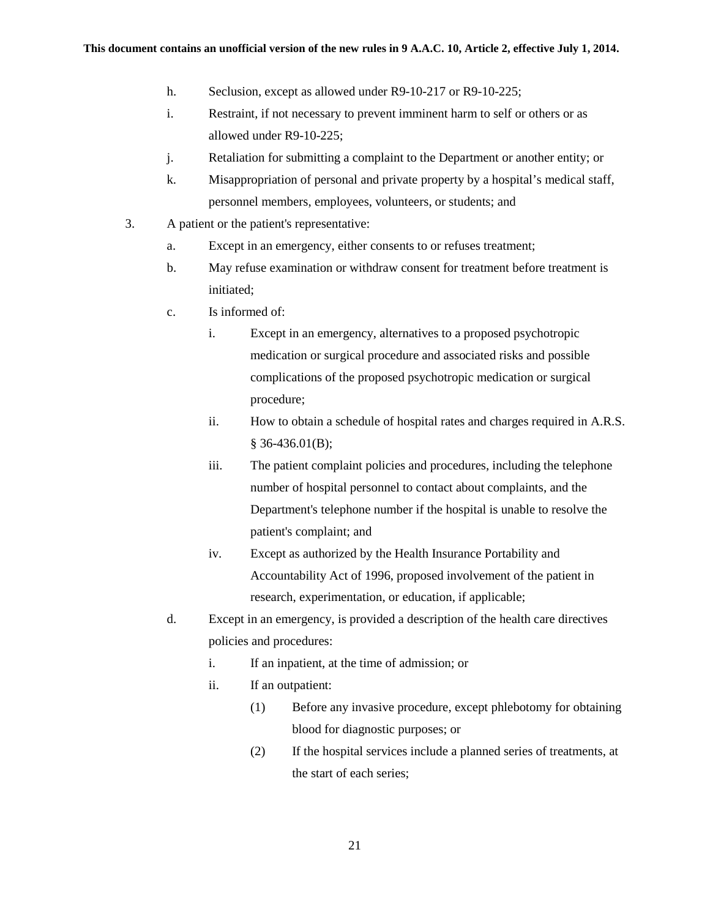h. Seclusion, except as allowed under R9-10-217 or R9-10-225;

i. Restraint, if not necessary to prevent imminent harm to self or others or as allowed under R9-10-225;

j. Retaliation for submitting a complaint to the Department or another entity; or

k. Misappropriation of personal and private property by a hospital's medical staff, personnel members, employees, volunteers, or students; and

3. A patient or the patient's representative:

   a. Except in an emergency, either consents to or refuses treatment;

   b. May refuse examination or withdraw consent for treatment before treatment is initiated;

   c. Is informed of:

      i. Except in an emergency, alternatives to a proposed psychotropic medication or surgical procedure and associated risks and possible complications of the proposed psychotropic medication or surgical procedure;

      ii. How to obtain a schedule of hospital rates and charges required in A.R.S. § 36-436.01(B);

      iii. The patient complaint policies and procedures, including the telephone number of hospital personnel to contact about complaints, and the Department's telephone number if the hospital is unable to resolve the patient's complaint; and

      iv. Except as authorized by the Health Insurance Portability and Accountability Act of 1996, proposed involvement of the patient in research, experimentation, or education, if applicable;

   d. Except in an emergency, is provided a description of the health care directives policies and procedures:

      i. If an inpatient, at the time of admission; or

      ii. If an outpatient:

         (1) Before any invasive procedure, except phlebotomy for obtaining blood for diagnostic purposes; or

         (2) If the hospital services include a planned series of treatments, at the start of each series;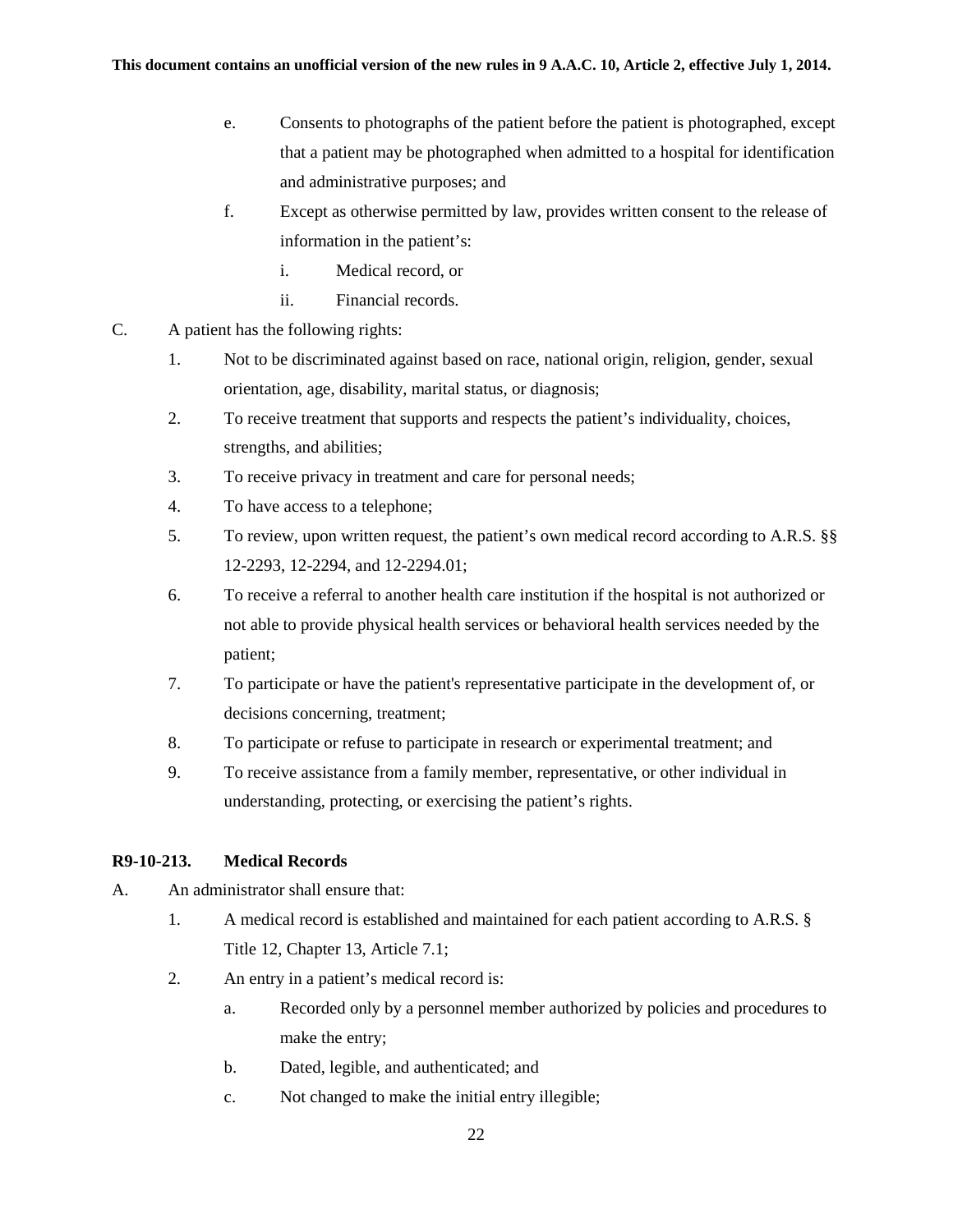e. Consents to photographs of the patient before the patient is photographed, except that a patient may be photographed when admitted to a hospital for identification and administrative purposes; and

f. Except as otherwise permitted by law, provides written consent to the release of information in the patient's:

   i. Medical record, or

   ii. Financial records.

C. A patient has the following rights:

1. Not to be discriminated against based on race, national origin, religion, gender, sexual orientation, age, disability, marital status, or diagnosis;

2. To receive treatment that supports and respects the patient's individuality, choices, strengths, and abilities;

3. To receive privacy in treatment and care for personal needs;

4. To have access to a telephone;

5. To review, upon written request, the patient's own medical record according to A.R.S. §§ 12-2293, 12-2294, and 12-2294.01;

6. To receive a referral to another health care institution if the hospital is not authorized or not able to provide physical health services or behavioral health services needed by the patient;

7. To participate or have the patient's representative participate in the development of, or decisions concerning, treatment;

8. To participate or refuse to participate in research or experimental treatment; and

9. To receive assistance from a family member, representative, or other individual in understanding, protecting, or exercising the patient's rights.

**R9-10-213. Medical Records**

A. An administrator shall ensure that:

1. A medical record is established and maintained for each patient according to A.R.S. § Title 12, Chapter 13, Article 7.1;

2. An entry in a patient's medical record is:

   a. Recorded only by a personnel member authorized by policies and procedures to make the entry;

   b. Dated, legible, and authenticated; and

   c. Not changed to make the initial entry illegible;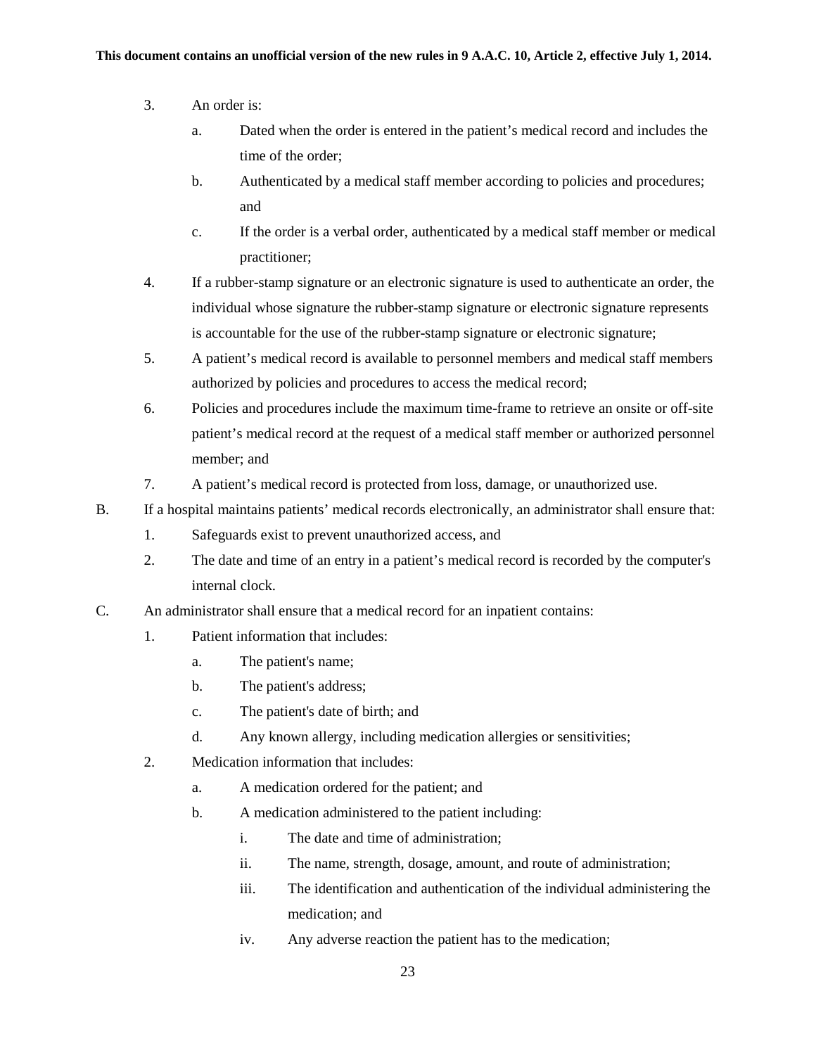3. An order is:
   a. Dated when the order is entered in the patient's medical record and includes the time of the order;
   b. Authenticated by a medical staff member according to policies and procedures; and
   c. If the order is a verbal order, authenticated by a medical staff member or medical practitioner;
4. If a rubber-stamp signature or an electronic signature is used to authenticate an order, the individual whose signature the rubber-stamp signature or electronic signature represents is accountable for the use of the rubber-stamp signature or electronic signature;
5. A patient's medical record is available to personnel members and medical staff members authorized by policies and procedures to access the medical record;
6. Policies and procedures include the maximum time-frame to retrieve an onsite or off-site patient's medical record at the request of a medical staff member or authorized personnel member; and
7. A patient's medical record is protected from loss, damage, or unauthorized use.

B. If a hospital maintains patients' medical records electronically, an administrator shall ensure that:
   1. Safeguards exist to prevent unauthorized access, and
   2. The date and time of an entry in a patient's medical record is recorded by the computer's internal clock.

C. An administrator shall ensure that a medical record for an inpatient contains:
   1. Patient information that includes:
      a. The patient's name;
      b. The patient's address;
      c. The patient's date of birth; and
      d. Any known allergy, including medication allergies or sensitivities;
   2. Medication information that includes:
      a. A medication ordered for the patient; and
      b. A medication administered to the patient including:
         i. The date and time of administration;
         ii. The name, strength, dosage, amount, and route of administration;
         iii. The identification and authentication of the individual administering the medication; and
         iv. Any adverse reaction the patient has to the medication;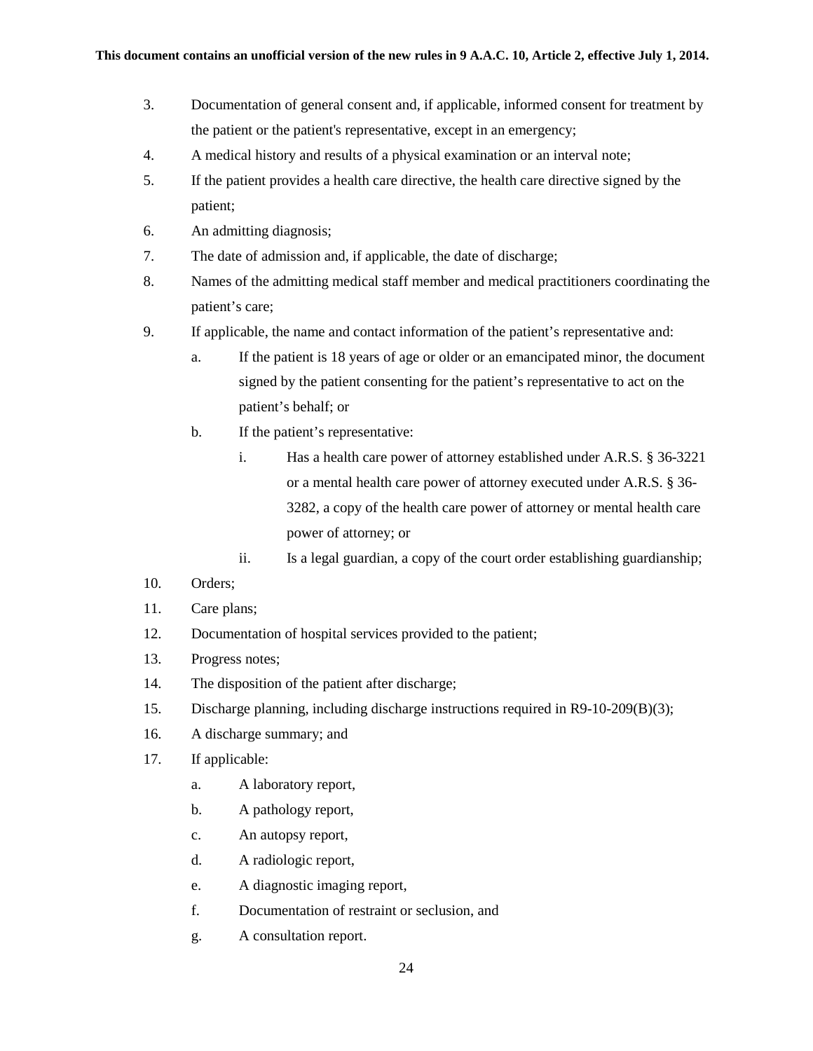3. Documentation of general consent and, if applicable, informed consent for treatment by the patient or the patient's representative, except in an emergency;
4. A medical history and results of a physical examination or an interval note;
5. If the patient provides a health care directive, the health care directive signed by the patient;
6. An admitting diagnosis;
7. The date of admission and, if applicable, the date of discharge;
8. Names of the admitting medical staff member and medical practitioners coordinating the patient's care;
9. If applicable, the name and contact information of the patient's representative and:
   - a. If the patient is 18 years of age or older or an emancipated minor, the document signed by the patient consenting for the patient's representative to act on the patient's behalf; or
   - b. If the patient's representative:
     - i. Has a health care power of attorney established under A.R.S. § 36-3221 or a mental health care power of attorney executed under A.R.S. § 36-3282, a copy of the health care power of attorney or mental health care power of attorney; or
     - ii. Is a legal guardian, a copy of the court order establishing guardianship;
10. Orders;
11. Care plans;
12. Documentation of hospital services provided to the patient;
13. Progress notes;
14. The disposition of the patient after discharge;
15. Discharge planning, including discharge instructions required in R9-10-209(B)(3);
16. A discharge summary; and
17. If applicable:
    - a. A laboratory report,
    - b. A pathology report,
    - c. An autopsy report,
    - d. A radiologic report,
    - e. A diagnostic imaging report,
    - f. Documentation of restraint or seclusion, and
    - g. A consultation report.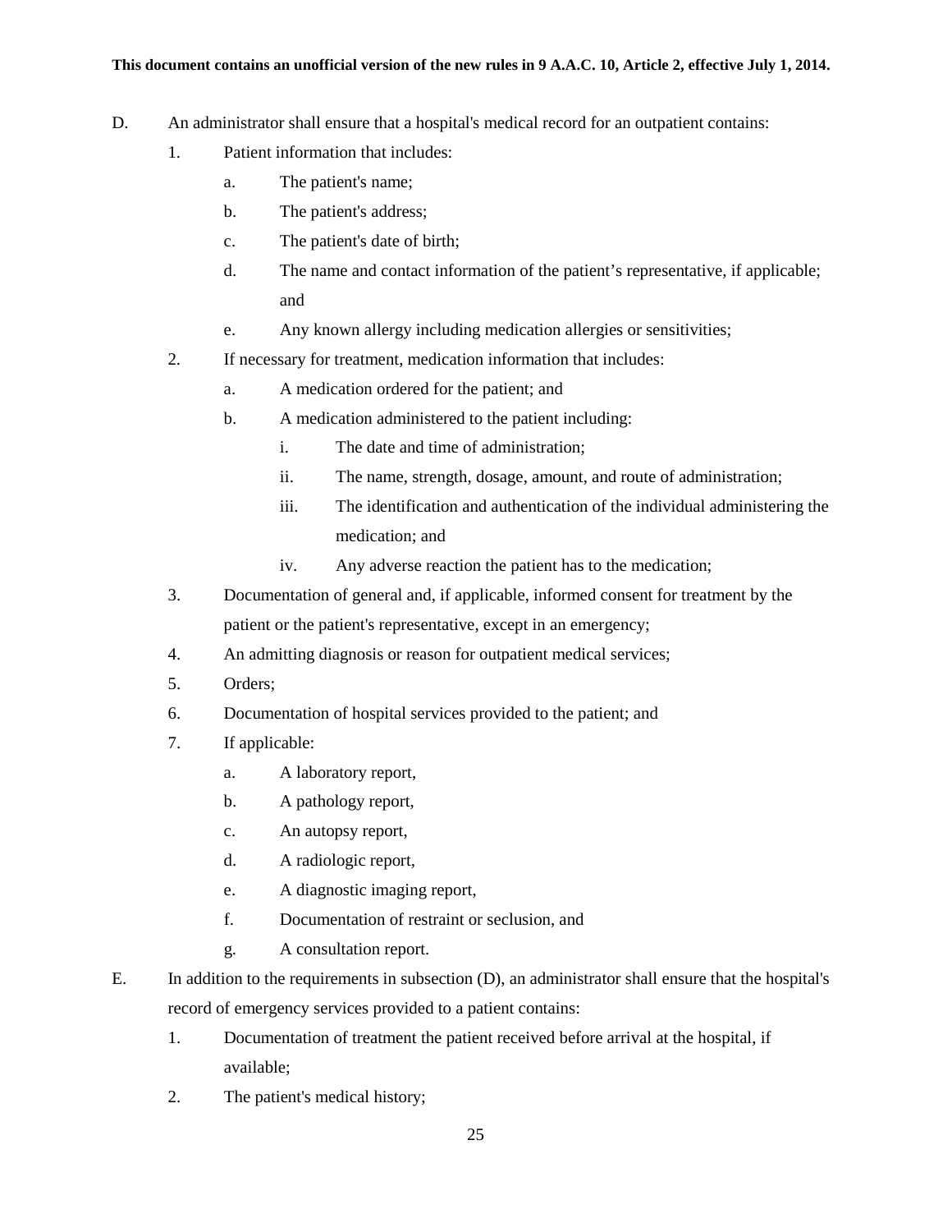D. An administrator shall ensure that a hospital's medical record for an outpatient contains:

1. Patient information that includes:
   a. The patient's name;
   b. The patient's address;
   c. The patient's date of birth;
   d. The name and contact information of the patient's representative, if applicable; and
   e. Any known allergy including medication allergies or sensitivities;
2. If necessary for treatment, medication information that includes:
   a. A medication ordered for the patient; and
   b. A medication administered to the patient including:
      i. The date and time of administration;
      ii. The name, strength, dosage, amount, and route of administration;
      iii. The identification and authentication of the individual administering the medication; and
      iv. Any adverse reaction the patient has to the medication;
3. Documentation of general and, if applicable, informed consent for treatment by the patient or the patient's representative, except in an emergency;
4. An admitting diagnosis or reason for outpatient medical services;
5. Orders;
6. Documentation of hospital services provided to the patient; and
7. If applicable:
   a. A laboratory report,
   b. A pathology report,
   c. An autopsy report,
   d. A radiologic report,
   e. A diagnostic imaging report,
   f. Documentation of restraint or seclusion, and
   g. A consultation report.

E. In addition to the requirements in subsection (D), an administrator shall ensure that the hospital's record of emergency services provided to a patient contains:

1. Documentation of treatment the patient received before arrival at the hospital, if available;
2. The patient's medical history;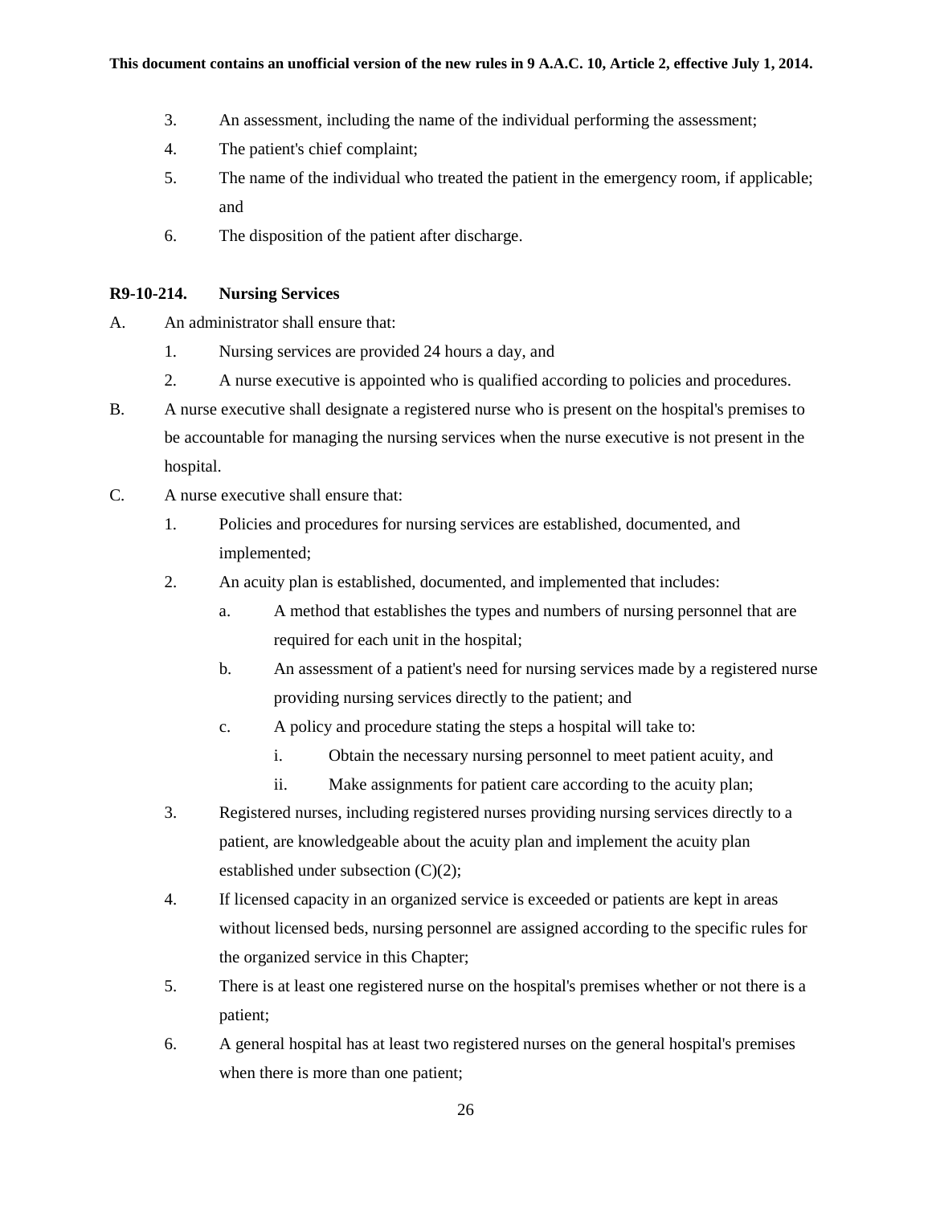3. An assessment, including the name of the individual performing the assessment;
4. The patient's chief complaint;
5. The name of the individual who treated the patient in the emergency room, if applicable; and
6. The disposition of the patient after discharge.

**R9-10-214. Nursing Services**

A. An administrator shall ensure that:
   1. Nursing services are provided 24 hours a day, and
   2. A nurse executive is appointed who is qualified according to policies and procedures.

B. A nurse executive shall designate a registered nurse who is present on the hospital's premises to be accountable for managing the nursing services when the nurse executive is not present in the hospital.

C. A nurse executive shall ensure that:
   1. Policies and procedures for nursing services are established, documented, and implemented;
   2. An acuity plan is established, documented, and implemented that includes:
      a. A method that establishes the types and numbers of nursing personnel that are required for each unit in the hospital;
      b. An assessment of a patient's need for nursing services made by a registered nurse providing nursing services directly to the patient; and
      c. A policy and procedure stating the steps a hospital will take to:
         i. Obtain the necessary nursing personnel to meet patient acuity, and
         ii. Make assignments for patient care according to the acuity plan;
   3. Registered nurses, including registered nurses providing nursing services directly to a patient, are knowledgeable about the acuity plan and implement the acuity plan established under subsection (C)(2);
   4. If licensed capacity in an organized service is exceeded or patients are kept in areas without licensed beds, nursing personnel are assigned according to the specific rules for the organized service in this Chapter;
   5. There is at least one registered nurse on the hospital's premises whether or not there is a patient;
   6. A general hospital has at least two registered nurses on the general hospital's premises when there is more than one patient;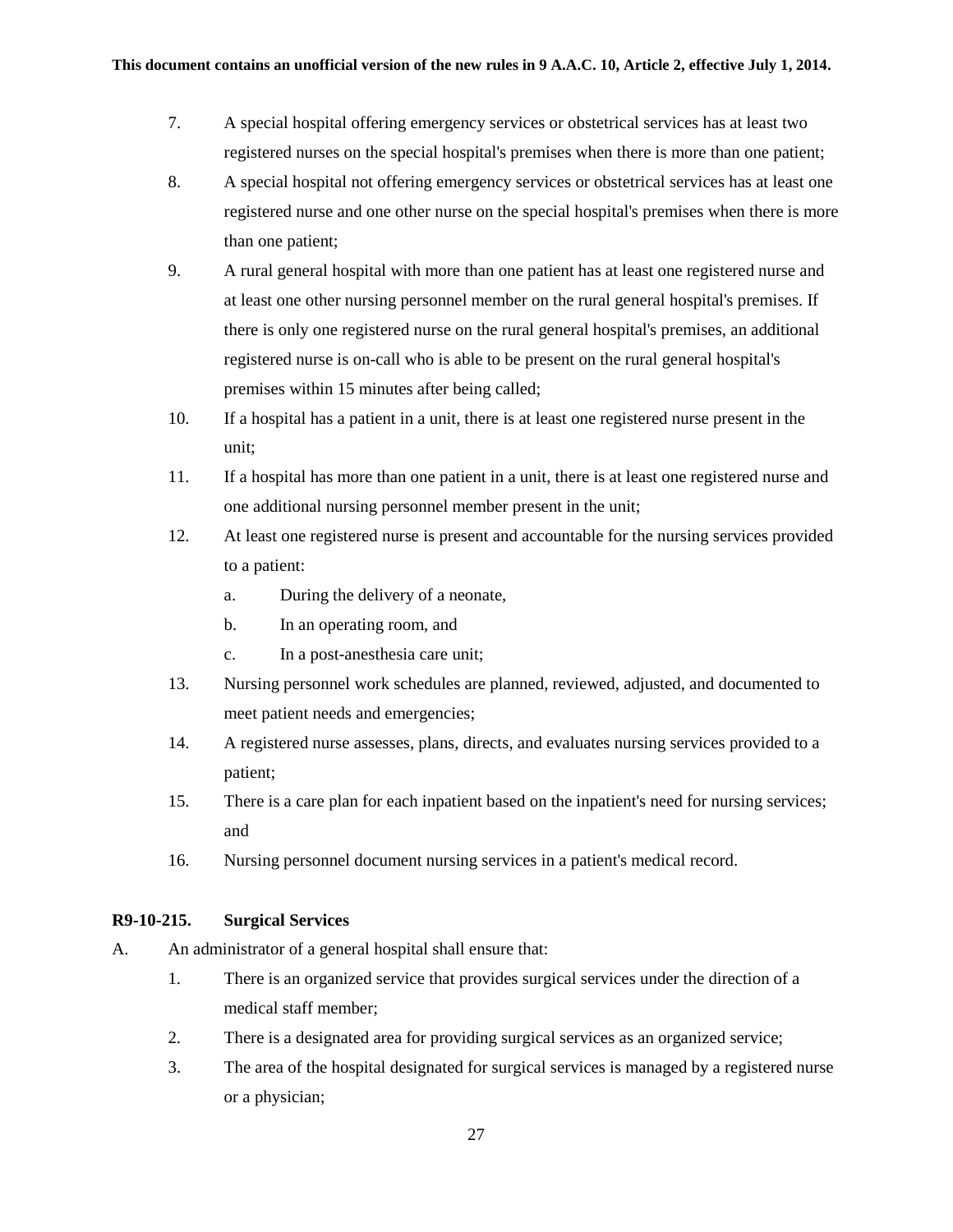7. A special hospital offering emergency services or obstetrical services has at least two registered nurses on the special hospital's premises when there is more than one patient;
8. A special hospital not offering emergency services or obstetrical services has at least one registered nurse and one other nurse on the special hospital's premises when there is more than one patient;
9. A rural general hospital with more than one patient has at least one registered nurse and at least one other nursing personnel member on the rural general hospital's premises. If there is only one registered nurse on the rural general hospital's premises, an additional registered nurse is on-call who is able to be present on the rural general hospital's premises within 15 minutes after being called;
10. If a hospital has a patient in a unit, there is at least one registered nurse present in the unit;
11. If a hospital has more than one patient in a unit, there is at least one registered nurse and one additional nursing personnel member present in the unit;
12. At least one registered nurse is present and accountable for the nursing services provided to a patient:
    a. During the delivery of a neonate,
    b. In an operating room, and
    c. In a post-anesthesia care unit;
13. Nursing personnel work schedules are planned, reviewed, adjusted, and documented to meet patient needs and emergencies;
14. A registered nurse assesses, plans, directs, and evaluates nursing services provided to a patient;
15. There is a care plan for each inpatient based on the inpatient's need for nursing services; and
16. Nursing personnel document nursing services in a patient's medical record.

**R9-10-215. Surgical Services**

A. An administrator of a general hospital shall ensure that:
    1. There is an organized service that provides surgical services under the direction of a medical staff member;
    2. There is a designated area for providing surgical services as an organized service;
    3. The area of the hospital designated for surgical services is managed by a registered nurse or a physician;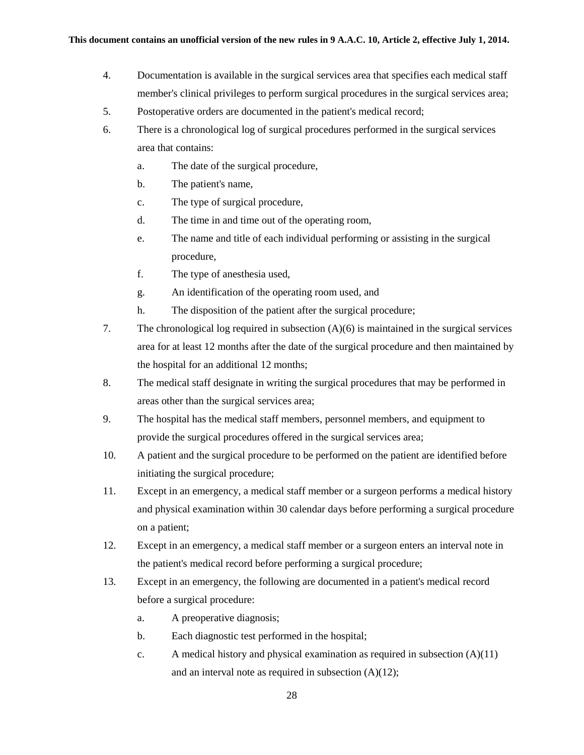4. Documentation is available in the surgical services area that specifies each medical staff member's clinical privileges to perform surgical procedures in the surgical services area;
5. Postoperative orders are documented in the patient's medical record;
6. There is a chronological log of surgical procedures performed in the surgical services area that contains:
   a. The date of the surgical procedure,
   b. The patient's name,
   c. The type of surgical procedure,
   d. The time in and time out of the operating room,
   e. The name and title of each individual performing or assisting in the surgical procedure,
   f. The type of anesthesia used,
   g. An identification of the operating room used, and
   h. The disposition of the patient after the surgical procedure;
7. The chronological log required in subsection (A)(6) is maintained in the surgical services area for at least 12 months after the date of the surgical procedure and then maintained by the hospital for an additional 12 months;
8. The medical staff designate in writing the surgical procedures that may be performed in areas other than the surgical services area;
9. The hospital has the medical staff members, personnel members, and equipment to provide the surgical procedures offered in the surgical services area;
10. A patient and the surgical procedure to be performed on the patient are identified before initiating the surgical procedure;
11. Except in an emergency, a medical staff member or a surgeon performs a medical history and physical examination within 30 calendar days before performing a surgical procedure on a patient;
12. Except in an emergency, a medical staff member or a surgeon enters an interval note in the patient's medical record before performing a surgical procedure;
13. Except in an emergency, the following are documented in a patient's medical record before a surgical procedure:
   a. A preoperative diagnosis;
   b. Each diagnostic test performed in the hospital;
   c. A medical history and physical examination as required in subsection (A)(11) and an interval note as required in subsection (A)(12);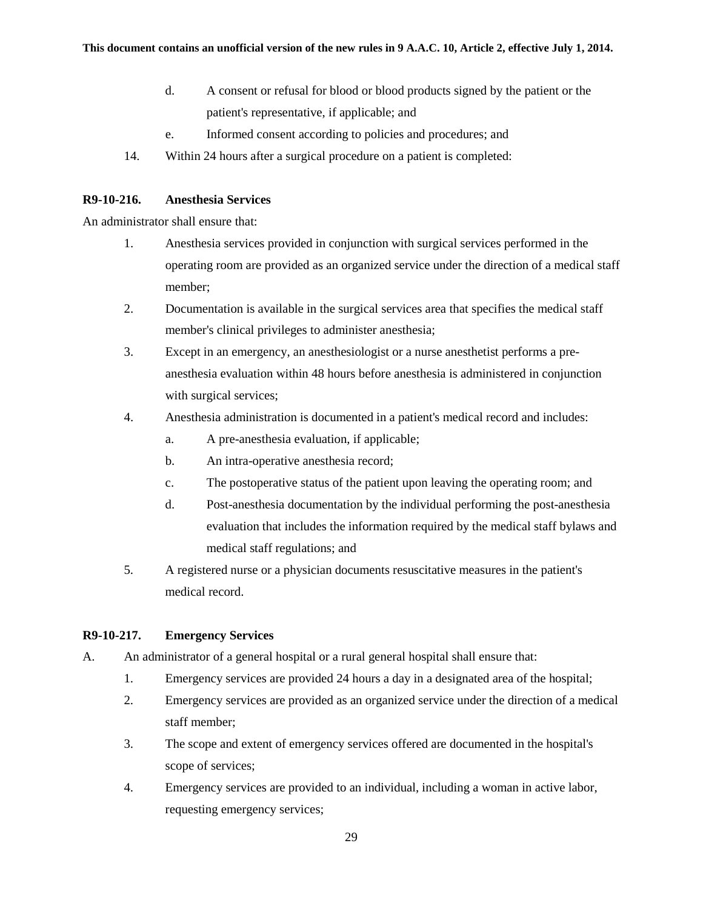d. A consent or refusal for blood or blood products signed by the patient or the patient's representative, if applicable; and

e. Informed consent according to policies and procedures; and

14. Within 24 hours after a surgical procedure on a patient is completed:

**R9-10-216. Anesthesia Services**

An administrator shall ensure that:

1. Anesthesia services provided in conjunction with surgical services performed in the operating room are provided as an organized service under the direction of a medical staff member;
2. Documentation is available in the surgical services area that specifies the medical staff member's clinical privileges to administer anesthesia;
3. Except in an emergency, an anesthesiologist or a nurse anesthetist performs a pre-anesthesia evaluation within 48 hours before anesthesia is administered in conjunction with surgical services;
4. Anesthesia administration is documented in a patient's medical record and includes:
   a. A pre-anesthesia evaluation, if applicable;
   b. An intra-operative anesthesia record;
   c. The postoperative status of the patient upon leaving the operating room; and
   d. Post-anesthesia documentation by the individual performing the post-anesthesia evaluation that includes the information required by the medical staff bylaws and medical staff regulations; and
5. A registered nurse or a physician documents resuscitative measures in the patient's medical record.

**R9-10-217. Emergency Services**

A. An administrator of a general hospital or a rural general hospital shall ensure that:

1. Emergency services are provided 24 hours a day in a designated area of the hospital;
2. Emergency services are provided as an organized service under the direction of a medical staff member;
3. The scope and extent of emergency services offered are documented in the hospital's scope of services;
4. Emergency services are provided to an individual, including a woman in active labor, requesting emergency services;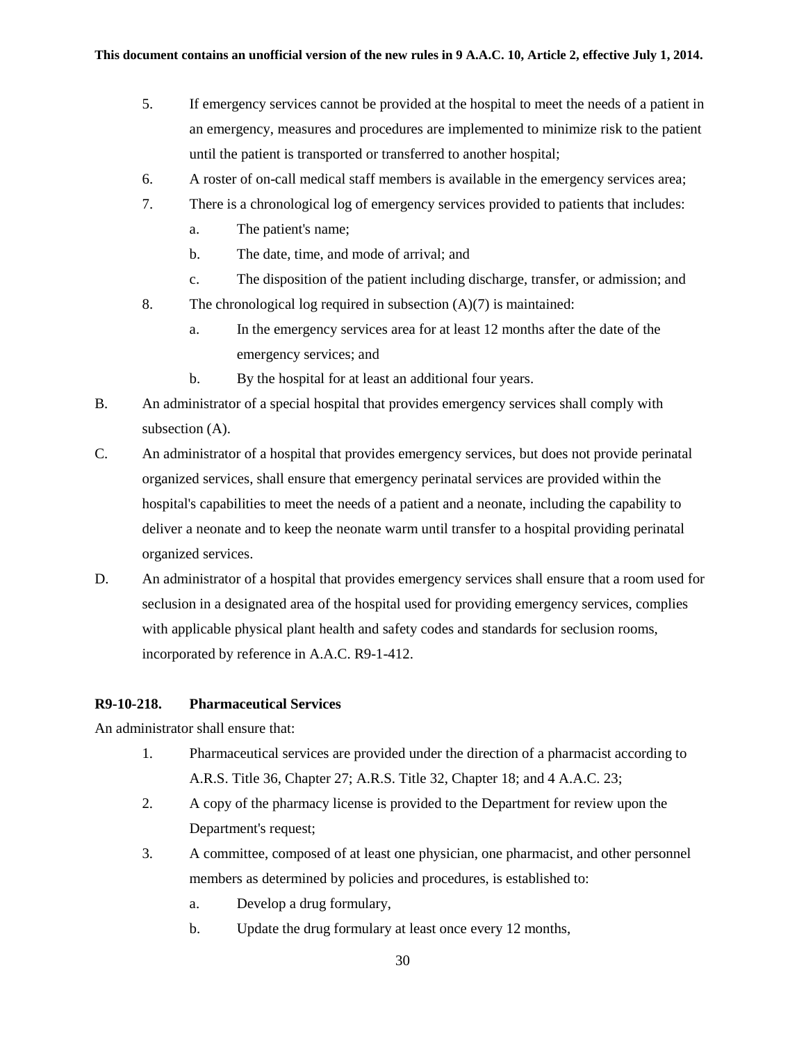5. If emergency services cannot be provided at the hospital to meet the needs of a patient in an emergency, measures and procedures are implemented to minimize risk to the patient until the patient is transported or transferred to another hospital;
6. A roster of on-call medical staff members is available in the emergency services area;
7. There is a chronological log of emergency services provided to patients that includes:
   a. The patient's name;
   b. The date, time, and mode of arrival; and
   c. The disposition of the patient including discharge, transfer, or admission; and
8. The chronological log required in subsection (A)(7) is maintained:
   a. In the emergency services area for at least 12 months after the date of the emergency services; and
   b. By the hospital for at least an additional four years.

B. An administrator of a special hospital that provides emergency services shall comply with subsection (A).

C. An administrator of a hospital that provides emergency services, but does not provide perinatal organized services, shall ensure that emergency perinatal services are provided within the hospital's capabilities to meet the needs of a patient and a neonate, including the capability to deliver a neonate and to keep the neonate warm until transfer to a hospital providing perinatal organized services.

D. An administrator of a hospital that provides emergency services shall ensure that a room used for seclusion in a designated area of the hospital used for providing emergency services, complies with applicable physical plant health and safety codes and standards for seclusion rooms, incorporated by reference in A.A.C. R9-1-412.

**R9-10-218. Pharmaceutical Services**

An administrator shall ensure that:

1. Pharmaceutical services are provided under the direction of a pharmacist according to A.R.S. Title 36, Chapter 27; A.R.S. Title 32, Chapter 18; and 4 A.A.C. 23;
2. A copy of the pharmacy license is provided to the Department for review upon the Department's request;
3. A committee, composed of at least one physician, one pharmacist, and other personnel members as determined by policies and procedures, is established to:
   a. Develop a drug formulary,
   b. Update the drug formulary at least once every 12 months,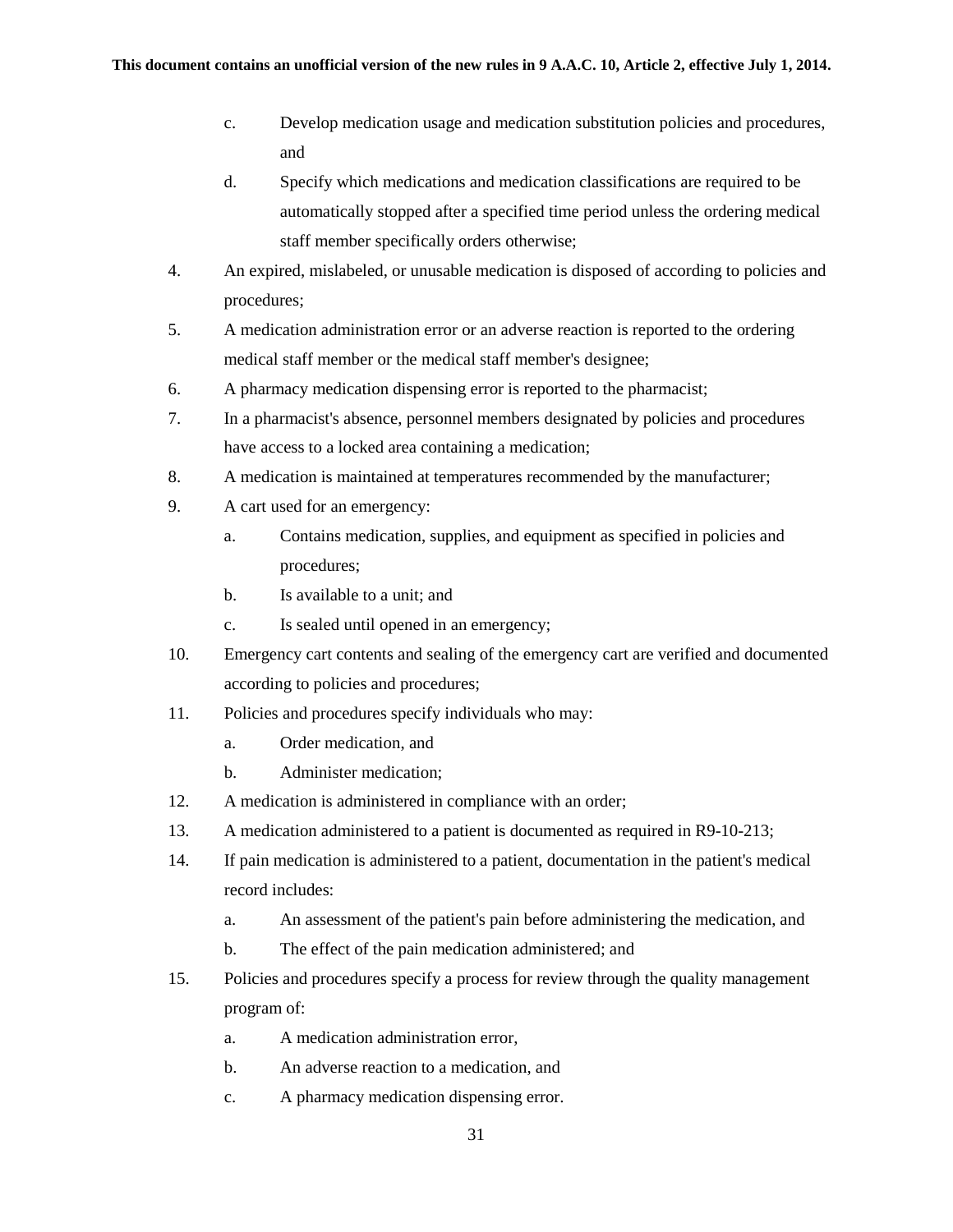c. Develop medication usage and medication substitution policies and procedures, and

d. Specify which medications and medication classifications are required to be automatically stopped after a specified time period unless the ordering medical staff member specifically orders otherwise;

4. An expired, mislabeled, or unusable medication is disposed of according to policies and procedures;
5. A medication administration error or an adverse reaction is reported to the ordering medical staff member or the medical staff member's designee;
6. A pharmacy medication dispensing error is reported to the pharmacist;
7. In a pharmacist's absence, personnel members designated by policies and procedures have access to a locked area containing a medication;
8. A medication is maintained at temperatures recommended by the manufacturer;
9. A cart used for an emergency:
   a. Contains medication, supplies, and equipment as specified in policies and procedures;
   b. Is available to a unit; and
   c. Is sealed until opened in an emergency;
10. Emergency cart contents and sealing of the emergency cart are verified and documented according to policies and procedures;
11. Policies and procedures specify individuals who may:
    a. Order medication, and
    b. Administer medication;
12. A medication is administered in compliance with an order;
13. A medication administered to a patient is documented as required in R9-10-213;
14. If pain medication is administered to a patient, documentation in the patient's medical record includes:
    a. An assessment of the patient's pain before administering the medication, and
    b. The effect of the pain medication administered; and
15. Policies and procedures specify a process for review through the quality management program of:
    a. A medication administration error,
    b. An adverse reaction to a medication, and
    c. A pharmacy medication dispensing error.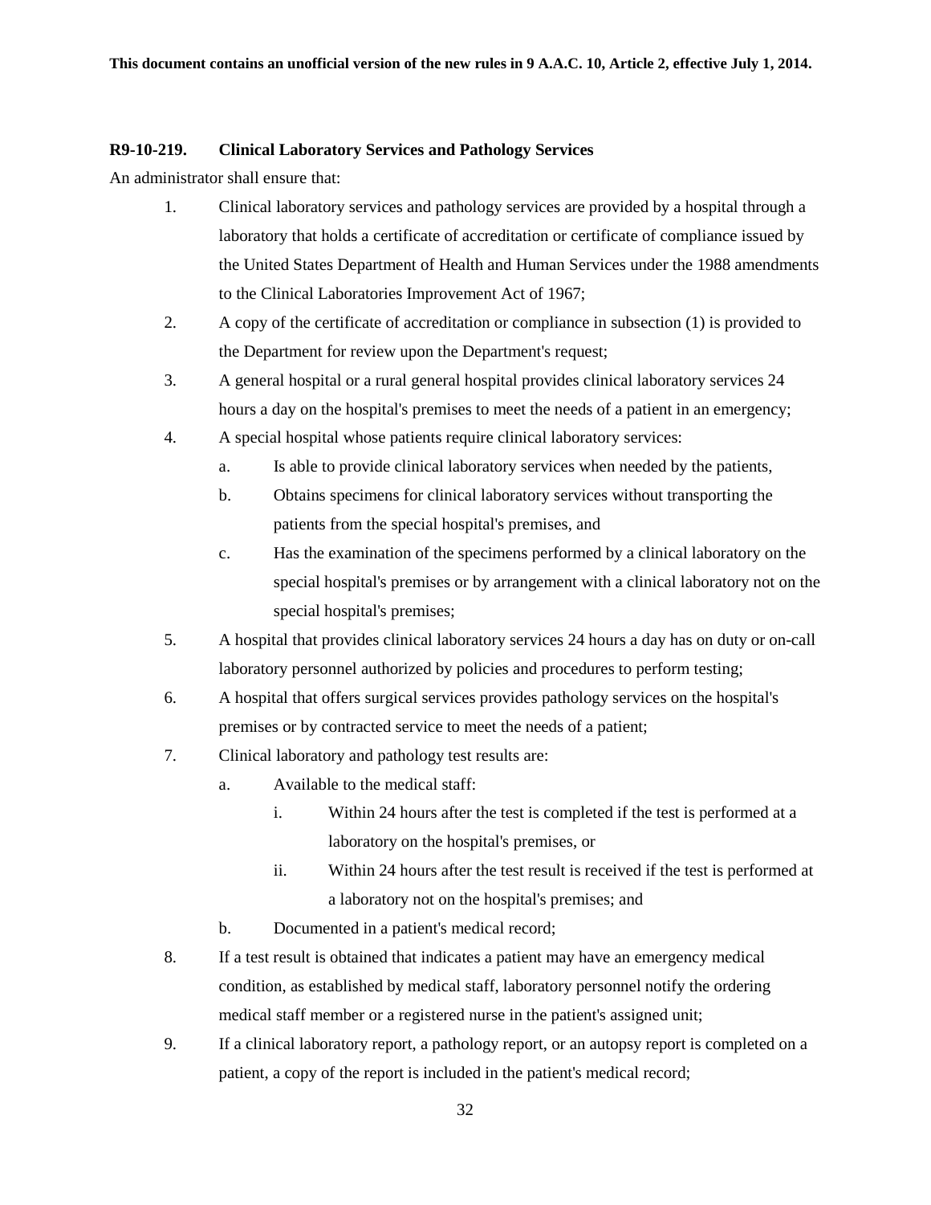This document contains an unofficial version of the new rules in 9 A.A.C. 10, Article 2, effective July 1, 2014.

**R9-10-219. Clinical Laboratory Services and Pathology Services**

An administrator shall ensure that:

1. Clinical laboratory services and pathology services are provided by a hospital through a laboratory that holds a certificate of accreditation or certificate of compliance issued by the United States Department of Health and Human Services under the 1988 amendments to the Clinical Laboratories Improvement Act of 1967;
2. A copy of the certificate of accreditation or compliance in subsection (1) is provided to the Department for review upon the Department's request;
3. A general hospital or a rural general hospital provides clinical laboratory services 24 hours a day on the hospital's premises to meet the needs of a patient in an emergency;
4. A special hospital whose patients require clinical laboratory services:
   a. Is able to provide clinical laboratory services when needed by the patients,
   b. Obtains specimens for clinical laboratory services without transporting the patients from the special hospital's premises, and
   c. Has the examination of the specimens performed by a clinical laboratory on the special hospital's premises or by arrangement with a clinical laboratory not on the special hospital's premises;
5. A hospital that provides clinical laboratory services 24 hours a day has on duty or on-call laboratory personnel authorized by policies and procedures to perform testing;
6. A hospital that offers surgical services provides pathology services on the hospital's premises or by contracted service to meet the needs of a patient;
7. Clinical laboratory and pathology test results are:
   a. Available to the medical staff:
      i. Within 24 hours after the test is completed if the test is performed at a laboratory on the hospital's premises, or
      ii. Within 24 hours after the test result is received if the test is performed at a laboratory not on the hospital's premises; and
   b. Documented in a patient's medical record;
8. If a test result is obtained that indicates a patient may have an emergency medical condition, as established by medical staff, laboratory personnel notify the ordering medical staff member or a registered nurse in the patient's assigned unit;
9. If a clinical laboratory report, a pathology report, or an autopsy report is completed on a patient, a copy of the report is included in the patient's medical record;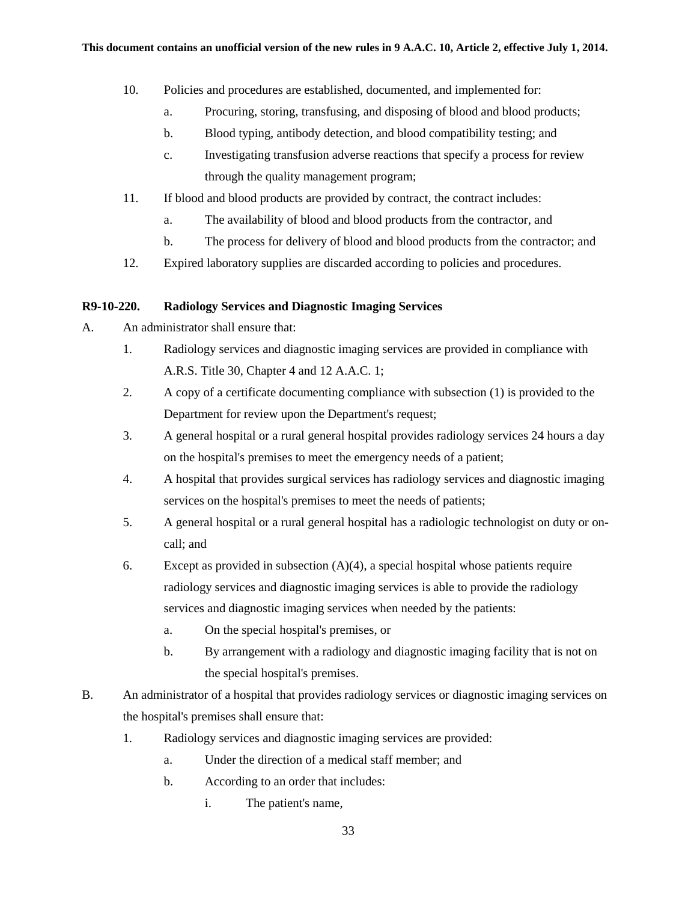10. Policies and procedures are established, documented, and implemented for:
    a. Procuring, storing, transfusing, and disposing of blood and blood products;
    b. Blood typing, antibody detection, and blood compatibility testing; and
    c. Investigating transfusion adverse reactions that specify a process for review through the quality management program;
11. If blood and blood products are provided by contract, the contract includes:
    a. The availability of blood and blood products from the contractor, and
    b. The process for delivery of blood and blood products from the contractor; and
12. Expired laboratory supplies are discarded according to policies and procedures.

**R9-10-220. Radiology Services and Diagnostic Imaging Services**

A. An administrator shall ensure that:
   1. Radiology services and diagnostic imaging services are provided in compliance with A.R.S. Title 30, Chapter 4 and 12 A.A.C. 1;
   2. A copy of a certificate documenting compliance with subsection (1) is provided to the Department for review upon the Department's request;
   3. A general hospital or a rural general hospital provides radiology services 24 hours a day on the hospital's premises to meet the emergency needs of a patient;
   4. A hospital that provides surgical services has radiology services and diagnostic imaging services on the hospital's premises to meet the needs of patients;
   5. A general hospital or a rural general hospital has a radiologic technologist on duty or on-call; and
   6. Except as provided in subsection (A)(4), a special hospital whose patients require radiology services and diagnostic imaging services is able to provide the radiology services and diagnostic imaging services when needed by the patients:
      a. On the special hospital's premises, or
      b. By arrangement with a radiology and diagnostic imaging facility that is not on the special hospital's premises.

B. An administrator of a hospital that provides radiology services or diagnostic imaging services on the hospital's premises shall ensure that:
   1. Radiology services and diagnostic imaging services are provided:
      a. Under the direction of a medical staff member; and
      b. According to an order that includes:
         i. The patient's name,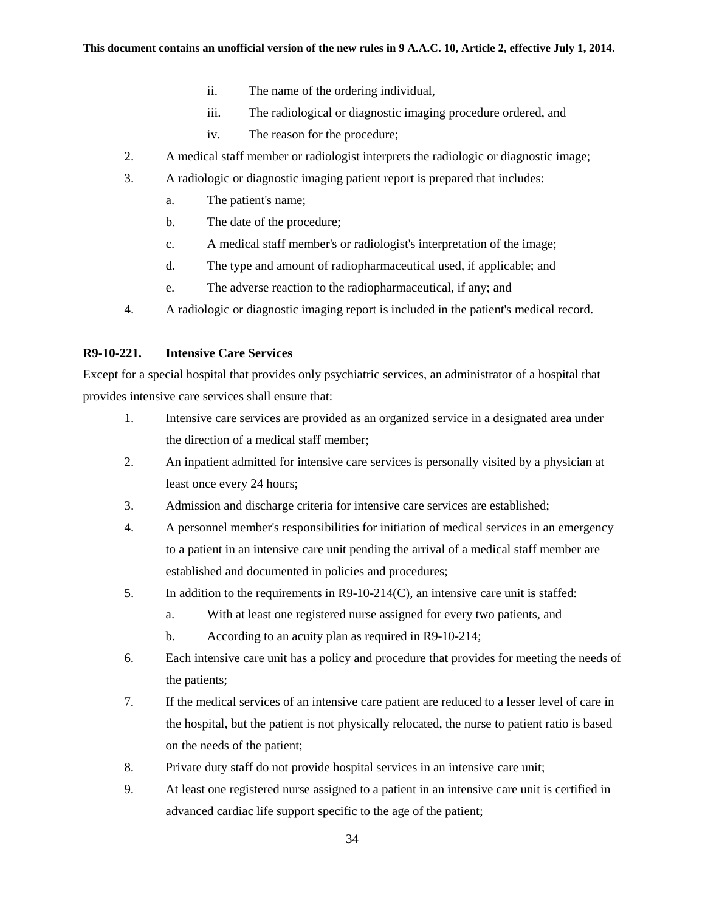ii. The name of the ordering individual,

iii. The radiological or diagnostic imaging procedure ordered, and

iv. The reason for the procedure;

2. A medical staff member or radiologist interprets the radiologic or diagnostic image;
3. A radiologic or diagnostic imaging patient report is prepared that includes:
   a. The patient's name;
   b. The date of the procedure;
   c. A medical staff member's or radiologist's interpretation of the image;
   d. The type and amount of radiopharmaceutical used, if applicable; and
   e. The adverse reaction to the radiopharmaceutical, if any; and
4. A radiologic or diagnostic imaging report is included in the patient's medical record.

**R9-10-221. Intensive Care Services**

Except for a special hospital that provides only psychiatric services, an administrator of a hospital that provides intensive care services shall ensure that:

1. Intensive care services are provided as an organized service in a designated area under the direction of a medical staff member;
2. An inpatient admitted for intensive care services is personally visited by a physician at least once every 24 hours;
3. Admission and discharge criteria for intensive care services are established;
4. A personnel member's responsibilities for initiation of medical services in an emergency to a patient in an intensive care unit pending the arrival of a medical staff member are established and documented in policies and procedures;
5. In addition to the requirements in R9-10-214(C), an intensive care unit is staffed:
   a. With at least one registered nurse assigned for every two patients, and
   b. According to an acuity plan as required in R9-10-214;
6. Each intensive care unit has a policy and procedure that provides for meeting the needs of the patients;
7. If the medical services of an intensive care patient are reduced to a lesser level of care in the hospital, but the patient is not physically relocated, the nurse to patient ratio is based on the needs of the patient;
8. Private duty staff do not provide hospital services in an intensive care unit;
9. At least one registered nurse assigned to a patient in an intensive care unit is certified in advanced cardiac life support specific to the age of the patient;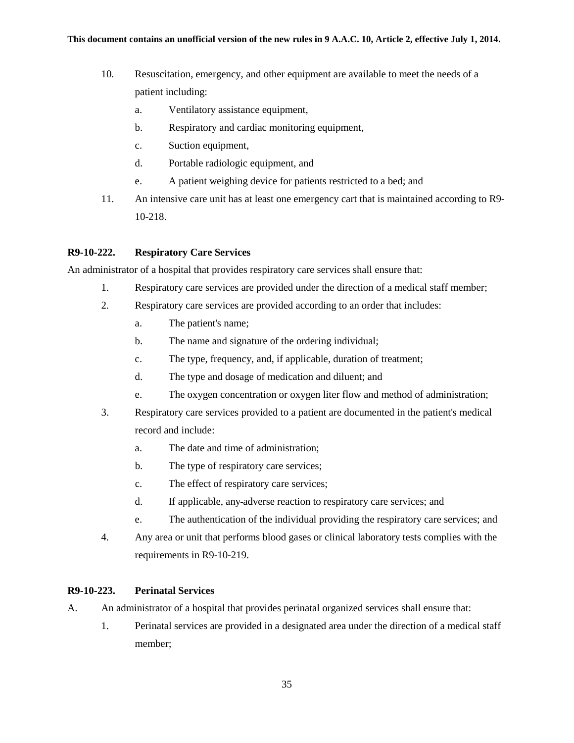10. Resuscitation, emergency, and other equipment are available to meet the needs of a patient including:
    a. Ventilatory assistance equipment,
    b. Respiratory and cardiac monitoring equipment,
    c. Suction equipment,
    d. Portable radiologic equipment, and
    e. A patient weighing device for patients restricted to a bed; and
11. An intensive care unit has at least one emergency cart that is maintained according to R9-10-218.

**R9-10-222. Respiratory Care Services**

An administrator of a hospital that provides respiratory care services shall ensure that:

1. Respiratory care services are provided under the direction of a medical staff member;
2. Respiratory care services are provided according to an order that includes:
    a. The patient's name;
    b. The name and signature of the ordering individual;
    c. The type, frequency, and, if applicable, duration of treatment;
    d. The type and dosage of medication and diluent; and
    e. The oxygen concentration or oxygen liter flow and method of administration;
3. Respiratory care services provided to a patient are documented in the patient's medical record and include:
    a. The date and time of administration;
    b. The type of respiratory care services;
    c. The effect of respiratory care services;
    d. If applicable, any adverse reaction to respiratory care services; and
    e. The authentication of the individual providing the respiratory care services; and
4. Any area or unit that performs blood gases or clinical laboratory tests complies with the requirements in R9-10-219.

**R9-10-223. Perinatal Services**

A. An administrator of a hospital that provides perinatal organized services shall ensure that:
    1. Perinatal services are provided in a designated area under the direction of a medical staff member;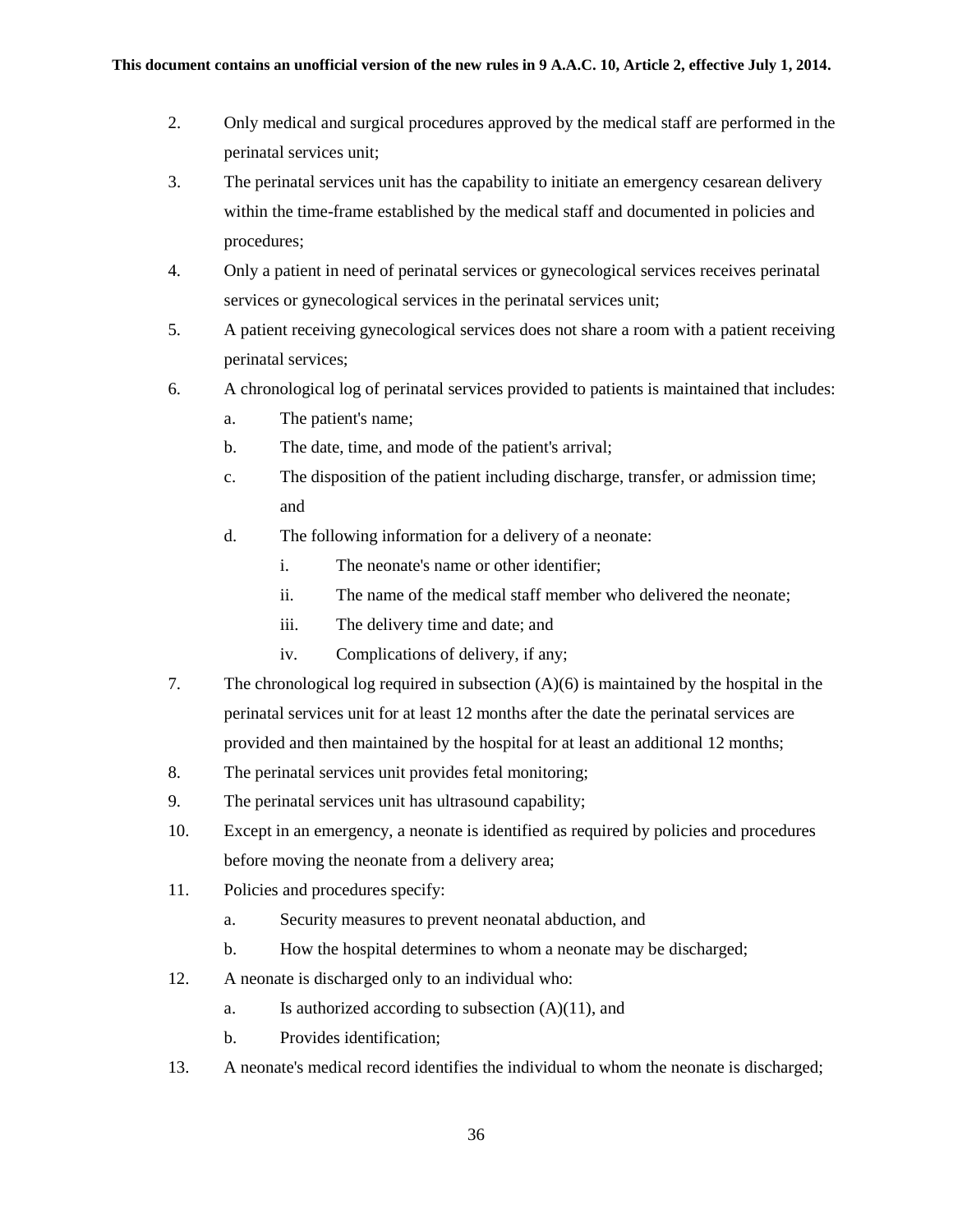2. Only medical and surgical procedures approved by the medical staff are performed in the perinatal services unit;
3. The perinatal services unit has the capability to initiate an emergency cesarean delivery within the time-frame established by the medical staff and documented in policies and procedures;
4. Only a patient in need of perinatal services or gynecological services receives perinatal services or gynecological services in the perinatal services unit;
5. A patient receiving gynecological services does not share a room with a patient receiving perinatal services;
6. A chronological log of perinatal services provided to patients is maintained that includes:
   a. The patient's name;
   b. The date, time, and mode of the patient's arrival;
   c. The disposition of the patient including discharge, transfer, or admission time; and
   d. The following information for a delivery of a neonate:
      i. The neonate's name or other identifier;
      ii. The name of the medical staff member who delivered the neonate;
      iii. The delivery time and date; and
      iv. Complications of delivery, if any;
7. The chronological log required in subsection (A)(6) is maintained by the hospital in the perinatal services unit for at least 12 months after the date the perinatal services are provided and then maintained by the hospital for at least an additional 12 months;
8. The perinatal services unit provides fetal monitoring;
9. The perinatal services unit has ultrasound capability;
10. Except in an emergency, a neonate is identified as required by policies and procedures before moving the neonate from a delivery area;
11. Policies and procedures specify:
    a. Security measures to prevent neonatal abduction, and
    b. How the hospital determines to whom a neonate may be discharged;
12. A neonate is discharged only to an individual who:
    a. Is authorized according to subsection (A)(11), and
    b. Provides identification;
13. A neonate's medical record identifies the individual to whom the neonate is discharged;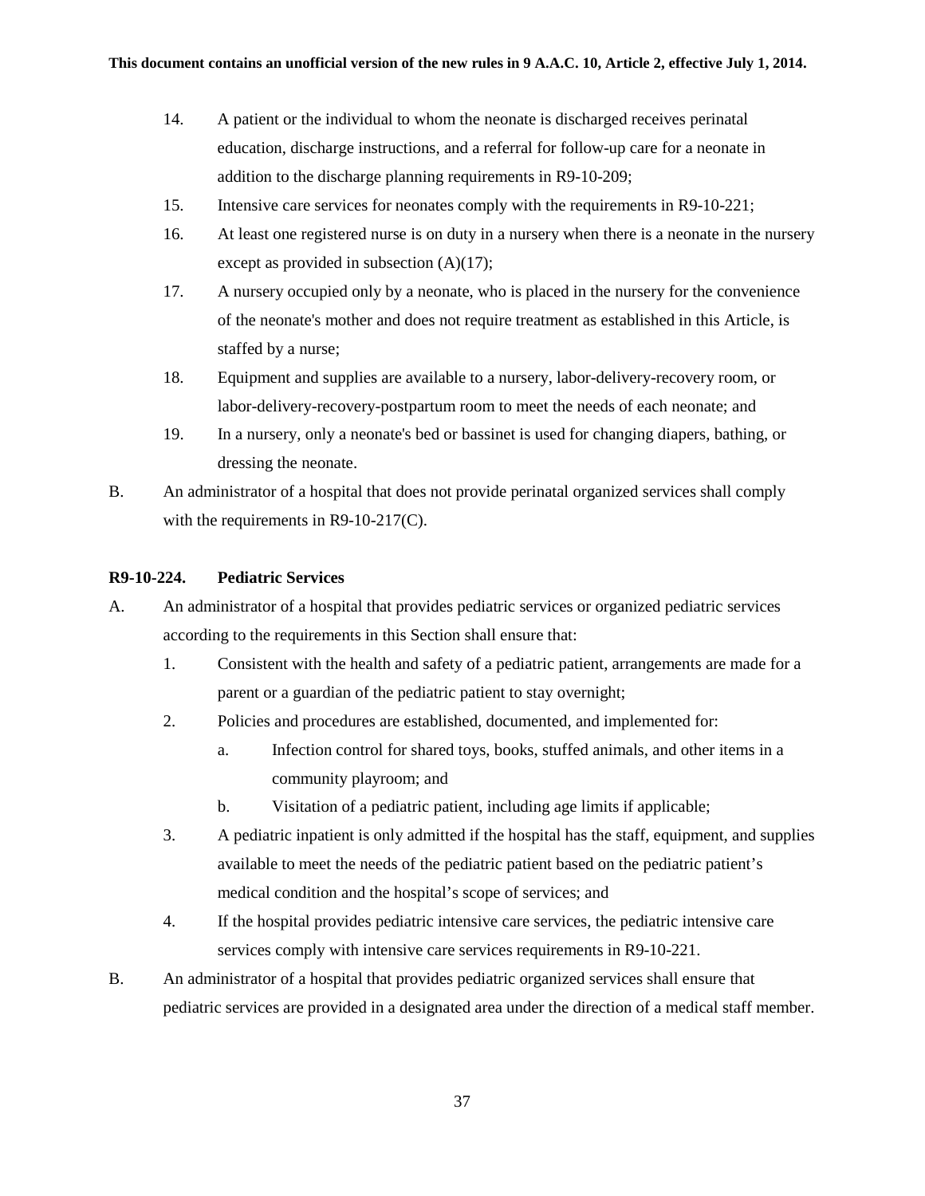14. A patient or the individual to whom the neonate is discharged receives perinatal education, discharge instructions, and a referral for follow-up care for a neonate in addition to the discharge planning requirements in R9-10-209;
15. Intensive care services for neonates comply with the requirements in R9-10-221;
16. At least one registered nurse is on duty in a nursery when there is a neonate in the nursery except as provided in subsection (A)(17);
17. A nursery occupied only by a neonate, who is placed in the nursery for the convenience of the neonate's mother and does not require treatment as established in this Article, is staffed by a nurse;
18. Equipment and supplies are available to a nursery, labor-delivery-recovery room, or labor-delivery-recovery-postpartum room to meet the needs of each neonate; and
19. In a nursery, only a neonate's bed or bassinet is used for changing diapers, bathing, or dressing the neonate.

B. An administrator of a hospital that does not provide perinatal organized services shall comply with the requirements in R9-10-217(C).

**R9-10-224. Pediatric Services**

A. An administrator of a hospital that provides pediatric services or organized pediatric services according to the requirements in this Section shall ensure that:
   1. Consistent with the health and safety of a pediatric patient, arrangements are made for a parent or a guardian of the pediatric patient to stay overnight;
   2. Policies and procedures are established, documented, and implemented for:
      a. Infection control for shared toys, books, stuffed animals, and other items in a community playroom; and
      b. Visitation of a pediatric patient, including age limits if applicable;
   3. A pediatric inpatient is only admitted if the hospital has the staff, equipment, and supplies available to meet the needs of the pediatric patient based on the pediatric patient's medical condition and the hospital's scope of services; and
   4. If the hospital provides pediatric intensive care services, the pediatric intensive care services comply with intensive care services requirements in R9-10-221.

B. An administrator of a hospital that provides pediatric organized services shall ensure that pediatric services are provided in a designated area under the direction of a medical staff member.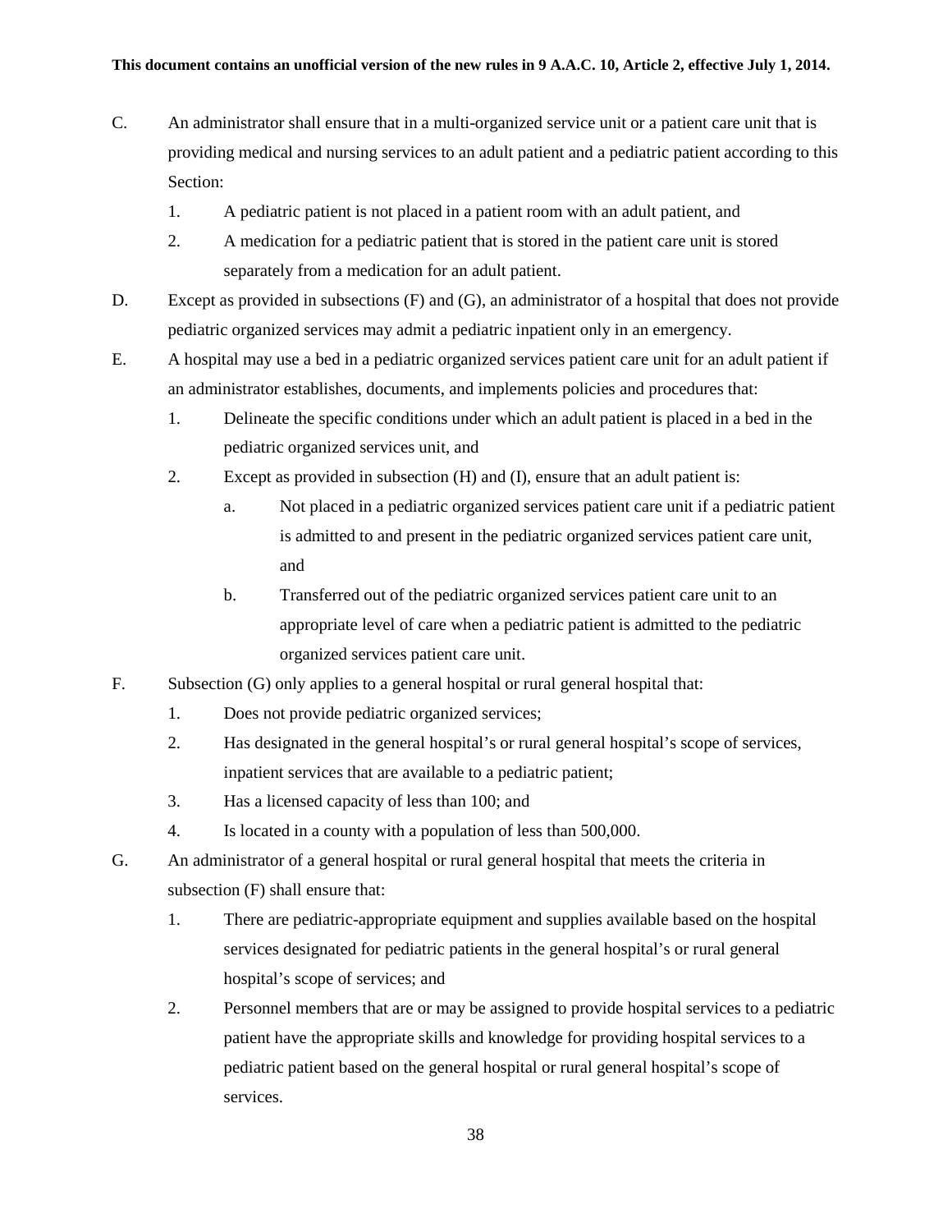C. An administrator shall ensure that in a multi-organized service unit or a patient care unit that is providing medical and nursing services to an adult patient and a pediatric patient according to this Section:

1. A pediatric patient is not placed in a patient room with an adult patient, and
2. A medication for a pediatric patient that is stored in the patient care unit is stored separately from a medication for an adult patient.

D. Except as provided in subsections (F) and (G), an administrator of a hospital that does not provide pediatric organized services may admit a pediatric inpatient only in an emergency.

E. A hospital may use a bed in a pediatric organized services patient care unit for an adult patient if an administrator establishes, documents, and implements policies and procedures that:

1. Delineate the specific conditions under which an adult patient is placed in a bed in the pediatric organized services unit, and
2. Except as provided in subsection (H) and (I), ensure that an adult patient is:
   a. Not placed in a pediatric organized services patient care unit if a pediatric patient is admitted to and present in the pediatric organized services patient care unit, and
   b. Transferred out of the pediatric organized services patient care unit to an appropriate level of care when a pediatric patient is admitted to the pediatric organized services patient care unit.

F. Subsection (G) only applies to a general hospital or rural general hospital that:

1. Does not provide pediatric organized services;
2. Has designated in the general hospital's or rural general hospital's scope of services, inpatient services that are available to a pediatric patient;
3. Has a licensed capacity of less than 100; and
4. Is located in a county with a population of less than 500,000.

G. An administrator of a general hospital or rural general hospital that meets the criteria in subsection (F) shall ensure that:

1. There are pediatric-appropriate equipment and supplies available based on the hospital services designated for pediatric patients in the general hospital's or rural general hospital's scope of services; and
2. Personnel members that are or may be assigned to provide hospital services to a pediatric patient have the appropriate skills and knowledge for providing hospital services to a pediatric patient based on the general hospital or rural general hospital's scope of services.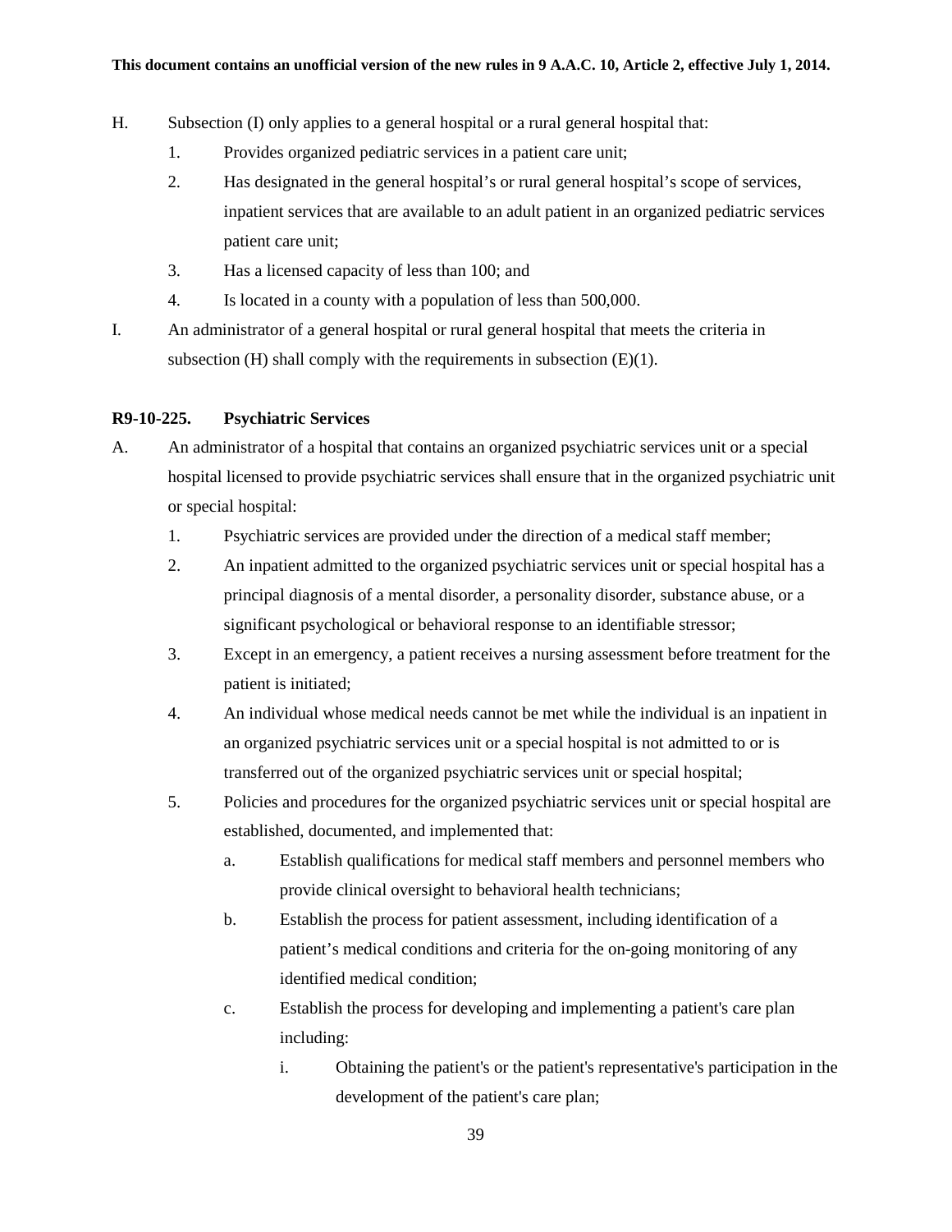H. Subsection (I) only applies to a general hospital or a rural general hospital that:

   1. Provides organized pediatric services in a patient care unit;
   2. Has designated in the general hospital's or rural general hospital's scope of services, inpatient services that are available to an adult patient in an organized pediatric services patient care unit;
   3. Has a licensed capacity of less than 100; and
   4. Is located in a county with a population of less than 500,000.

I. An administrator of a general hospital or rural general hospital that meets the criteria in subsection (H) shall comply with the requirements in subsection (E)(1).

**R9-10-225. Psychiatric Services**

A. An administrator of a hospital that contains an organized psychiatric services unit or a special hospital licensed to provide psychiatric services shall ensure that in the organized psychiatric unit or special hospital:

   1. Psychiatric services are provided under the direction of a medical staff member;
   2. An inpatient admitted to the organized psychiatric services unit or special hospital has a principal diagnosis of a mental disorder, a personality disorder, substance abuse, or a significant psychological or behavioral response to an identifiable stressor;
   3. Except in an emergency, a patient receives a nursing assessment before treatment for the patient is initiated;
   4. An individual whose medical needs cannot be met while the individual is an inpatient in an organized psychiatric services unit or a special hospital is not admitted to or is transferred out of the organized psychiatric services unit or special hospital;
   5. Policies and procedures for the organized psychiatric services unit or special hospital are established, documented, and implemented that:
      a. Establish qualifications for medical staff members and personnel members who provide clinical oversight to behavioral health technicians;
      b. Establish the process for patient assessment, including identification of a patient's medical conditions and criteria for the on-going monitoring of any identified medical condition;
      c. Establish the process for developing and implementing a patient's care plan including:
         i. Obtaining the patient's or the patient's representative's participation in the development of the patient's care plan;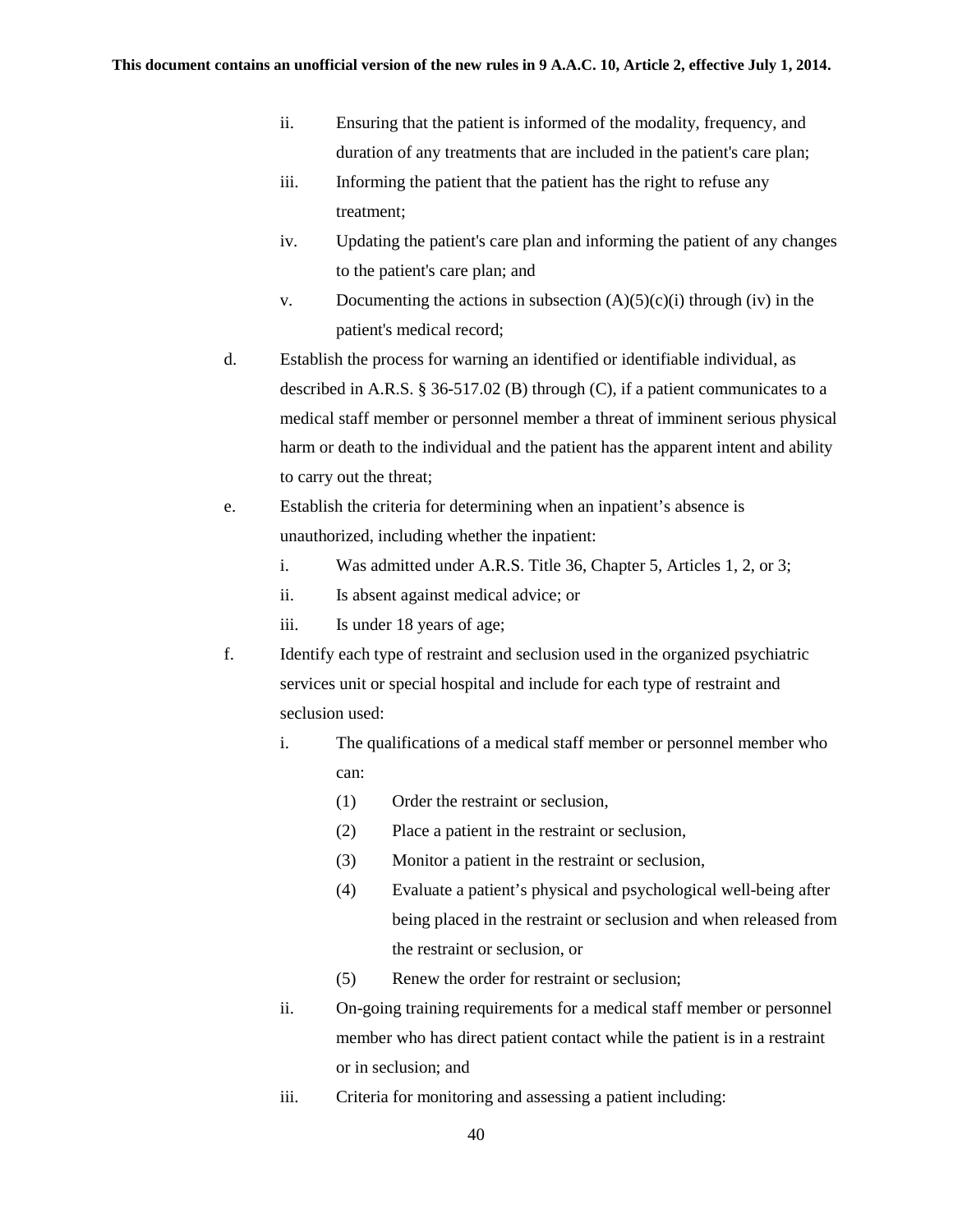ii. Ensuring that the patient is informed of the modality, frequency, and duration of any treatments that are included in the patient's care plan;

iii. Informing the patient that the patient has the right to refuse any treatment;

iv. Updating the patient's care plan and informing the patient of any changes to the patient's care plan; and

v. Documenting the actions in subsection (A)(5)(c)(i) through (iv) in the patient's medical record;

d. Establish the process for warning an identified or identifiable individual, as described in A.R.S. § 36-517.02 (B) through (C), if a patient communicates to a medical staff member or personnel member a threat of imminent serious physical harm or death to the individual and the patient has the apparent intent and ability to carry out the threat;

e. Establish the criteria for determining when an inpatient's absence is unauthorized, including whether the inpatient:

i. Was admitted under A.R.S. Title 36, Chapter 5, Articles 1, 2, or 3;

ii. Is absent against medical advice; or

iii. Is under 18 years of age;

f. Identify each type of restraint and seclusion used in the organized psychiatric services unit or special hospital and include for each type of restraint and seclusion used:

i. The qualifications of a medical staff member or personnel member who can:

(1) Order the restraint or seclusion,

(2) Place a patient in the restraint or seclusion,

(3) Monitor a patient in the restraint or seclusion,

(4) Evaluate a patient's physical and psychological well-being after being placed in the restraint or seclusion and when released from the restraint or seclusion, or

(5) Renew the order for restraint or seclusion;

ii. On-going training requirements for a medical staff member or personnel member who has direct patient contact while the patient is in a restraint or in seclusion; and

iii. Criteria for monitoring and assessing a patient including: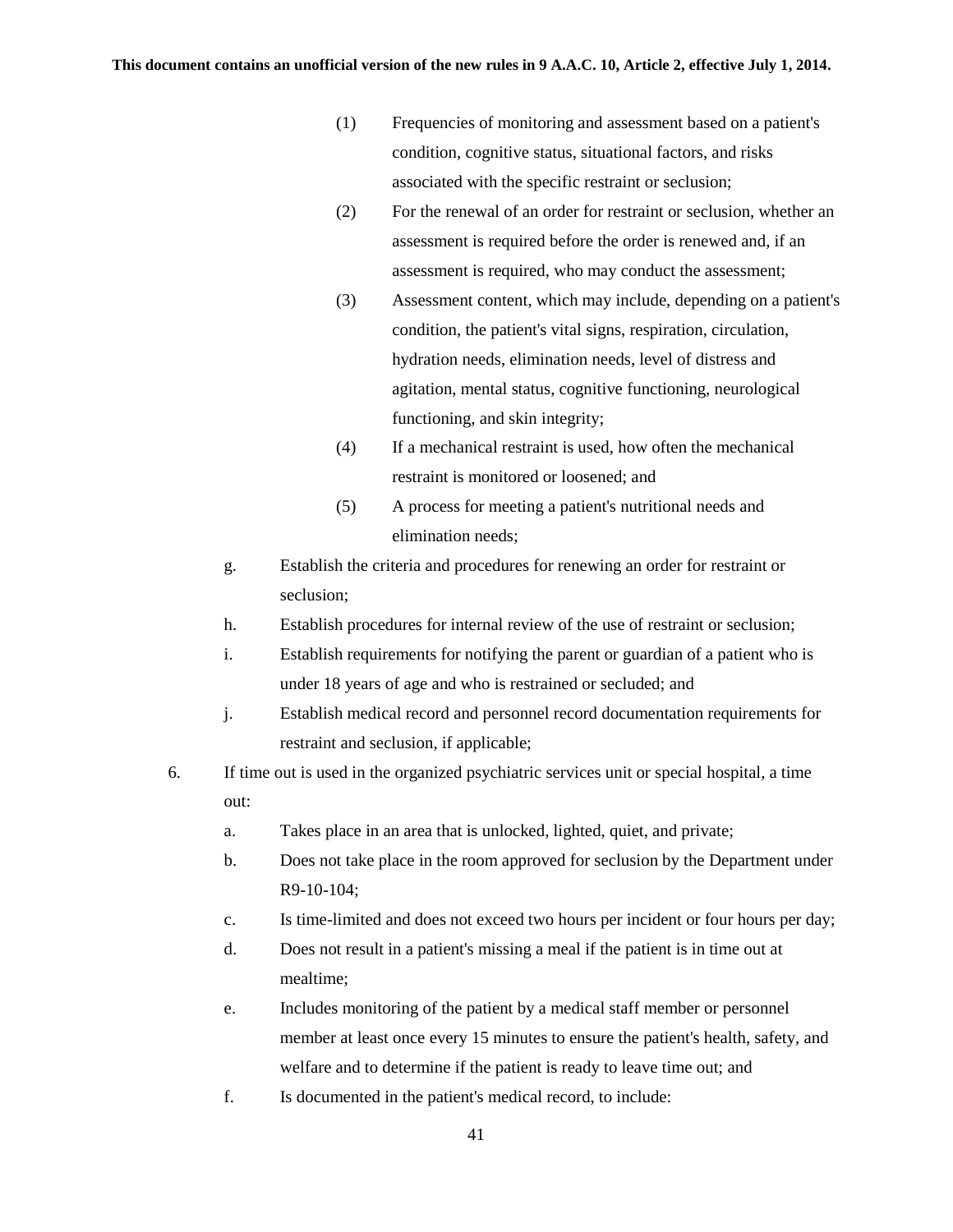(1) Frequencies of monitoring and assessment based on a patient's condition, cognitive status, situational factors, and risks associated with the specific restraint or seclusion;

(2) For the renewal of an order for restraint or seclusion, whether an assessment is required before the order is renewed and, if an assessment is required, who may conduct the assessment;

(3) Assessment content, which may include, depending on a patient's condition, the patient's vital signs, respiration, circulation, hydration needs, elimination needs, level of distress and agitation, mental status, cognitive functioning, neurological functioning, and skin integrity;

(4) If a mechanical restraint is used, how often the mechanical restraint is monitored or loosened; and

(5) A process for meeting a patient's nutritional needs and elimination needs;

g. Establish the criteria and procedures for renewing an order for restraint or seclusion;

h. Establish procedures for internal review of the use of restraint or seclusion;

i. Establish requirements for notifying the parent or guardian of a patient who is under 18 years of age and who is restrained or secluded; and

j. Establish medical record and personnel record documentation requirements for restraint and seclusion, if applicable;

6. If time out is used in the organized psychiatric services unit or special hospital, a time out:

a. Takes place in an area that is unlocked, lighted, quiet, and private;

b. Does not take place in the room approved for seclusion by the Department under R9-10-104;

c. Is time-limited and does not exceed two hours per incident or four hours per day;

d. Does not result in a patient's missing a meal if the patient is in time out at mealtime;

e. Includes monitoring of the patient by a medical staff member or personnel member at least once every 15 minutes to ensure the patient's health, safety, and welfare and to determine if the patient is ready to leave time out; and

f. Is documented in the patient's medical record, to include: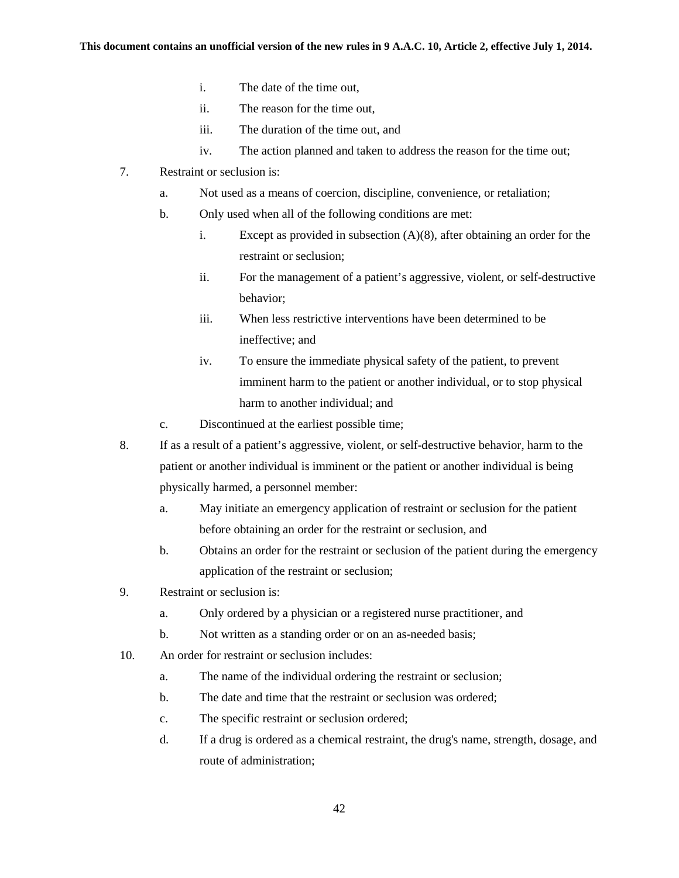i. The date of the time out,

ii. The reason for the time out,

iii. The duration of the time out, and

iv. The action planned and taken to address the reason for the time out;

7. Restraint or seclusion is:

   a. Not used as a means of coercion, discipline, convenience, or retaliation;

   b. Only used when all of the following conditions are met:

      i. Except as provided in subsection (A)(8), after obtaining an order for the restraint or seclusion;

      ii. For the management of a patient's aggressive, violent, or self-destructive behavior;

      iii. When less restrictive interventions have been determined to be ineffective; and

      iv. To ensure the immediate physical safety of the patient, to prevent imminent harm to the patient or another individual, or to stop physical harm to another individual; and

   c. Discontinued at the earliest possible time;

8. If as a result of a patient's aggressive, violent, or self-destructive behavior, harm to the patient or another individual is imminent or the patient or another individual is being physically harmed, a personnel member:

   a. May initiate an emergency application of restraint or seclusion for the patient before obtaining an order for the restraint or seclusion, and

   b. Obtains an order for the restraint or seclusion of the patient during the emergency application of the restraint or seclusion;

9. Restraint or seclusion is:

   a. Only ordered by a physician or a registered nurse practitioner, and

   b. Not written as a standing order or on an as-needed basis;

10. An order for restraint or seclusion includes:

   a. The name of the individual ordering the restraint or seclusion;

   b. The date and time that the restraint or seclusion was ordered;

   c. The specific restraint or seclusion ordered;

   d. If a drug is ordered as a chemical restraint, the drug's name, strength, dosage, and route of administration;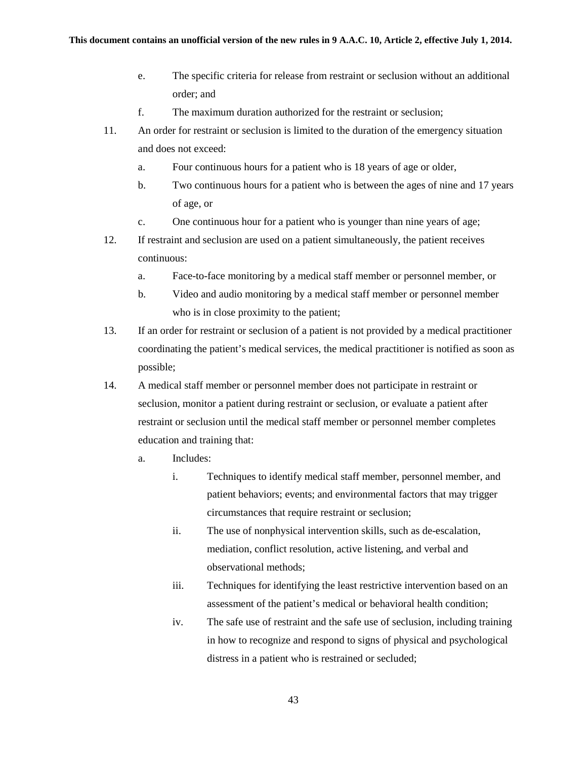e. The specific criteria for release from restraint or seclusion without an additional order; and

f. The maximum duration authorized for the restraint or seclusion;

11. An order for restraint or seclusion is limited to the duration of the emergency situation and does not exceed:

    a. Four continuous hours for a patient who is 18 years of age or older,

    b. Two continuous hours for a patient who is between the ages of nine and 17 years of age, or

    c. One continuous hour for a patient who is younger than nine years of age;

12. If restraint and seclusion are used on a patient simultaneously, the patient receives continuous:

    a. Face-to-face monitoring by a medical staff member or personnel member, or

    b. Video and audio monitoring by a medical staff member or personnel member who is in close proximity to the patient;

13. If an order for restraint or seclusion of a patient is not provided by a medical practitioner coordinating the patient's medical services, the medical practitioner is notified as soon as possible;

14. A medical staff member or personnel member does not participate in restraint or seclusion, monitor a patient during restraint or seclusion, or evaluate a patient after restraint or seclusion until the medical staff member or personnel member completes education and training that:

    a. Includes:

        i. Techniques to identify medical staff member, personnel member, and patient behaviors; events; and environmental factors that may trigger circumstances that require restraint or seclusion;

        ii. The use of nonphysical intervention skills, such as de-escalation, mediation, conflict resolution, active listening, and verbal and observational methods;

        iii. Techniques for identifying the least restrictive intervention based on an assessment of the patient's medical or behavioral health condition;

        iv. The safe use of restraint and the safe use of seclusion, including training in how to recognize and respond to signs of physical and psychological distress in a patient who is restrained or secluded;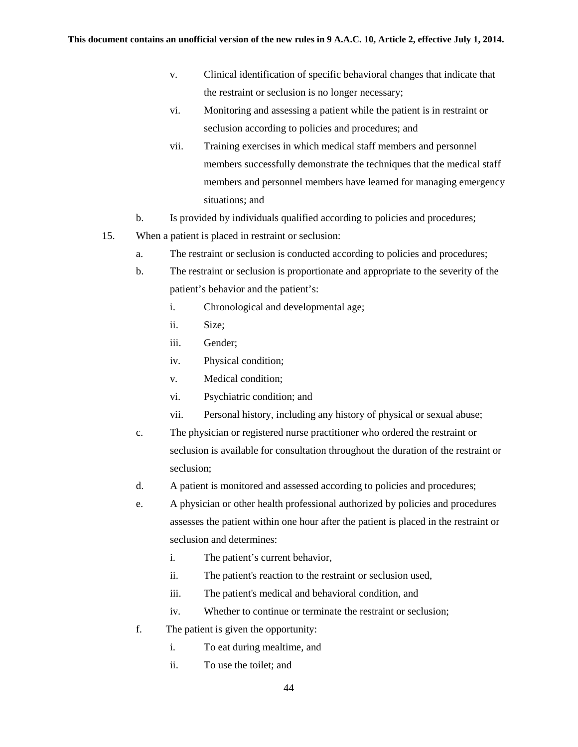v. Clinical identification of specific behavioral changes that indicate that the restraint or seclusion is no longer necessary;

vi. Monitoring and assessing a patient while the patient is in restraint or seclusion according to policies and procedures; and

vii. Training exercises in which medical staff members and personnel members successfully demonstrate the techniques that the medical staff members and personnel members have learned for managing emergency situations; and

b. Is provided by individuals qualified according to policies and procedures;

15. When a patient is placed in restraint or seclusion:

a. The restraint or seclusion is conducted according to policies and procedures;

b. The restraint or seclusion is proportionate and appropriate to the severity of the patient's behavior and the patient's:

i. Chronological and developmental age;

ii. Size;

iii. Gender;

iv. Physical condition;

v. Medical condition;

vi. Psychiatric condition; and

vii. Personal history, including any history of physical or sexual abuse;

c. The physician or registered nurse practitioner who ordered the restraint or seclusion is available for consultation throughout the duration of the restraint or seclusion;

d. A patient is monitored and assessed according to policies and procedures;

e. A physician or other health professional authorized by policies and procedures assesses the patient within one hour after the patient is placed in the restraint or seclusion and determines:

i. The patient's current behavior,

ii. The patient's reaction to the restraint or seclusion used,

iii. The patient's medical and behavioral condition, and

iv. Whether to continue or terminate the restraint or seclusion;

f. The patient is given the opportunity:

i. To eat during mealtime, and

ii. To use the toilet; and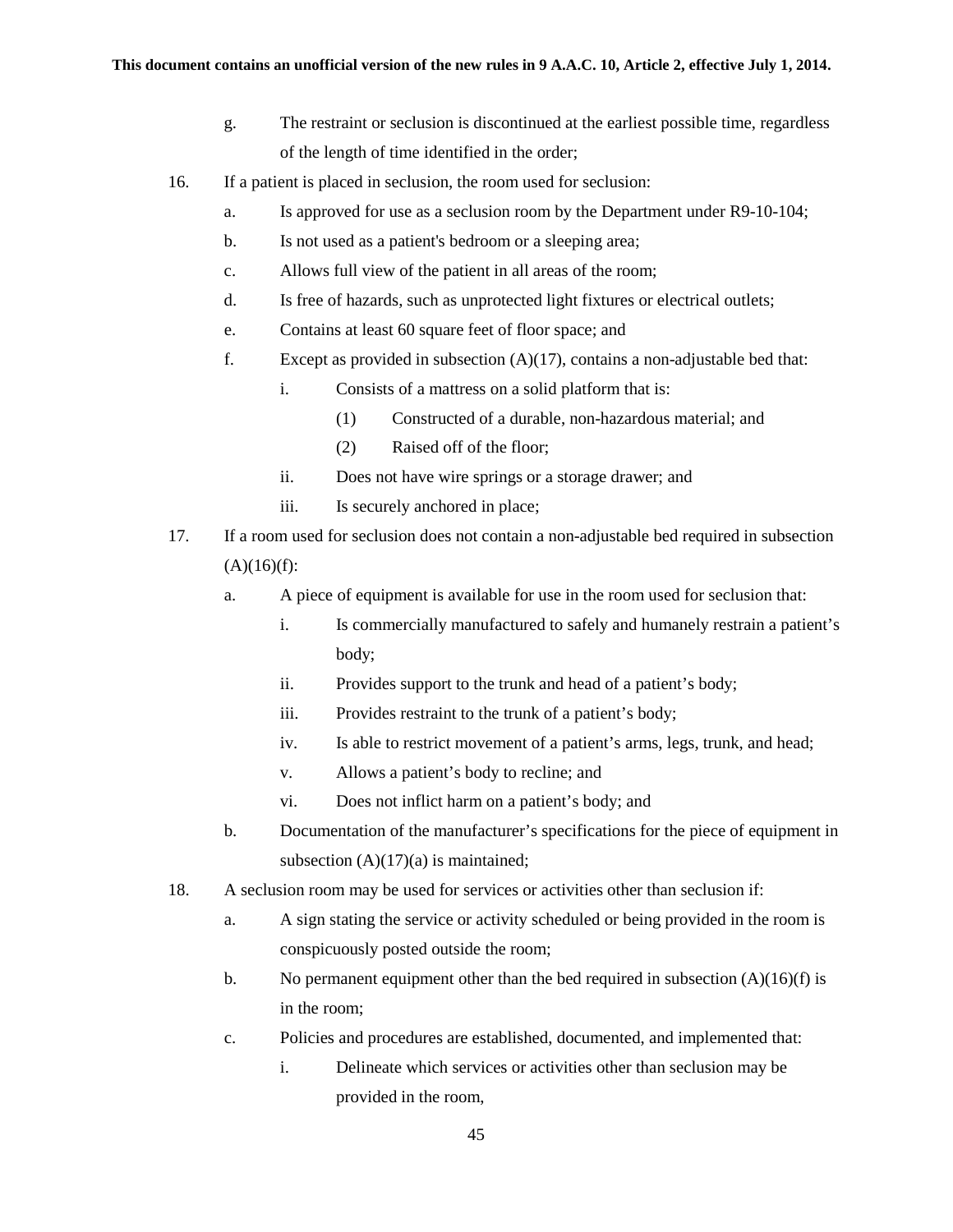g. The restraint or seclusion is discontinued at the earliest possible time, regardless of the length of time identified in the order;

16. If a patient is placed in seclusion, the room used for seclusion:
    a. Is approved for use as a seclusion room by the Department under R9-10-104;
    b. Is not used as a patient's bedroom or a sleeping area;
    c. Allows full view of the patient in all areas of the room;
    d. Is free of hazards, such as unprotected light fixtures or electrical outlets;
    e. Contains at least 60 square feet of floor space; and
    f. Except as provided in subsection (A)(17), contains a non-adjustable bed that:
        i. Consists of a mattress on a solid platform that is:
            (1) Constructed of a durable, non-hazardous material; and
            (2) Raised off of the floor;
        ii. Does not have wire springs or a storage drawer; and
        iii. Is securely anchored in place;

17. If a room used for seclusion does not contain a non-adjustable bed required in subsection (A)(16)(f):
    a. A piece of equipment is available for use in the room used for seclusion that:
        i. Is commercially manufactured to safely and humanely restrain a patient's body;
        ii. Provides support to the trunk and head of a patient's body;
        iii. Provides restraint to the trunk of a patient's body;
        iv. Is able to restrict movement of a patient's arms, legs, trunk, and head;
        v. Allows a patient's body to recline; and
        vi. Does not inflict harm on a patient's body; and
    b. Documentation of the manufacturer's specifications for the piece of equipment in subsection (A)(17)(a) is maintained;

18. A seclusion room may be used for services or activities other than seclusion if:
    a. A sign stating the service or activity scheduled or being provided in the room is conspicuously posted outside the room;
    b. No permanent equipment other than the bed required in subsection (A)(16)(f) is in the room;
    c. Policies and procedures are established, documented, and implemented that:
        i. Delineate which services or activities other than seclusion may be provided in the room,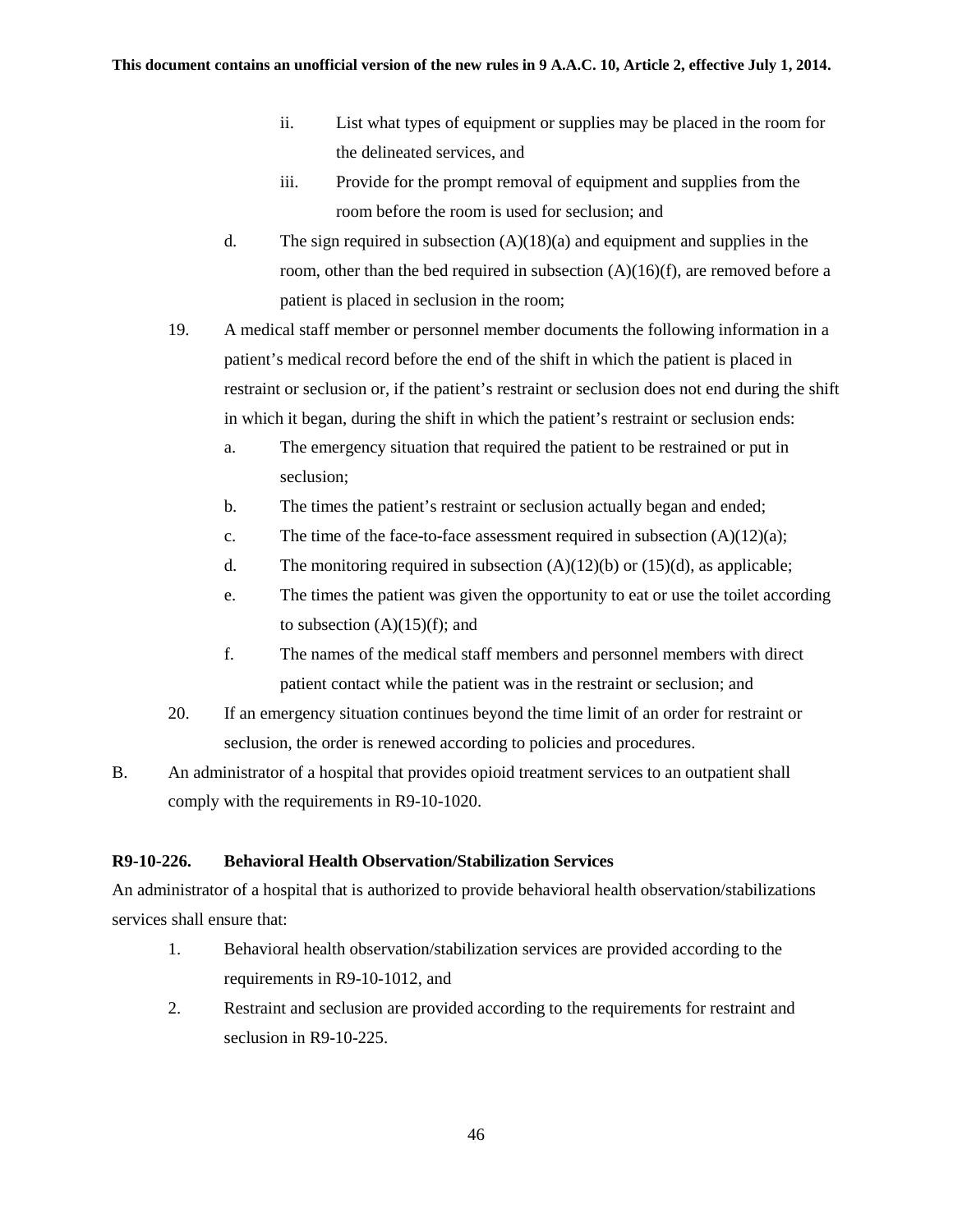ii. List what types of equipment or supplies may be placed in the room for the delineated services, and

iii. Provide for the prompt removal of equipment and supplies from the room before the room is used for seclusion; and

d. The sign required in subsection (A)(18)(a) and equipment and supplies in the room, other than the bed required in subsection (A)(16)(f), are removed before a patient is placed in seclusion in the room;

19. A medical staff member or personnel member documents the following information in a patient's medical record before the end of the shift in which the patient is placed in restraint or seclusion or, if the patient's restraint or seclusion does not end during the shift in which it began, during the shift in which the patient's restraint or seclusion ends:

    a. The emergency situation that required the patient to be restrained or put in seclusion;

    b. The times the patient's restraint or seclusion actually began and ended;

    c. The time of the face-to-face assessment required in subsection (A)(12)(a);

    d. The monitoring required in subsection (A)(12)(b) or (15)(d), as applicable;

    e. The times the patient was given the opportunity to eat or use the toilet according to subsection (A)(15)(f); and

    f. The names of the medical staff members and personnel members with direct patient contact while the patient was in the restraint or seclusion; and

20. If an emergency situation continues beyond the time limit of an order for restraint or seclusion, the order is renewed according to policies and procedures.

B. An administrator of a hospital that provides opioid treatment services to an outpatient shall comply with the requirements in R9-10-1020.

**R9-10-226. Behavioral Health Observation/Stabilization Services**

An administrator of a hospital that is authorized to provide behavioral health observation/stabilizations services shall ensure that:

1. Behavioral health observation/stabilization services are provided according to the requirements in R9-10-1012, and
2. Restraint and seclusion are provided according to the requirements for restraint and seclusion in R9-10-225.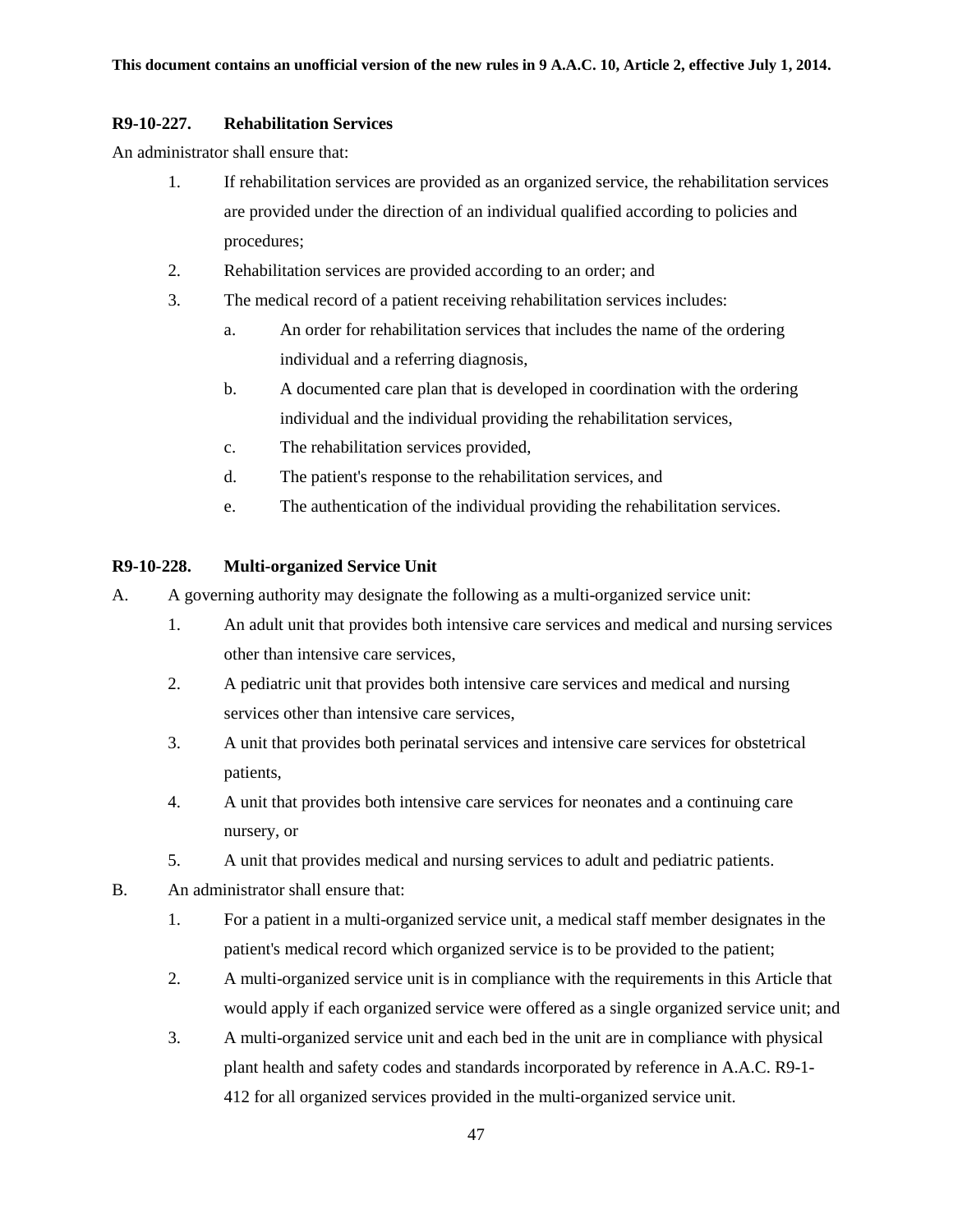## R9-10-227. Rehabilitation Services

An administrator shall ensure that:

1. If rehabilitation services are provided as an organized service, the rehabilitation services are provided under the direction of an individual qualified according to policies and procedures;
2. Rehabilitation services are provided according to an order; and
3. The medical record of a patient receiving rehabilitation services includes:
   a. An order for rehabilitation services that includes the name of the ordering individual and a referring diagnosis,
   b. A documented care plan that is developed in coordination with the ordering individual and the individual providing the rehabilitation services,
   c. The rehabilitation services provided,
   d. The patient's response to the rehabilitation services, and
   e. The authentication of the individual providing the rehabilitation services.

## R9-10-228. Multi-organized Service Unit

A. A governing authority may designate the following as a multi-organized service unit:
   1. An adult unit that provides both intensive care services and medical and nursing services other than intensive care services,
   2. A pediatric unit that provides both intensive care services and medical and nursing services other than intensive care services,
   3. A unit that provides both perinatal services and intensive care services for obstetrical patients,
   4. A unit that provides both intensive care services for neonates and a continuing care nursery, or
   5. A unit that provides medical and nursing services to adult and pediatric patients.

B. An administrator shall ensure that:
   1. For a patient in a multi-organized service unit, a medical staff member designates in the patient's medical record which organized service is to be provided to the patient;
   2. A multi-organized service unit is in compliance with the requirements in this Article that would apply if each organized service were offered as a single organized service unit; and
   3. A multi-organized service unit and each bed in the unit are in compliance with physical plant health and safety codes and standards incorporated by reference in A.A.C. R9-1-412 for all organized services provided in the multi-organized service unit.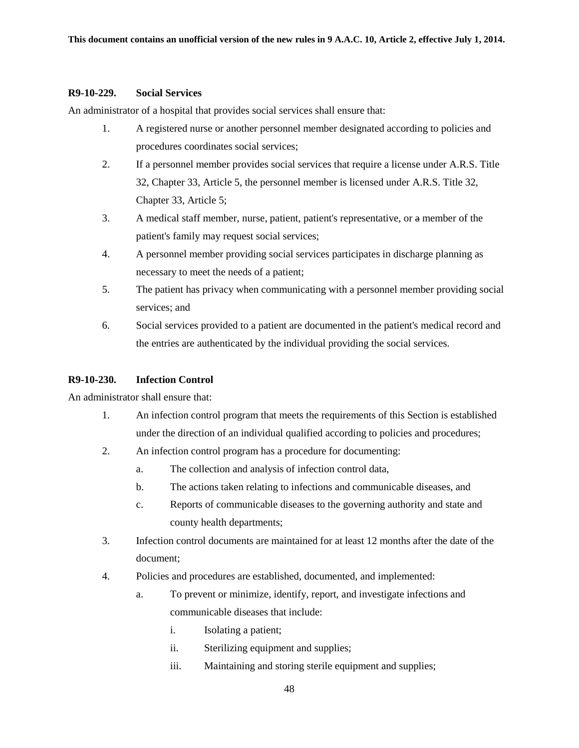### R9-10-229. Social Services

An administrator of a hospital that provides social services shall ensure that:

1. A registered nurse or another personnel member designated according to policies and procedures coordinates social services;
2. If a personnel member provides social services that require a license under A.R.S. Title 32, Chapter 33, Article 5, the personnel member is licensed under A.R.S. Title 32, Chapter 33, Article 5;
3. A medical staff member, nurse, patient, patient's representative, or ~~a~~ member of the patient's family may request social services;
4. A personnel member providing social services participates in discharge planning as necessary to meet the needs of a patient;
5. The patient has privacy when communicating with a personnel member providing social services; and
6. Social services provided to a patient are documented in the patient's medical record and the entries are authenticated by the individual providing the social services.

### R9-10-230. Infection Control

An administrator shall ensure that:

1. An infection control program that meets the requirements of this Section is established under the direction of an individual qualified according to policies and procedures;
2. An infection control program has a procedure for documenting:
   a. The collection and analysis of infection control data,
   b. The actions taken relating to infections and communicable diseases, and
   c. Reports of communicable diseases to the governing authority and state and county health departments;
3. Infection control documents are maintained for at least 12 months after the date of the document;
4. Policies and procedures are established, documented, and implemented:
   a. To prevent or minimize, identify, report, and investigate infections and communicable diseases that include:
      i. Isolating a patient;
      ii. Sterilizing equipment and supplies;
      iii. Maintaining and storing sterile equipment and supplies;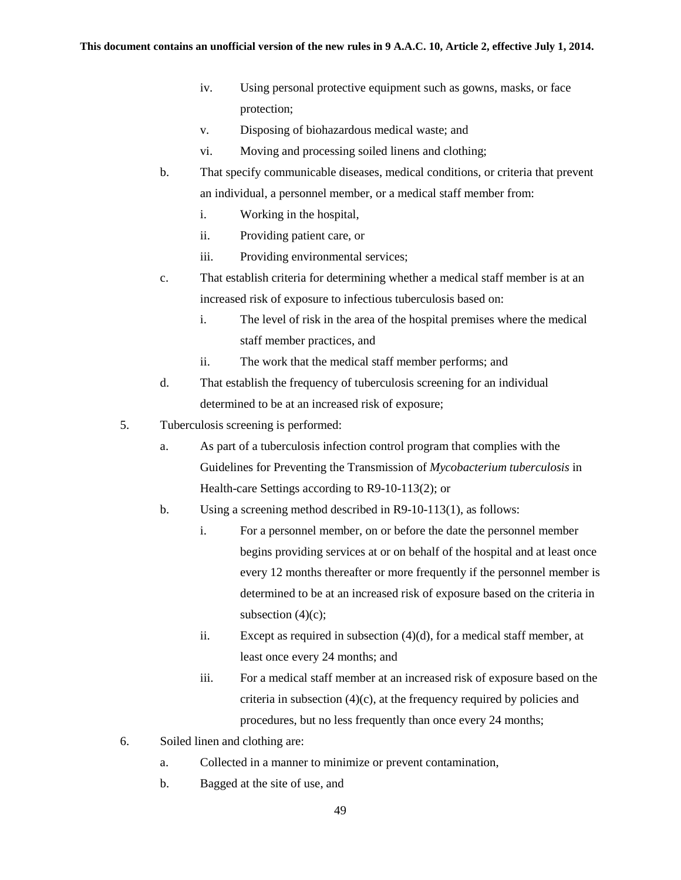iv. Using personal protective equipment such as gowns, masks, or face protection;

v. Disposing of biohazardous medical waste; and

vi. Moving and processing soiled linens and clothing;

b. That specify communicable diseases, medical conditions, or criteria that prevent an individual, a personnel member, or a medical staff member from:

i. Working in the hospital,

ii. Providing patient care, or

iii. Providing environmental services;

c. That establish criteria for determining whether a medical staff member is at an increased risk of exposure to infectious tuberculosis based on:

i. The level of risk in the area of the hospital premises where the medical staff member practices, and

ii. The work that the medical staff member performs; and

d. That establish the frequency of tuberculosis screening for an individual determined to be at an increased risk of exposure;

5. Tuberculosis screening is performed:

a. As part of a tuberculosis infection control program that complies with the Guidelines for Preventing the Transmission of *Mycobacterium tuberculosis* in Health-care Settings according to R9-10-113(2); or

b. Using a screening method described in R9-10-113(1), as follows:

i. For a personnel member, on or before the date the personnel member begins providing services at or on behalf of the hospital and at least once every 12 months thereafter or more frequently if the personnel member is determined to be at an increased risk of exposure based on the criteria in subsection (4)(c);

ii. Except as required in subsection (4)(d), for a medical staff member, at least once every 24 months; and

iii. For a medical staff member at an increased risk of exposure based on the criteria in subsection (4)(c), at the frequency required by policies and procedures, but no less frequently than once every 24 months;

6. Soiled linen and clothing are:

a. Collected in a manner to minimize or prevent contamination,

b. Bagged at the site of use, and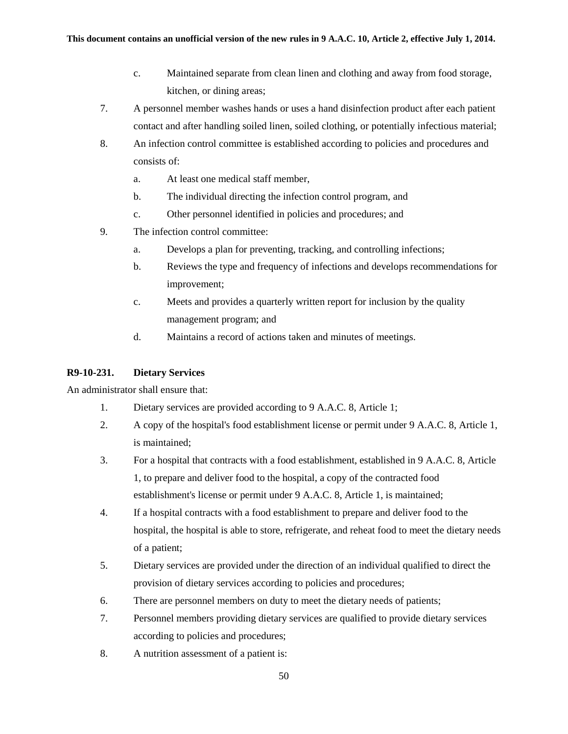c. Maintained separate from clean linen and clothing and away from food storage, kitchen, or dining areas;

7. A personnel member washes hands or uses a hand disinfection product after each patient contact and after handling soiled linen, soiled clothing, or potentially infectious material;
8. An infection control committee is established according to policies and procedures and consists of:
   a. At least one medical staff member,
   b. The individual directing the infection control program, and
   c. Other personnel identified in policies and procedures; and
9. The infection control committee:
   a. Develops a plan for preventing, tracking, and controlling infections;
   b. Reviews the type and frequency of infections and develops recommendations for improvement;
   c. Meets and provides a quarterly written report for inclusion by the quality management program; and
   d. Maintains a record of actions taken and minutes of meetings.

**R9-10-231. Dietary Services**

An administrator shall ensure that:

1. Dietary services are provided according to 9 A.A.C. 8, Article 1;
2. A copy of the hospital's food establishment license or permit under 9 A.A.C. 8, Article 1, is maintained;
3. For a hospital that contracts with a food establishment, established in 9 A.A.C. 8, Article 1, to prepare and deliver food to the hospital, a copy of the contracted food establishment's license or permit under 9 A.A.C. 8, Article 1, is maintained;
4. If a hospital contracts with a food establishment to prepare and deliver food to the hospital, the hospital is able to store, refrigerate, and reheat food to meet the dietary needs of a patient;
5. Dietary services are provided under the direction of an individual qualified to direct the provision of dietary services according to policies and procedures;
6. There are personnel members on duty to meet the dietary needs of patients;
7. Personnel members providing dietary services are qualified to provide dietary services according to policies and procedures;
8. A nutrition assessment of a patient is: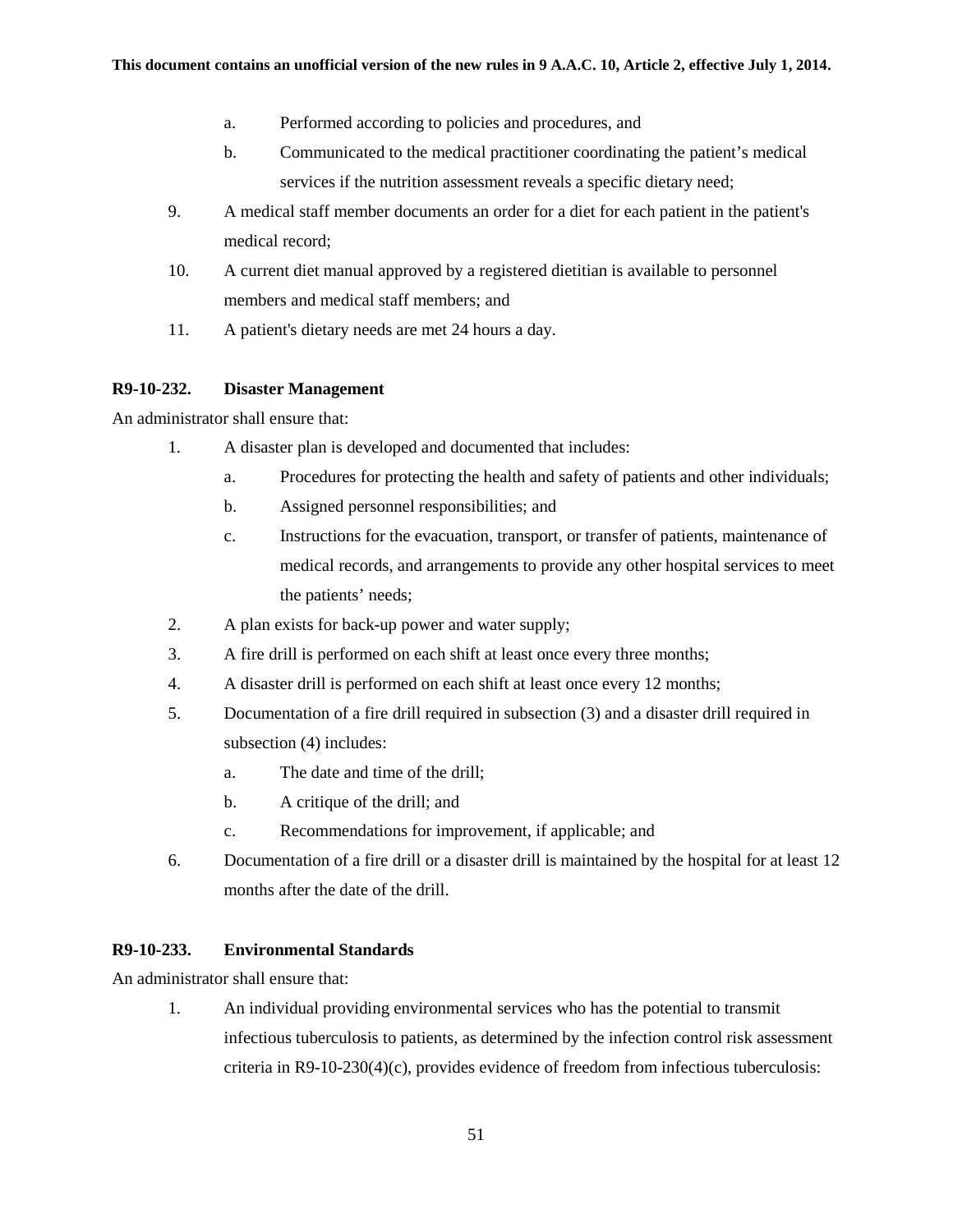a. Performed according to policies and procedures, and
   b. Communicated to the medical practitioner coordinating the patient's medical services if the nutrition assessment reveals a specific dietary need;
9. A medical staff member documents an order for a diet for each patient in the patient's medical record;
10. A current diet manual approved by a registered dietitian is available to personnel members and medical staff members; and
11. A patient's dietary needs are met 24 hours a day.

**R9-10-232. Disaster Management**

An administrator shall ensure that:

1. A disaster plan is developed and documented that includes:
   a. Procedures for protecting the health and safety of patients and other individuals;
   b. Assigned personnel responsibilities; and
   c. Instructions for the evacuation, transport, or transfer of patients, maintenance of medical records, and arrangements to provide any other hospital services to meet the patients' needs;
2. A plan exists for back-up power and water supply;
3. A fire drill is performed on each shift at least once every three months;
4. A disaster drill is performed on each shift at least once every 12 months;
5. Documentation of a fire drill required in subsection (3) and a disaster drill required in subsection (4) includes:
   a. The date and time of the drill;
   b. A critique of the drill; and
   c. Recommendations for improvement, if applicable; and
6. Documentation of a fire drill or a disaster drill is maintained by the hospital for at least 12 months after the date of the drill.

**R9-10-233. Environmental Standards**

An administrator shall ensure that:

1. An individual providing environmental services who has the potential to transmit infectious tuberculosis to patients, as determined by the infection control risk assessment criteria in R9-10-230(4)(c), provides evidence of freedom from infectious tuberculosis: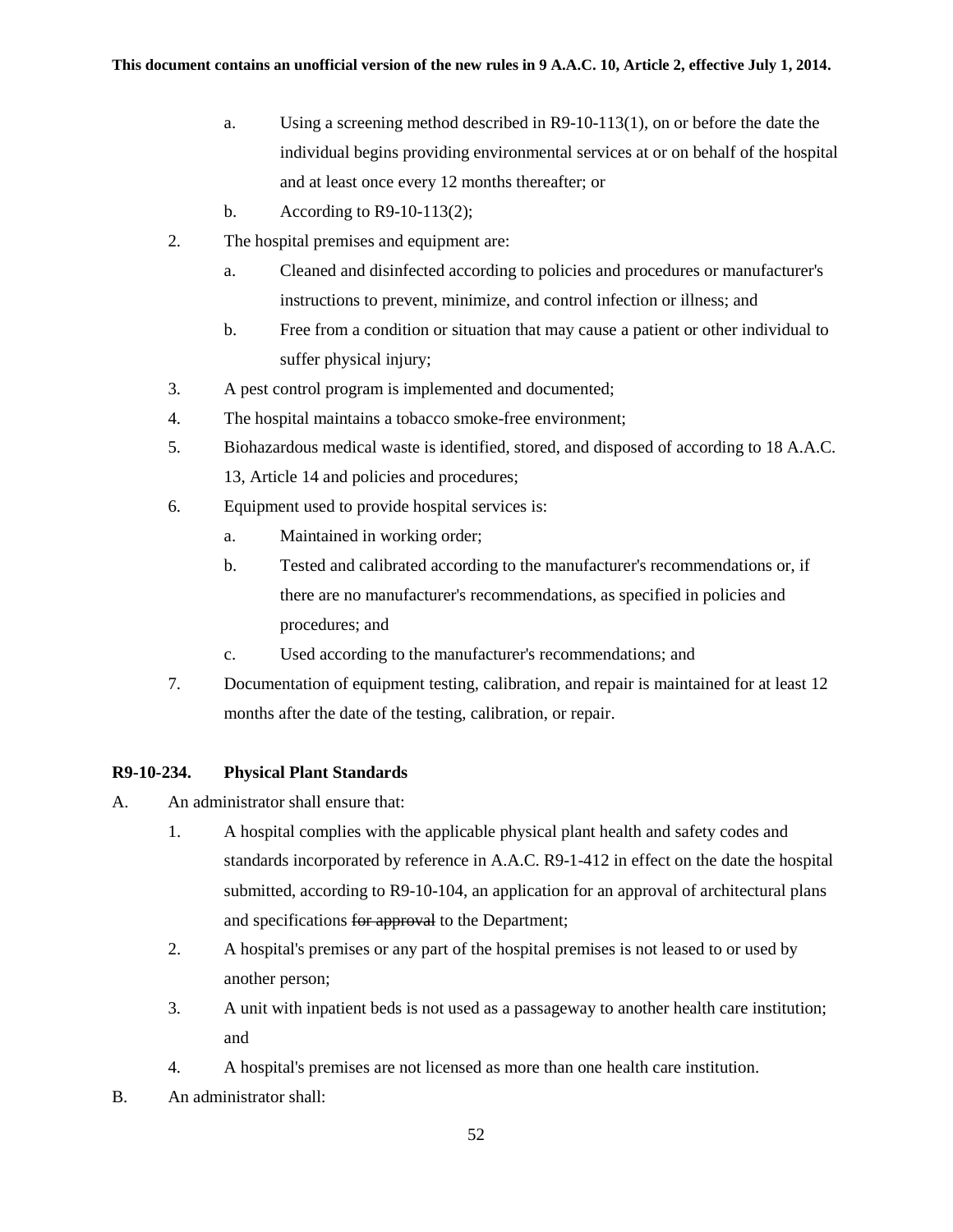a. Using a screening method described in R9-10-113(1), on or before the date the individual begins providing environmental services at or on behalf of the hospital and at least once every 12 months thereafter; or
b. According to R9-10-113(2);

2. The hospital premises and equipment are:
   a. Cleaned and disinfected according to policies and procedures or manufacturer's instructions to prevent, minimize, and control infection or illness; and
   b. Free from a condition or situation that may cause a patient or other individual to suffer physical injury;
3. A pest control program is implemented and documented;
4. The hospital maintains a tobacco smoke-free environment;
5. Biohazardous medical waste is identified, stored, and disposed of according to 18 A.A.C. 13, Article 14 and policies and procedures;
6. Equipment used to provide hospital services is:
   a. Maintained in working order;
   b. Tested and calibrated according to the manufacturer's recommendations or, if there are no manufacturer's recommendations, as specified in policies and procedures; and
   c. Used according to the manufacturer's recommendations; and
7. Documentation of equipment testing, calibration, and repair is maintained for at least 12 months after the date of the testing, calibration, or repair.

**R9-10-234. Physical Plant Standards**

A. An administrator shall ensure that:
   1. A hospital complies with the applicable physical plant health and safety codes and standards incorporated by reference in A.A.C. R9-1-412 in effect on the date the hospital submitted, according to R9-10-104, an application for an approval of architectural plans and specifications ~~for approval~~ to the Department;
   2. A hospital's premises or any part of the hospital premises is not leased to or used by another person;
   3. A unit with inpatient beds is not used as a passageway to another health care institution; and
   4. A hospital's premises are not licensed as more than one health care institution.

B. An administrator shall: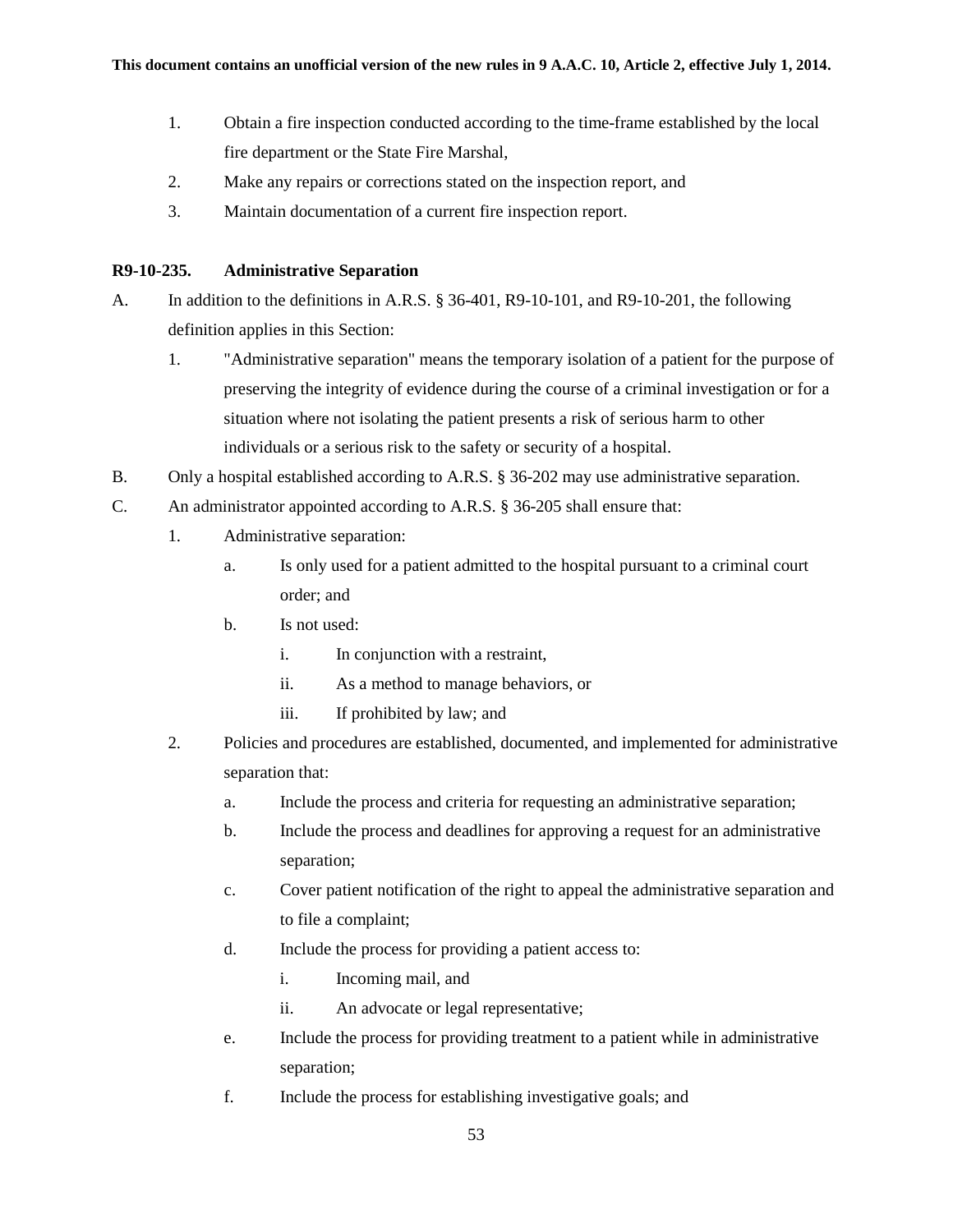1. Obtain a fire inspection conducted according to the time-frame established by the local fire department or the State Fire Marshal,
2. Make any repairs or corrections stated on the inspection report, and
3. Maintain documentation of a current fire inspection report.

**R9-10-235. Administrative Separation**

A. In addition to the definitions in A.R.S. § 36-401, R9-10-101, and R9-10-201, the following definition applies in this Section:
   1. "Administrative separation" means the temporary isolation of a patient for the purpose of preserving the integrity of evidence during the course of a criminal investigation or for a situation where not isolating the patient presents a risk of serious harm to other individuals or a serious risk to the safety or security of a hospital.

B. Only a hospital established according to A.R.S. § 36-202 may use administrative separation.

C. An administrator appointed according to A.R.S. § 36-205 shall ensure that:
   1. Administrative separation:
      a. Is only used for a patient admitted to the hospital pursuant to a criminal court order; and
      b. Is not used:
         i. In conjunction with a restraint,
         ii. As a method to manage behaviors, or
         iii. If prohibited by law; and
   2. Policies and procedures are established, documented, and implemented for administrative separation that:
      a. Include the process and criteria for requesting an administrative separation;
      b. Include the process and deadlines for approving a request for an administrative separation;
      c. Cover patient notification of the right to appeal the administrative separation and to file a complaint;
      d. Include the process for providing a patient access to:
         i. Incoming mail, and
         ii. An advocate or legal representative;
      e. Include the process for providing treatment to a patient while in administrative separation;
      f. Include the process for establishing investigative goals; and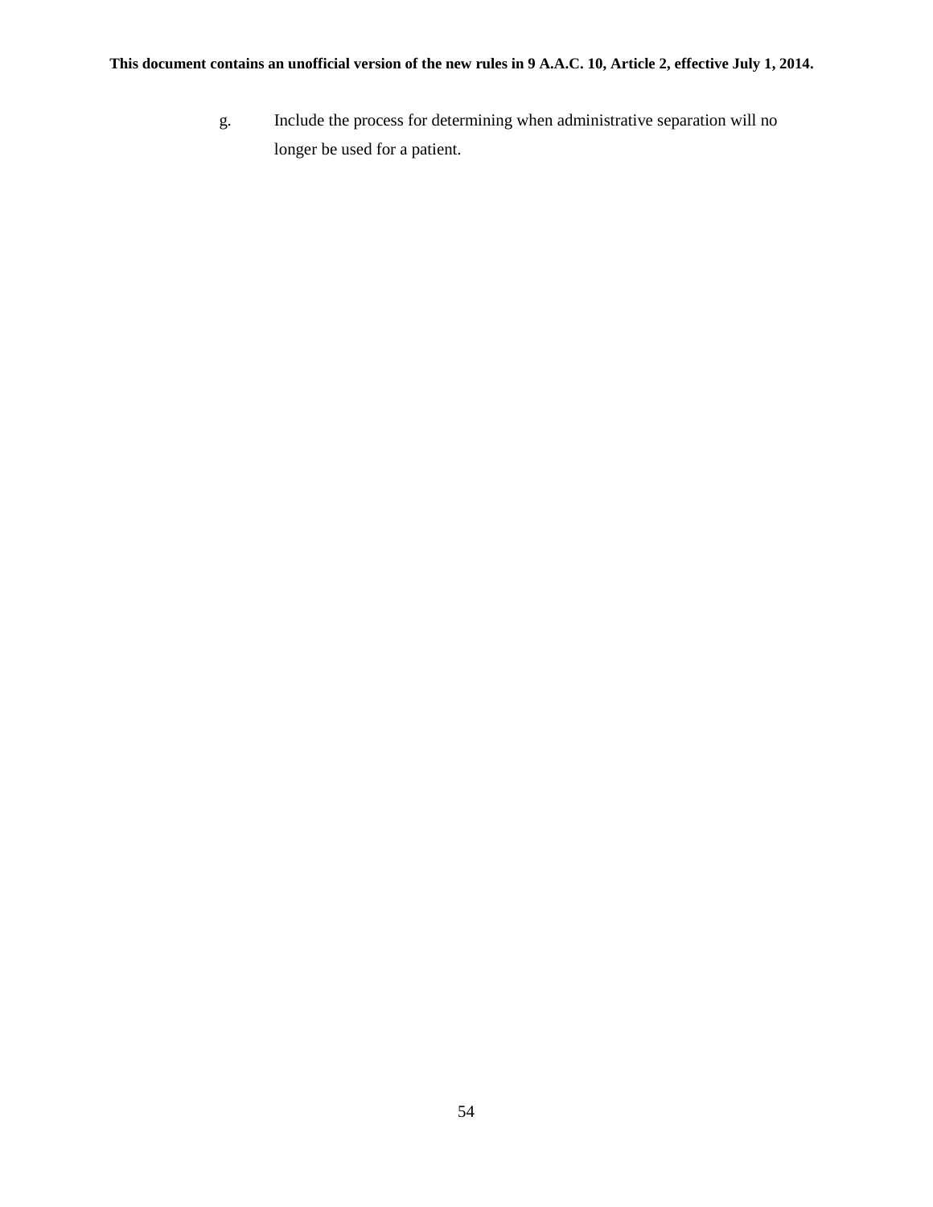g. Include the process for determining when administrative separation will no longer be used for a patient.